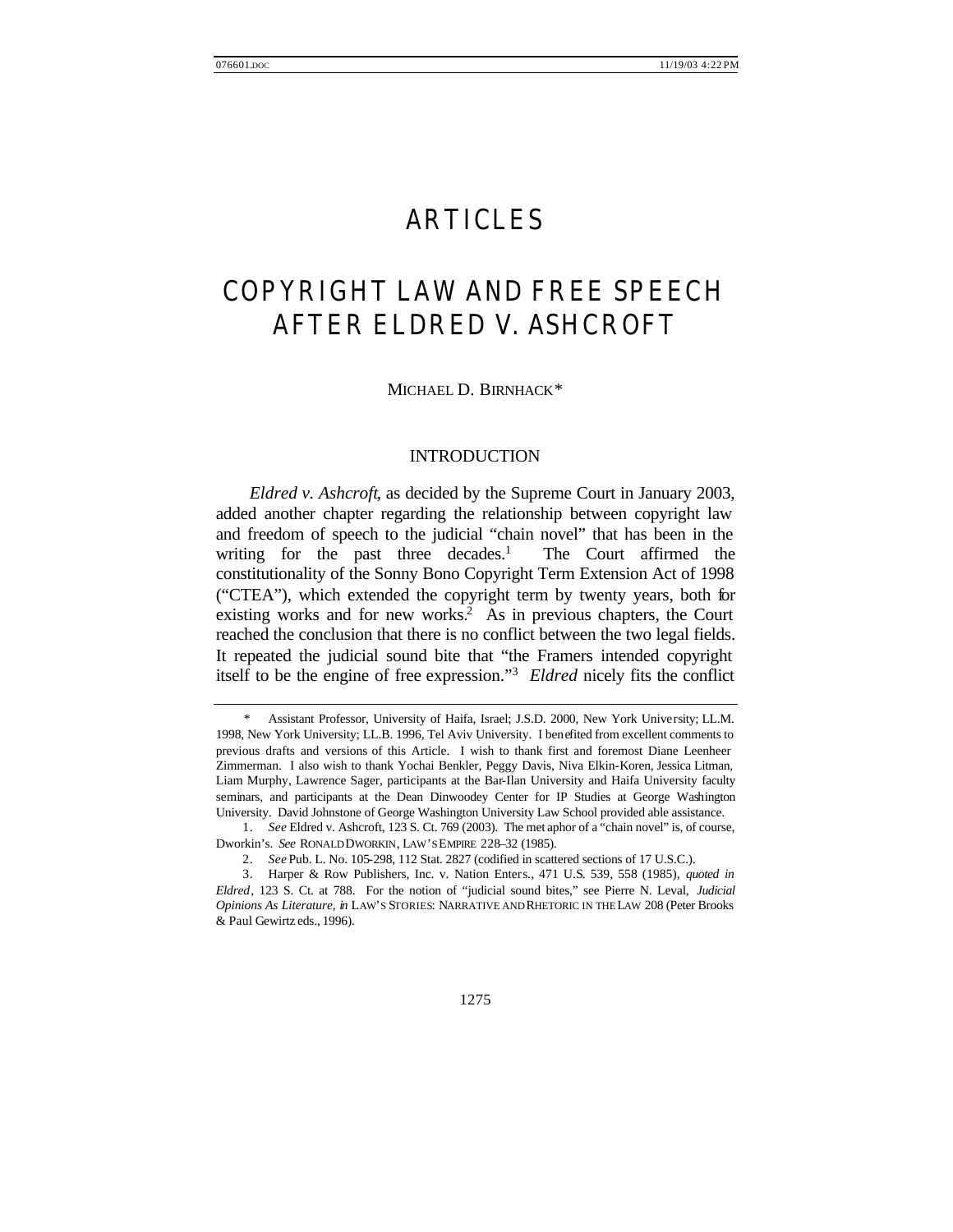# ARTICLES

# COPYRIGHT LAW AND FREE SPEECH AFTER ELDRED V. ASHCROFT

MICHAEL D. BIRNHACK*

## INTRODUCTION

*Eldred v. Ashcroft*, as decided by the Supreme Court in January 2003, added another chapter regarding the relationship between copyright law and freedom of speech to the judicial "chain novel" that has been in the writing for the past three decades.[1] The Court affirmed the constitutionality of the Sonny Bono Copyright Term Extension Act of 1998 ("CTEA"), which extended the copyright term by twenty years, both for existing works and for new works.[2] As in previous chapters, the Court reached the conclusion that there is no conflict between the two legal fields. It repeated the judicial sound bite that "the Framers intended copyright itself to be the engine of free expression."[3] *Eldred* nicely fits the conflict

---

\* Assistant Professor, University of Haifa, Israel; J.S.D. 2000, New York University; LL.M. 1998, New York University; LL.B. 1996, Tel Aviv University. I benefited from excellent comments to previous drafts and versions of this Article. I wish to thank first and foremost Diane Leenheer Zimmerman. I also wish to thank Yochai Benkler, Peggy Davis, Niva Elkin-Koren, Jessica Litman, Liam Murphy, Lawrence Sager, participants at the Bar-Ilan University and Haifa University faculty seminars, and participants at the Dean Dinwoodey Center for IP Studies at George Washington University. David Johnstone of George Washington University Law School provided able assistance.

1. *See* Eldred v. Ashcroft, 123 S. Ct. 769 (2003). The metaphor of a "chain novel" is, of course, Dworkin's. *See* RONALD DWORKIN, LAW'S EMPIRE 228–32 (1985).

2. *See* Pub. L. No. 105-298, 112 Stat. 2827 (codified in scattered sections of 17 U.S.C.).

3. Harper & Row Publishers, Inc. v. Nation Enters., 471 U.S. 539, 558 (1985), *quoted in Eldred*, 123 S. Ct. at 788. For the notion of "judicial sound bites," see Pierre N. Leval, *Judicial Opinions As Literature*, *in* LAW'S STORIES: NARRATIVE AND RHETORIC IN THE LAW 208 (Peter Brooks & Paul Gewirtz eds., 1996).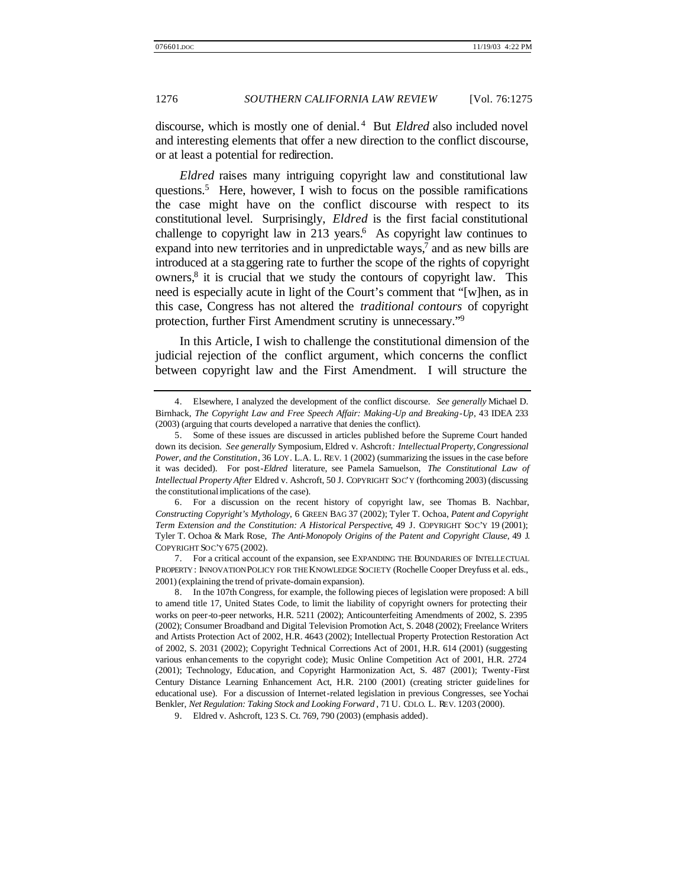discourse, which is mostly one of denial.[4] But *Eldred* also included novel and interesting elements that offer a new direction to the conflict discourse, or at least a potential for redirection.

*Eldred* raises many intriguing copyright law and constitutional law questions.[5] Here, however, I wish to focus on the possible ramifications the case might have on the conflict discourse with respect to its constitutional level. Surprisingly, *Eldred* is the first facial constitutional challenge to copyright law in 213 years.[6] As copyright law continues to expand into new territories and in unpredictable ways,[7] and as new bills are introduced at a staggering rate to further the scope of the rights of copyright owners,[8] it is crucial that we study the contours of copyright law. This need is especially acute in light of the Court's comment that "[w]hen, as in this case, Congress has not altered the *traditional contours* of copyright protection, further First Amendment scrutiny is unnecessary."[9]

In this Article, I wish to challenge the constitutional dimension of the judicial rejection of the conflict argument, which concerns the conflict between copyright law and the First Amendment. I will structure the

---

4. Elsewhere, I analyzed the development of the conflict discourse. *See generally* Michael D. Birnhack, *The Copyright Law and Free Speech Affair: Making-Up and Breaking-Up*, 43 IDEA 233 (2003) (arguing that courts developed a narrative that denies the conflict).

5. Some of these issues are discussed in articles published before the Supreme Court handed down its decision. *See generally* Symposium, Eldred v. Ashcroft*: Intellectual Property, Congressional Power, and the Constitution*, 36 LOY. L.A. L. REV. 1 (2002) (summarizing the issues in the case before it was decided). For post-*Eldred* literature, see Pamela Samuelson, *The Constitutional Law of Intellectual Property After* Eldred v. Ashcroft, 50 J. COPYRIGHT SOC'Y (forthcoming 2003) (discussing the constitutional implications of the case).

6. For a discussion on the recent history of copyright law, see Thomas B. Nachbar, *Constructing Copyright's Mythology*, 6 GREEN BAG 37 (2002); Tyler T. Ochoa, *Patent and Copyright Term Extension and the Constitution: A Historical Perspective*, 49 J. COPYRIGHT SOC'Y 19 (2001); Tyler T. Ochoa & Mark Rose, *The Anti-Monopoly Origins of the Patent and Copyright Clause*, 49 J. COPYRIGHT SOC'Y 675 (2002).

7. For a critical account of the expansion, see EXPANDING THE BOUNDARIES OF INTELLECTUAL PROPERTY: INNOVATION POLICY FOR THE KNOWLEDGE SOCIETY (Rochelle Cooper Dreyfuss et al. eds., 2001) (explaining the trend of private-domain expansion).

8. In the 107th Congress, for example, the following pieces of legislation were proposed: A bill to amend title 17, United States Code, to limit the liability of copyright owners for protecting their works on peer-to-peer networks, H.R. 5211 (2002); Anticounterfeiting Amendments of 2002, S. 2395 (2002); Consumer Broadband and Digital Television Promotion Act, S. 2048 (2002); Freelance Writers and Artists Protection Act of 2002, H.R. 4643 (2002); Intellectual Property Protection Restoration Act of 2002, S. 2031 (2002); Copyright Technical Corrections Act of 2001, H.R. 614 (2001) (suggesting various enhancements to the copyright code); Music Online Competition Act of 2001, H.R. 2724 (2001); Technology, Education, and Copyright Harmonization Act, S. 487 (2001); Twenty-First Century Distance Learning Enhancement Act, H.R. 2100 (2001) (creating stricter guidelines for educational use). For a discussion of Internet-related legislation in previous Congresses, see Yochai Benkler, *Net Regulation: Taking Stock and Looking Forward*, 71 U. COLO. L. REV. 1203 (2000).

9. Eldred v. Ashcroft, 123 S. Ct. 769, 790 (2003) (emphasis added).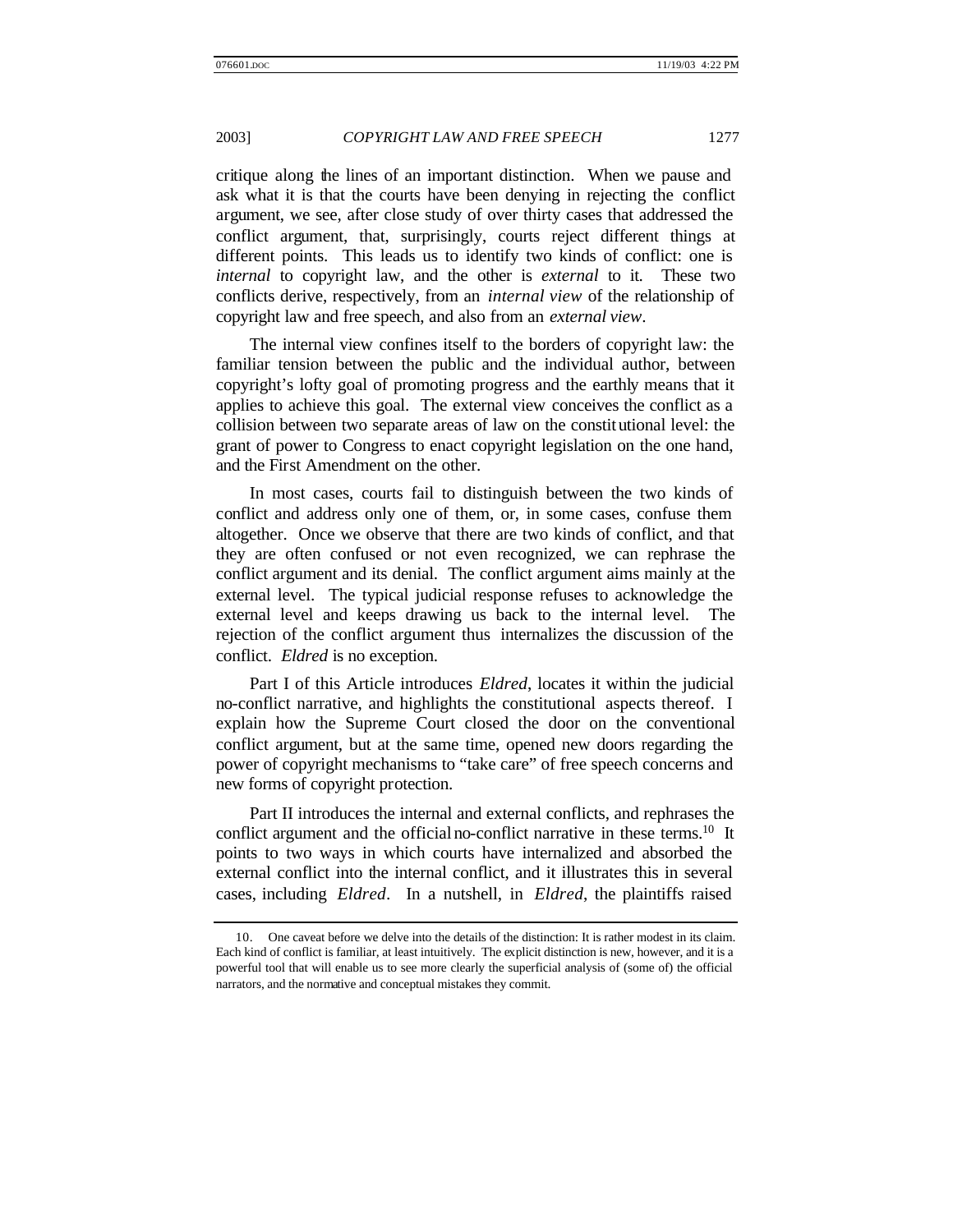critique along the lines of an important distinction. When we pause and ask what it is that the courts have been denying in rejecting the conflict argument, we see, after close study of over thirty cases that addressed the conflict argument, that, surprisingly, courts reject different things at different points. This leads us to identify two kinds of conflict: one is *internal* to copyright law, and the other is *external* to it. These two conflicts derive, respectively, from an *internal view* of the relationship of copyright law and free speech, and also from an *external view*.

The internal view confines itself to the borders of copyright law: the familiar tension between the public and the individual author, between copyright's lofty goal of promoting progress and the earthly means that it applies to achieve this goal. The external view conceives the conflict as a collision between two separate areas of law on the constitutional level: the grant of power to Congress to enact copyright legislation on the one hand, and the First Amendment on the other.

In most cases, courts fail to distinguish between the two kinds of conflict and address only one of them, or, in some cases, confuse them altogether. Once we observe that there are two kinds of conflict, and that they are often confused or not even recognized, we can rephrase the conflict argument and its denial. The conflict argument aims mainly at the external level. The typical judicial response refuses to acknowledge the external level and keeps drawing us back to the internal level. The rejection of the conflict argument thus internalizes the discussion of the conflict. *Eldred* is no exception.

Part I of this Article introduces *Eldred*, locates it within the judicial no-conflict narrative, and highlights the constitutional aspects thereof. I explain how the Supreme Court closed the door on the conventional conflict argument, but at the same time, opened new doors regarding the power of copyright mechanisms to "take care" of free speech concerns and new forms of copyright protection.

Part II introduces the internal and external conflicts, and rephrases the conflict argument and the official no-conflict narrative in these terms.[10] It points to two ways in which courts have internalized and absorbed the external conflict into the internal conflict, and it illustrates this in several cases, including *Eldred*. In a nutshell, in *Eldred*, the plaintiffs raised

10. One caveat before we delve into the details of the distinction: It is rather modest in its claim. Each kind of conflict is familiar, at least intuitively. The explicit distinction is new, however, and it is a powerful tool that will enable us to see more clearly the superficial analysis of (some of) the official narrators, and the normative and conceptual mistakes they commit.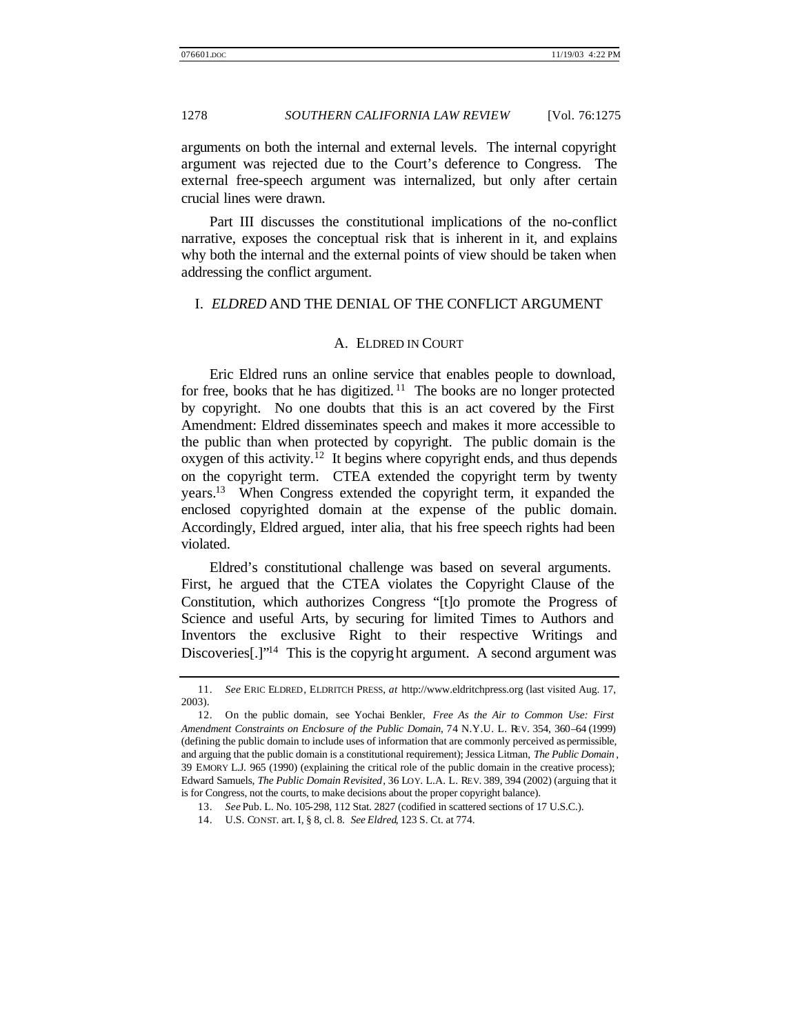arguments on both the internal and external levels. The internal copyright argument was rejected due to the Court's deference to Congress. The external free-speech argument was internalized, but only after certain crucial lines were drawn.

Part III discusses the constitutional implications of the no-conflict narrative, exposes the conceptual risk that is inherent in it, and explains why both the internal and the external points of view should be taken when addressing the conflict argument.

## I. *ELDRED* AND THE DENIAL OF THE CONFLICT ARGUMENT

### A. ELDRED IN COURT

Eric Eldred runs an online service that enables people to download, for free, books that he has digitized.[11] The books are no longer protected by copyright. No one doubts that this is an act covered by the First Amendment: Eldred disseminates speech and makes it more accessible to the public than when protected by copyright. The public domain is the oxygen of this activity.[12] It begins where copyright ends, and thus depends on the copyright term. CTEA extended the copyright term by twenty years.[13] When Congress extended the copyright term, it expanded the enclosed copyrighted domain at the expense of the public domain. Accordingly, Eldred argued, inter alia, that his free speech rights had been violated.

Eldred's constitutional challenge was based on several arguments. First, he argued that the CTEA violates the Copyright Clause of the Constitution, which authorizes Congress "[t]o promote the Progress of Science and useful Arts, by securing for limited Times to Authors and Inventors the exclusive Right to their respective Writings and Discoveries[.]"[14] This is the copyright argument. A second argument was

---

11. *See* ERIC ELDRED, ELDRITCH PRESS, *at* http://www.eldritchpress.org (last visited Aug. 17, 2003).

12. On the public domain, see Yochai Benkler, *Free As the Air to Common Use: First Amendment Constraints on Enclosure of the Public Domain*, 74 N.Y.U. L. REV. 354, 360–64 (1999) (defining the public domain to include uses of information that are commonly perceived as permissible, and arguing that the public domain is a constitutional requirement); Jessica Litman, *The Public Domain*, 39 EMORY L.J. 965 (1990) (explaining the critical role of the public domain in the creative process); Edward Samuels, *The Public Domain Revisited*, 36 LOY. L.A. L. REV. 389, 394 (2002) (arguing that it is for Congress, not the courts, to make decisions about the proper copyright balance).

13. *See* Pub. L. No. 105-298, 112 Stat. 2827 (codified in scattered sections of 17 U.S.C.).

14. U.S. CONST. art. I, § 8, cl. 8. *See Eldred*, 123 S. Ct. at 774.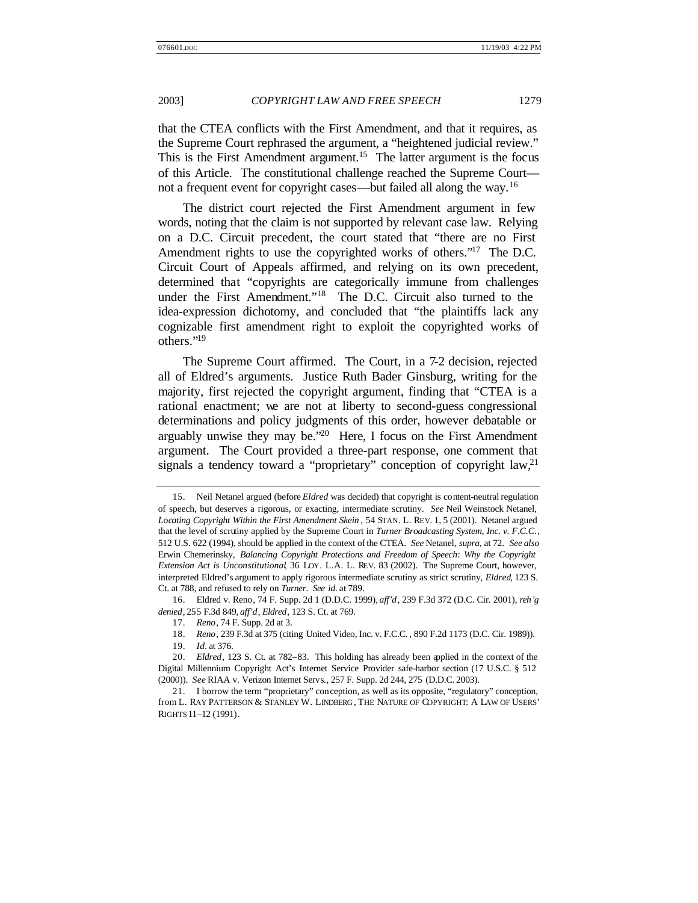that the CTEA conflicts with the First Amendment, and that it requires, as the Supreme Court rephrased the argument, a "heightened judicial review." This is the First Amendment argument.[15] The latter argument is the focus of this Article. The constitutional challenge reached the Supreme Court—not a frequent event for copyright cases—but failed all along the way.[16]

The district court rejected the First Amendment argument in few words, noting that the claim is not supported by relevant case law. Relying on a D.C. Circuit precedent, the court stated that "there are no First Amendment rights to use the copyrighted works of others."[17] The D.C. Circuit Court of Appeals affirmed, and relying on its own precedent, determined that "copyrights are categorically immune from challenges under the First Amendment."[18] The D.C. Circuit also turned to the idea-expression dichotomy, and concluded that "the plaintiffs lack any cognizable first amendment right to exploit the copyrighted works of others."[19]

The Supreme Court affirmed. The Court, in a 7-2 decision, rejected all of Eldred's arguments. Justice Ruth Bader Ginsburg, writing for the majority, first rejected the copyright argument, finding that "CTEA is a rational enactment; we are not at liberty to second-guess congressional determinations and policy judgments of this order, however debatable or arguably unwise they may be."[20] Here, I focus on the First Amendment argument. The Court provided a three-part response, one comment that signals a tendency toward a "proprietary" conception of copyright law,[21]

---

15. Neil Netanel argued (before *Eldred* was decided) that copyright is content-neutral regulation of speech, but deserves a rigorous, or exacting, intermediate scrutiny. *See* Neil Weinstock Netanel, *Locating Copyright Within the First Amendment Skein*, 54 STAN. L. REV. 1, 5 (2001). Netanel argued that the level of scrutiny applied by the Supreme Court in *Turner Broadcasting System, Inc. v. F.C.C.*, 512 U.S. 622 (1994), should be applied in the context of the CTEA. *See* Netanel, *supra*, at 72. *See also* Erwin Chemerinsky, *Balancing Copyright Protections and Freedom of Speech: Why the Copyright Extension Act is Unconstitutional*, 36 LOY. L.A. L. REV. 83 (2002). The Supreme Court, however, interpreted Eldred's argument to apply rigorous intermediate scrutiny as strict scrutiny, *Eldred*, 123 S. Ct. at 788, and refused to rely on *Turner*. *See id.* at 789.

16. Eldred v. Reno, 74 F. Supp. 2d 1 (D.D.C. 1999), *aff'd*, 239 F.3d 372 (D.C. Cir. 2001), *reh'g denied*, 255 F.3d 849, *aff'd*, *Eldred*, 123 S. Ct. at 769.

17. *Reno*, 74 F. Supp. 2d at 3.

18. *Reno*, 239 F.3d at 375 (citing United Video, Inc. v. F.C.C., 890 F.2d 1173 (D.C. Cir. 1989)).

19. *Id.* at 376.

20. *Eldred*, 123 S. Ct. at 782–83. This holding has already been applied in the context of the Digital Millennium Copyright Act's Internet Service Provider safe-harbor section (17 U.S.C. § 512 (2000)). *See* RIAA v. Verizon Internet Servs., 257 F. Supp. 2d 244, 275 (D.D.C. 2003).

21. I borrow the term "proprietary" conception, as well as its opposite, "regulatory" conception, from L. RAY PATTERSON & STANLEY W. LINDBERG, THE NATURE OF COPYRIGHT: A LAW OF USERS' RIGHTS 11–12 (1991).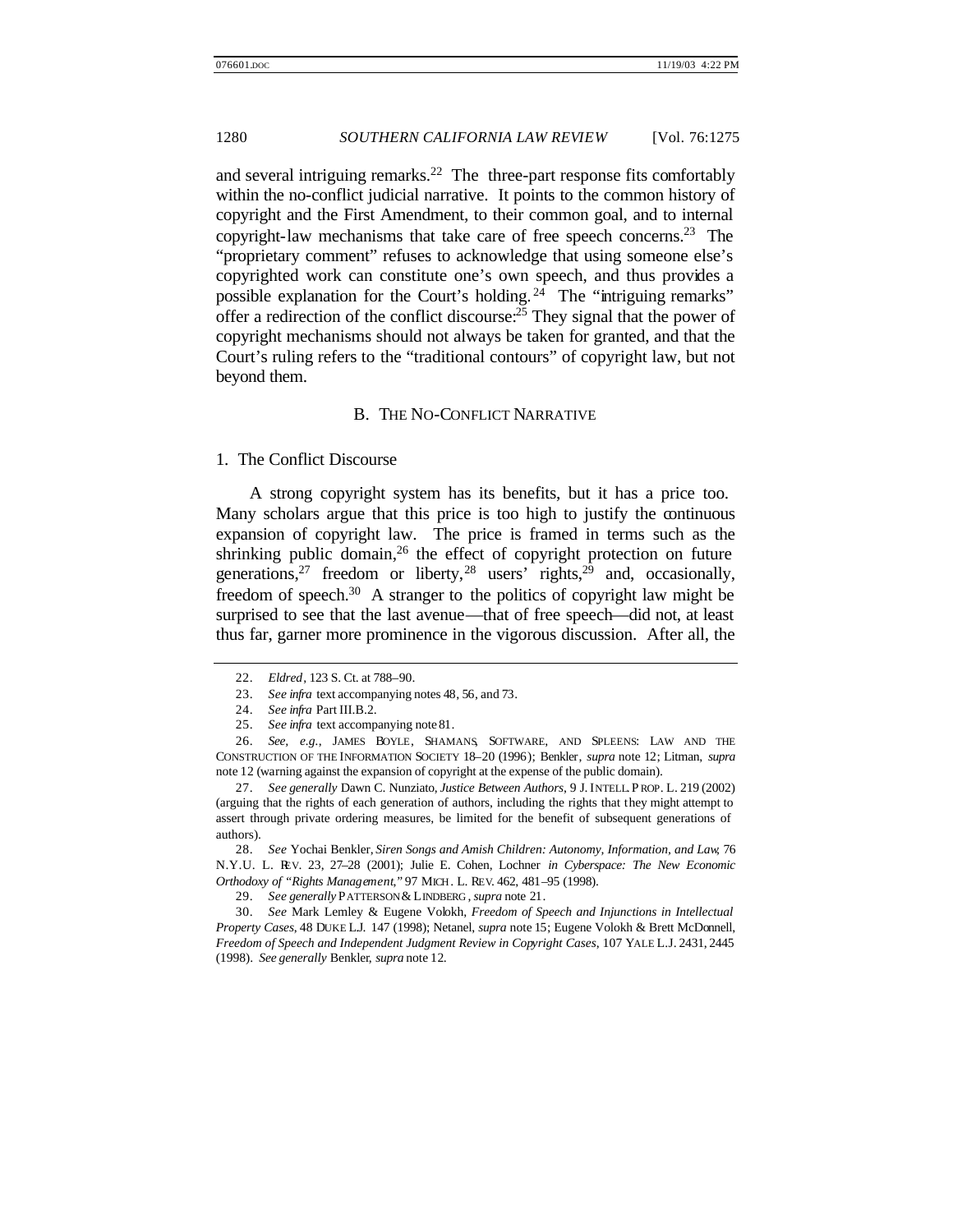and several intriguing remarks.[22] The three-part response fits comfortably within the no-conflict judicial narrative. It points to the common history of copyright and the First Amendment, to their common goal, and to internal copyright-law mechanisms that take care of free speech concerns.[23] The "proprietary comment" refuses to acknowledge that using someone else's copyrighted work can constitute one's own speech, and thus provides a possible explanation for the Court's holding.[24] The "intriguing remarks" offer a redirection of the conflict discourse:[25] They signal that the power of copyright mechanisms should not always be taken for granted, and that the Court's ruling refers to the "traditional contours" of copyright law, but not beyond them.

### B. THE NO-CONFLICT NARRATIVE

#### 1. The Conflict Discourse

A strong copyright system has its benefits, but it has a price too. Many scholars argue that this price is too high to justify the continuous expansion of copyright law. The price is framed in terms such as the shrinking public domain,[26] the effect of copyright protection on future generations,[27] freedom or liberty,[28] users' rights,[29] and, occasionally, freedom of speech.[30] A stranger to the politics of copyright law might be surprised to see that the last avenue—that of free speech—did not, at least thus far, garner more prominence in the vigorous discussion. After all, the

---

22. *Eldred*, 123 S. Ct. at 788–90.

23. *See infra* text accompanying notes 48, 56, and 73.

24. *See infra* Part III.B.2.

25. *See infra* text accompanying note 81.

26. *See, e.g.*, JAMES BOYLE, SHAMANS, SOFTWARE, AND SPLEENS: LAW AND THE CONSTRUCTION OF THE INFORMATION SOCIETY 18–20 (1996); Benkler, *supra* note 12; Litman, *supra* note 12 (warning against the expansion of copyright at the expense of the public domain).

27. *See generally* Dawn C. Nunziato, *Justice Between Authors*, 9 J. INTELL. PROP. L. 219 (2002) (arguing that the rights of each generation of authors, including the rights that they might attempt to assert through private ordering measures, be limited for the benefit of subsequent generations of authors).

28. *See* Yochai Benkler, *Siren Songs and Amish Children: Autonomy, Information, and Law*, 76 N.Y.U. L. REV. 23, 27–28 (2001); Julie E. Cohen, Lochner *in Cyberspace: The New Economic Orthodoxy of "Rights Management*,*"* 97 MICH. L. REV. 462, 481–95 (1998).

29. *See generally* PATTERSON & LINDBERG, *supra* note 21.

30. *See* Mark Lemley & Eugene Volokh, *Freedom of Speech and Injunctions in Intellectual Property Cases*, 48 DUKE L.J. 147 (1998); Netanel, *supra* note 15; Eugene Volokh & Brett McDonnell, *Freedom of Speech and Independent Judgment Review in Copyright Cases*, 107 YALE L.J. 2431, 2445 (1998). *See generally* Benkler, *supra* note 12.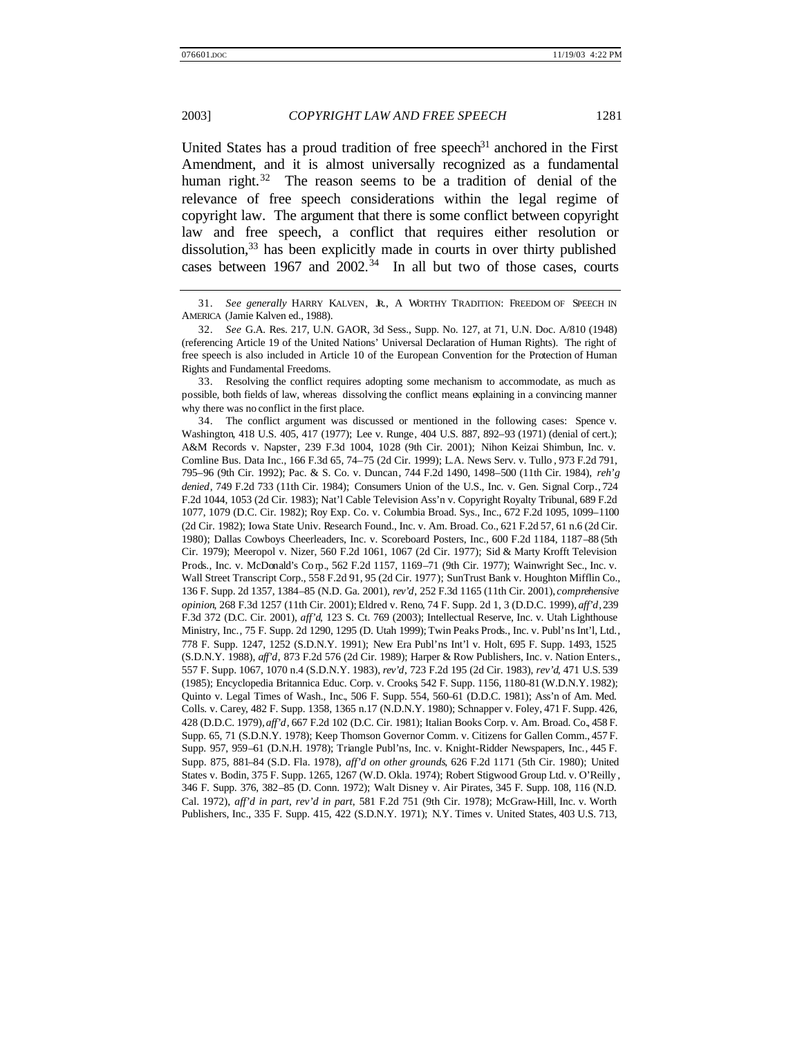United States has a proud tradition of free speech[31] anchored in the First Amendment, and it is almost universally recognized as a fundamental human right.[32] The reason seems to be a tradition of denial of the relevance of free speech considerations within the legal regime of copyright law. The argument that there is some conflict between copyright law and free speech, a conflict that requires either resolution or dissolution,[33] has been explicitly made in courts in over thirty published cases between 1967 and 2002.[34] In all but two of those cases, courts

---

31. *See generally* HARRY KALVEN, JR., A WORTHY TRADITION: FREEDOM OF SPEECH IN AMERICA (Jamie Kalven ed., 1988).

32. *See* G.A. Res. 217, U.N. GAOR, 3d Sess., Supp. No. 127, at 71, U.N. Doc. A/810 (1948) (referencing Article 19 of the United Nations' Universal Declaration of Human Rights). The right of free speech is also included in Article 10 of the European Convention for the Protection of Human Rights and Fundamental Freedoms.

33. Resolving the conflict requires adopting some mechanism to accommodate, as much as possible, both fields of law, whereas dissolving the conflict means explaining in a convincing manner why there was no conflict in the first place.

34. The conflict argument was discussed or mentioned in the following cases: Spence v. Washington, 418 U.S. 405, 417 (1977); Lee v. Runge, 404 U.S. 887, 892–93 (1971) (denial of cert.); A&M Records v. Napster, 239 F.3d 1004, 1028 (9th Cir. 2001); Nihon Keizai Shimbun, Inc. v. Comline Bus. Data Inc., 166 F.3d 65, 74–75 (2d Cir. 1999); L.A. News Serv. v. Tullo, 973 F.2d 791, 795–96 (9th Cir. 1992); Pac. & S. Co. v. Duncan, 744 F.2d 1490, 1498–500 (11th Cir. 1984), *reh'g denied*, 749 F.2d 733 (11th Cir. 1984); Consumers Union of the U.S., Inc. v. Gen. Signal Corp., 724 F.2d 1044, 1053 (2d Cir. 1983); Nat'l Cable Television Ass'n v. Copyright Royalty Tribunal, 689 F.2d 1077, 1079 (D.C. Cir. 1982); Roy Exp. Co. v. Columbia Broad. Sys., Inc., 672 F.2d 1095, 1099–1100 (2d Cir. 1982); Iowa State Univ. Research Found., Inc. v. Am. Broad. Co., 621 F.2d 57, 61 n.6 (2d Cir. 1980); Dallas Cowboys Cheerleaders, Inc. v. Scoreboard Posters, Inc., 600 F.2d 1184, 1187–88 (5th Cir. 1979); Meeropol v. Nizer, 560 F.2d 1061, 1067 (2d Cir. 1977); Sid & Marty Krofft Television Prods., Inc. v. McDonald's Corp., 562 F.2d 1157, 1169–71 (9th Cir. 1977); Wainwright Sec., Inc. v. Wall Street Transcript Corp., 558 F.2d 91, 95 (2d Cir. 1977); SunTrust Bank v. Houghton Mifflin Co., 136 F. Supp. 2d 1357, 1384–85 (N.D. Ga. 2001), *rev'd*, 252 F.3d 1165 (11th Cir. 2001), *comprehensive opinion*, 268 F.3d 1257 (11th Cir. 2001); Eldred v. Reno, 74 F. Supp. 2d 1, 3 (D.D.C. 1999), *aff'd*, 239 F.3d 372 (D.C. Cir. 2001), *aff'd*, 123 S. Ct. 769 (2003); Intellectual Reserve, Inc. v. Utah Lighthouse Ministry, Inc., 75 F. Supp. 2d 1290, 1295 (D. Utah 1999); Twin Peaks Prods., Inc. v. Publ'ns Int'l, Ltd., 778 F. Supp. 1247, 1252 (S.D.N.Y. 1991); New Era Publ'ns Int'l v. Holt, 695 F. Supp. 1493, 1525 (S.D.N.Y. 1988), *aff'd*, 873 F.2d 576 (2d Cir. 1989); Harper & Row Publishers, Inc. v. Nation Enters., 557 F. Supp. 1067, 1070 n.4 (S.D.N.Y. 1983), *rev'd*, 723 F.2d 195 (2d Cir. 1983), *rev'd*, 471 U.S. 539 (1985); Encyclopedia Britannica Educ. Corp. v. Crooks, 542 F. Supp. 1156, 1180–81 (W.D.N.Y. 1982); Quinto v. Legal Times of Wash., Inc., 506 F. Supp. 554, 560–61 (D.D.C. 1981); Ass'n of Am. Med. Colls. v. Carey, 482 F. Supp. 1358, 1365 n.17 (N.D.N.Y. 1980); Schnapper v. Foley, 471 F. Supp. 426, 428 (D.D.C. 1979), *aff'd*, 667 F.2d 102 (D.C. Cir. 1981); Italian Books Corp. v. Am. Broad. Co., 458 F. Supp. 65, 71 (S.D.N.Y. 1978); Keep Thomson Governor Comm. v. Citizens for Gallen Comm., 457 F. Supp. 957, 959–61 (D.N.H. 1978); Triangle Publ'ns, Inc. v. Knight-Ridder Newspapers, Inc., 445 F. Supp. 875, 881–84 (S.D. Fla. 1978), *aff'd on other grounds*, 626 F.2d 1171 (5th Cir. 1980); United States v. Bodin, 375 F. Supp. 1265, 1267 (W.D. Okla. 1974); Robert Stigwood Group Ltd. v. O'Reilly, 346 F. Supp. 376, 382–85 (D. Conn. 1972); Walt Disney v. Air Pirates, 345 F. Supp. 108, 116 (N.D. Cal. 1972), *aff'd in part, rev'd in part*, 581 F.2d 751 (9th Cir. 1978); McGraw-Hill, Inc. v. Worth Publishers, Inc., 335 F. Supp. 415, 422 (S.D.N.Y. 1971); N.Y. Times v. United States, 403 U.S. 713,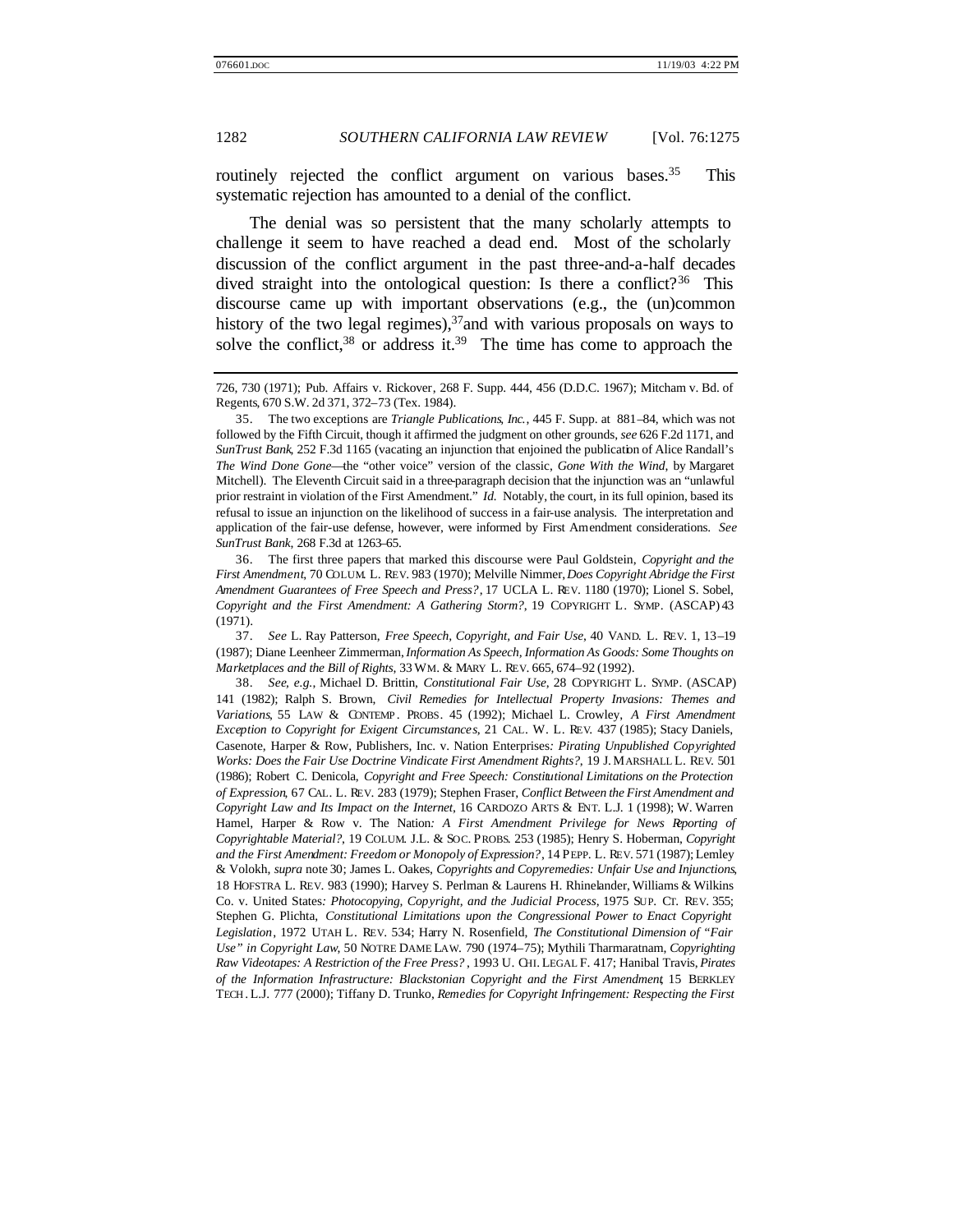routinely rejected the conflict argument on various bases.[35] This systematic rejection has amounted to a denial of the conflict.

The denial was so persistent that the many scholarly attempts to challenge it seem to have reached a dead end. Most of the scholarly discussion of the conflict argument in the past three-and-a-half decades dived straight into the ontological question: Is there a conflict?[36] This discourse came up with important observations (e.g., the (un)common history of the two legal regimes),[37] and with various proposals on ways to solve the conflict,[38] or address it.[39] The time has come to approach the

---

726, 730 (1971); Pub. Affairs v. Rickover, 268 F. Supp. 444, 456 (D.D.C. 1967); Mitcham v. Bd. of Regents, 670 S.W. 2d 371, 372–73 (Tex. 1984).

35. The two exceptions are *Triangle Publications, Inc.*, 445 F. Supp. at 881–84, which was not followed by the Fifth Circuit, though it affirmed the judgment on other grounds, *see* 626 F.2d 1171, and *SunTrust Bank*, 252 F.3d 1165 (vacating an injunction that enjoined the publication of Alice Randall's *The Wind Done Gone*—the "other voice" version of the classic, *Gone With the Wind*, by Margaret Mitchell). The Eleventh Circuit said in a three-paragraph decision that the injunction was an "unlawful prior restraint in violation of the First Amendment." *Id.* Notably, the court, in its full opinion, based its refusal to issue an injunction on the likelihood of success in a fair-use analysis. The interpretation and application of the fair-use defense, however, were informed by First Amendment considerations. *See SunTrust Bank*, 268 F.3d at 1263–65.

36. The first three papers that marked this discourse were Paul Goldstein, *Copyright and the First Amendment*, 70 COLUM. L. REV. 983 (1970); Melville Nimmer, *Does Copyright Abridge the First Amendment Guarantees of Free Speech and Press?*, 17 UCLA L. REV. 1180 (1970); Lionel S. Sobel, *Copyright and the First Amendment: A Gathering Storm?*, 19 COPYRIGHT L. SYMP. (ASCAP) 43 (1971).

37. *See* L. Ray Patterson, *Free Speech, Copyright, and Fair Use*, 40 VAND. L. REV. 1, 13–19 (1987); Diane Leenheer Zimmerman, *Information As Speech, Information As Goods: Some Thoughts on Marketplaces and the Bill of Rights*, 33 WM. & MARY L. REV. 665, 674–92 (1992).

38. *See, e.g.*, Michael D. Brittin, *Constitutional Fair Use*, 28 COPYRIGHT L. SYMP. (ASCAP) 141 (1982); Ralph S. Brown, *Civil Remedies for Intellectual Property Invasions: Themes and Variations*, 55 LAW & CONTEMP. PROBS. 45 (1992); Michael L. Crowley, *A First Amendment Exception to Copyright for Exigent Circumstances*, 21 CAL. W. L. REV. 437 (1985); Stacy Daniels, Casenote, Harper & Row, Publishers, Inc. v. Nation Enterprises*: Pirating Unpublished Copyrighted Works: Does the Fair Use Doctrine Vindicate First Amendment Rights?*, 19 J. MARSHALL L. REV. 501 (1986); Robert C. Denicola, *Copyright and Free Speech: Constitutional Limitations on the Protection of Expression*, 67 CAL. L. REV. 283 (1979); Stephen Fraser, *Conflict Between the First Amendment and Copyright Law and Its Impact on the Internet*, 16 CARDOZO ARTS & ENT. L.J. 1 (1998); W. Warren Hamel, Harper & Row v. The Nation*: A First Amendment Privilege for News Reporting of Copyrightable Material?*, 19 COLUM. J.L. & SOC. PROBS. 253 (1985); Henry S. Hoberman, *Copyright and the First Amendment: Freedom or Monopoly of Expression?*, 14 PEPP. L. REV. 571 (1987); Lemley & Volokh, *supra* note 30; James L. Oakes, *Copyrights and Copyremedies: Unfair Use and Injunctions*, 18 HOFSTRA L. REV. 983 (1990); Harvey S. Perlman & Laurens H. Rhinelander, Williams & Wilkins Co. v. United States*: Photocopying, Copyright, and the Judicial Process*, 1975 SUP. CT. REV. 355; Stephen G. Plichta, *Constitutional Limitations upon the Congressional Power to Enact Copyright Legislation*, 1972 UTAH L. REV. 534; Harry N. Rosenfield, *The Constitutional Dimension of "Fair Use" in Copyright Law*, 50 NOTRE DAME LAW. 790 (1974–75); Mythili Tharmaratnam, *Copyrighting Raw Videotapes: A Restriction of the Free Press?*, 1993 U. CHI. LEGAL F. 417; Hanibal Travis, *Pirates of the Information Infrastructure: Blackstonian Copyright and the First Amendment*, 15 BERKLEY TECH. L.J. 777 (2000); Tiffany D. Trunko, *Remedies for Copyright Infringement: Respecting the First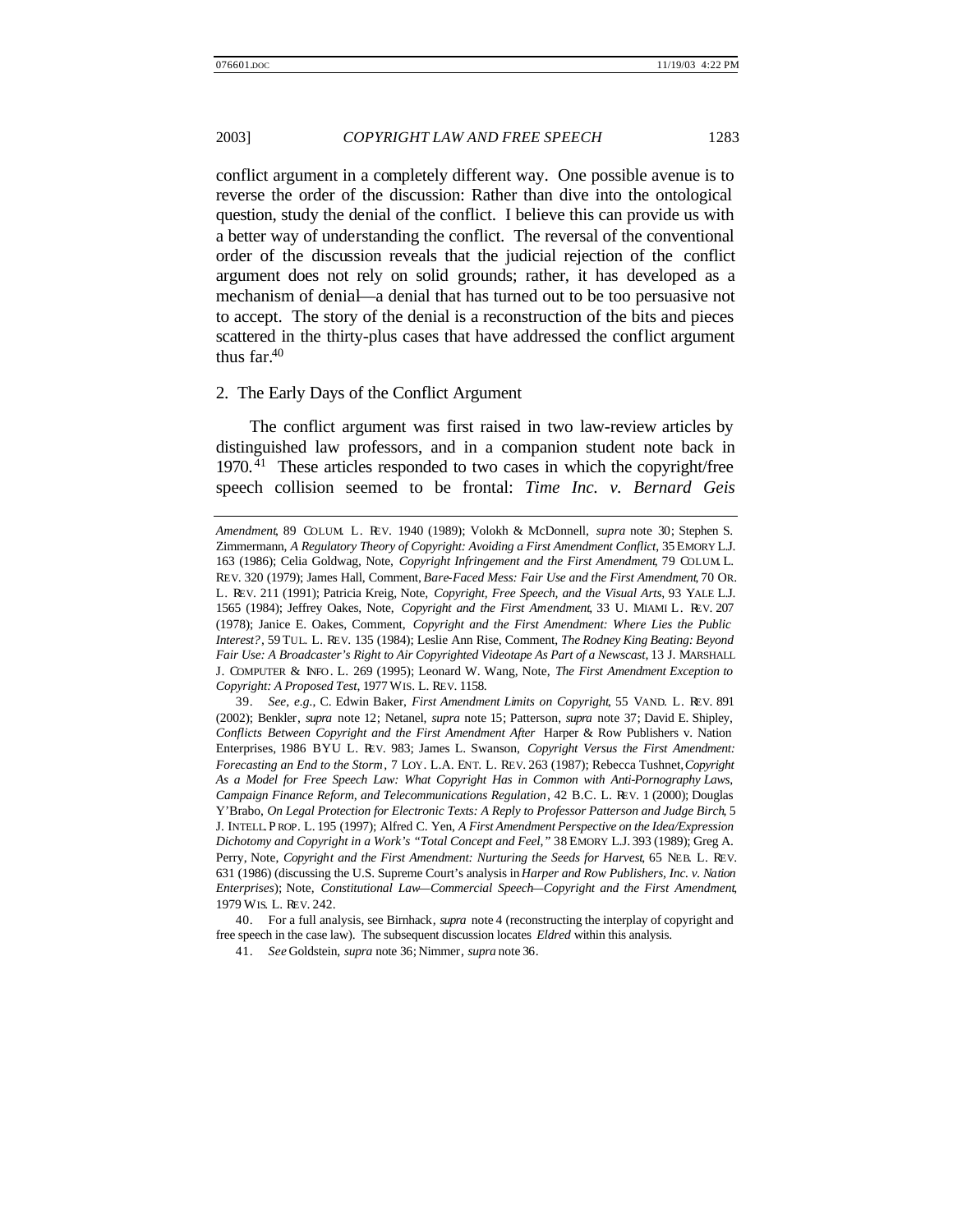conflict argument in a completely different way. One possible avenue is to reverse the order of the discussion: Rather than dive into the ontological question, study the denial of the conflict. I believe this can provide us with a better way of understanding the conflict. The reversal of the conventional order of the discussion reveals that the judicial rejection of the conflict argument does not rely on solid grounds; rather, it has developed as a mechanism of denial—a denial that has turned out to be too persuasive not to accept. The story of the denial is a reconstruction of the bits and pieces scattered in the thirty-plus cases that have addressed the conflict argument thus far.[40]

### 2. The Early Days of the Conflict Argument

The conflict argument was first raised in two law-review articles by distinguished law professors, and in a companion student note back in 1970.[41] These articles responded to two cases in which the copyright/free speech collision seemed to be frontal: *Time Inc. v. Bernard Geis*

---

*Amendment*, 89 COLUM. L. REV. 1940 (1989); Volokh & McDonnell, *supra* note 30; Stephen S. Zimmermann, *A Regulatory Theory of Copyright: Avoiding a First Amendment Conflict*, 35 EMORY L.J. 163 (1986); Celia Goldwag, Note, *Copyright Infringement and the First Amendment*, 79 COLUM. L. REV. 320 (1979); James Hall, Comment, *Bare-Faced Mess: Fair Use and the First Amendment*, 70 OR. L. REV. 211 (1991); Patricia Kreig, Note, *Copyright, Free Speech, and the Visual Arts*, 93 YALE L.J. 1565 (1984); Jeffrey Oakes, Note, *Copyright and the First Amendment*, 33 U. MIAMI L. REV. 207 (1978); Janice E. Oakes, Comment, *Copyright and the First Amendment: Where Lies the Public Interest?*, 59 TUL. L. REV. 135 (1984); Leslie Ann Rise, Comment, *The Rodney King Beating: Beyond Fair Use: A Broadcaster's Right to Air Copyrighted Videotape As Part of a Newscast*, 13 J. MARSHALL J. COMPUTER & INFO. L. 269 (1995); Leonard W. Wang, Note, *The First Amendment Exception to Copyright: A Proposed Test*, 1977 WIS. L. REV. 1158.

39. *See, e.g.*, C. Edwin Baker, *First Amendment Limits on Copyright*, 55 VAND. L. REV. 891 (2002); Benkler, *supra* note 12; Netanel, *supra* note 15; Patterson, *supra* note 37; David E. Shipley, *Conflicts Between Copyright and the First Amendment After* Harper & Row Publishers v. Nation Enterprises, 1986 BYU L. REV. 983; James L. Swanson, *Copyright Versus the First Amendment: Forecasting an End to the Storm*, 7 LOY. L.A. ENT. L. REV. 263 (1987); Rebecca Tushnet, *Copyright As a Model for Free Speech Law: What Copyright Has in Common with Anti-Pornography Laws, Campaign Finance Reform, and Telecommunications Regulation*, 42 B.C. L. REV. 1 (2000); Douglas Y'Brabo, *On Legal Protection for Electronic Texts: A Reply to Professor Patterson and Judge Birch*, 5 J. INTELL. PROP. L. 195 (1997); Alfred C. Yen, *A First Amendment Perspective on the Idea/Expression Dichotomy and Copyright in a Work's "Total Concept and Feel,"* 38 EMORY L.J. 393 (1989); Greg A. Perry, Note, *Copyright and the First Amendment: Nurturing the Seeds for Harvest*, 65 NEB. L. REV. 631 (1986) (discussing the U.S. Supreme Court's analysis in *Harper and Row Publishers, Inc. v. Nation Enterprises*); Note, *Constitutional Law—Commercial Speech—Copyright and the First Amendment*, 1979 WIS. L. REV. 242.

40. For a full analysis, see Birnhack, *supra* note 4 (reconstructing the interplay of copyright and free speech in the case law). The subsequent discussion locates *Eldred* within this analysis.

41. *See* Goldstein, *supra* note 36; Nimmer, *supra* note 36.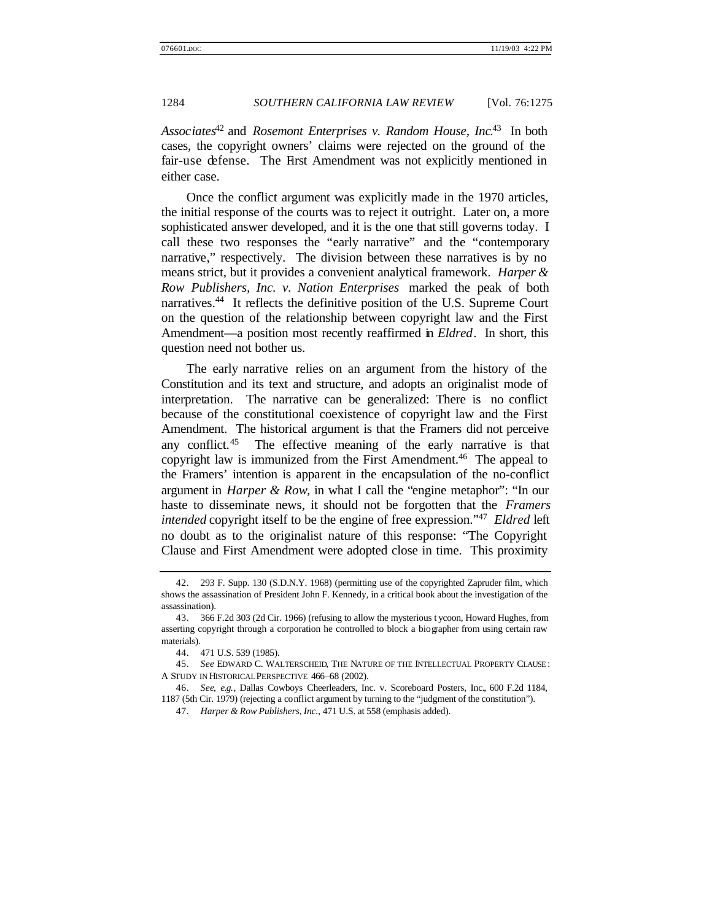*Associates*[42] and *Rosemont Enterprises v. Random House, Inc.*[43] In both cases, the copyright owners' claims were rejected on the ground of the fair-use defense. The First Amendment was not explicitly mentioned in either case.

Once the conflict argument was explicitly made in the 1970 articles, the initial response of the courts was to reject it outright. Later on, a more sophisticated answer developed, and it is the one that still governs today. I call these two responses the "early narrative" and the "contemporary narrative," respectively. The division between these narratives is by no means strict, but it provides a convenient analytical framework. *Harper & Row Publishers, Inc. v. Nation Enterprises* marked the peak of both narratives.[44] It reflects the definitive position of the U.S. Supreme Court on the question of the relationship between copyright law and the First Amendment—a position most recently reaffirmed in *Eldred*. In short, this question need not bother us.

The early narrative relies on an argument from the history of the Constitution and its text and structure, and adopts an originalist mode of interpretation. The narrative can be generalized: There is no conflict because of the constitutional coexistence of copyright law and the First Amendment. The historical argument is that the Framers did not perceive any conflict.[45] The effective meaning of the early narrative is that copyright law is immunized from the First Amendment.[46] The appeal to the Framers' intention is apparent in the encapsulation of the no-conflict argument in *Harper & Row*, in what I call the "engine metaphor": "In our haste to disseminate news, it should not be forgotten that the *Framers intended* copyright itself to be the engine of free expression."[47] *Eldred* left no doubt as to the originalist nature of this response: "The Copyright Clause and First Amendment were adopted close in time. This proximity

---

42. 293 F. Supp. 130 (S.D.N.Y. 1968) (permitting use of the copyrighted Zapruder film, which shows the assassination of President John F. Kennedy, in a critical book about the investigation of the assassination).

43. 366 F.2d 303 (2d Cir. 1966) (refusing to allow the mysterious tycoon, Howard Hughes, from asserting copyright through a corporation he controlled to block a biographer from using certain raw materials).

44. 471 U.S. 539 (1985).

45. *See* EDWARD C. WALTERSCHEID, THE NATURE OF THE INTELLECTUAL PROPERTY CLAUSE: A STUDY IN HISTORICAL PERSPECTIVE 466–68 (2002).

46. *See, e.g.*, Dallas Cowboys Cheerleaders, Inc. v. Scoreboard Posters, Inc., 600 F.2d 1184, 1187 (5th Cir. 1979) (rejecting a conflict argument by turning to the "judgment of the constitution").

47. *Harper & Row Publishers, Inc.*, 471 U.S. at 558 (emphasis added).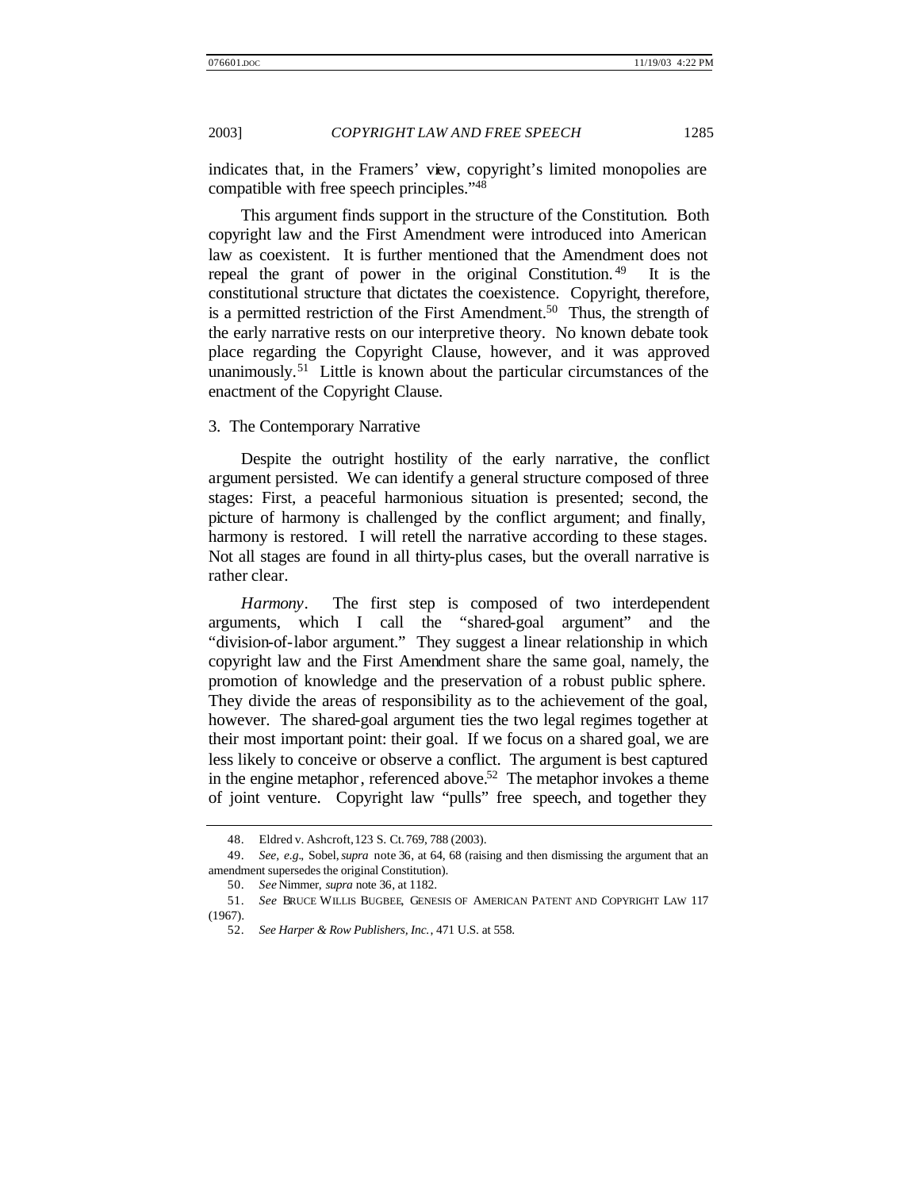indicates that, in the Framers' view, copyright's limited monopolies are compatible with free speech principles."[48]

This argument finds support in the structure of the Constitution. Both copyright law and the First Amendment were introduced into American law as coexistent. It is further mentioned that the Amendment does not repeal the grant of power in the original Constitution.[49] It is the constitutional structure that dictates the coexistence. Copyright, therefore, is a permitted restriction of the First Amendment.[50] Thus, the strength of the early narrative rests on our interpretive theory. No known debate took place regarding the Copyright Clause, however, and it was approved unanimously.[51] Little is known about the particular circumstances of the enactment of the Copyright Clause.

### 3. The Contemporary Narrative

Despite the outright hostility of the early narrative, the conflict argument persisted. We can identify a general structure composed of three stages: First, a peaceful harmonious situation is presented; second, the picture of harmony is challenged by the conflict argument; and finally, harmony is restored. I will retell the narrative according to these stages. Not all stages are found in all thirty-plus cases, but the overall narrative is rather clear.

*Harmony*. The first step is composed of two interdependent arguments, which I call the "shared-goal argument" and the "division-of-labor argument." They suggest a linear relationship in which copyright law and the First Amendment share the same goal, namely, the promotion of knowledge and the preservation of a robust public sphere. They divide the areas of responsibility as to the achievement of the goal, however. The shared-goal argument ties the two legal regimes together at their most important point: their goal. If we focus on a shared goal, we are less likely to conceive or observe a conflict. The argument is best captured in the engine metaphor, referenced above.[52] The metaphor invokes a theme of joint venture. Copyright law "pulls" free speech, and together they

---

48. Eldred v. Ashcroft, 123 S. Ct. 769, 788 (2003).

49. *See, e.g.*, Sobel, *supra* note 36, at 64, 68 (raising and then dismissing the argument that an amendment supersedes the original Constitution).

50. *See* Nimmer, *supra* note 36, at 1182.

51. *See* BRUCE WILLIS BUGBEE, GENESIS OF AMERICAN PATENT AND COPYRIGHT LAW 117 (1967).

52. *See Harper & Row Publishers, Inc.*, 471 U.S. at 558.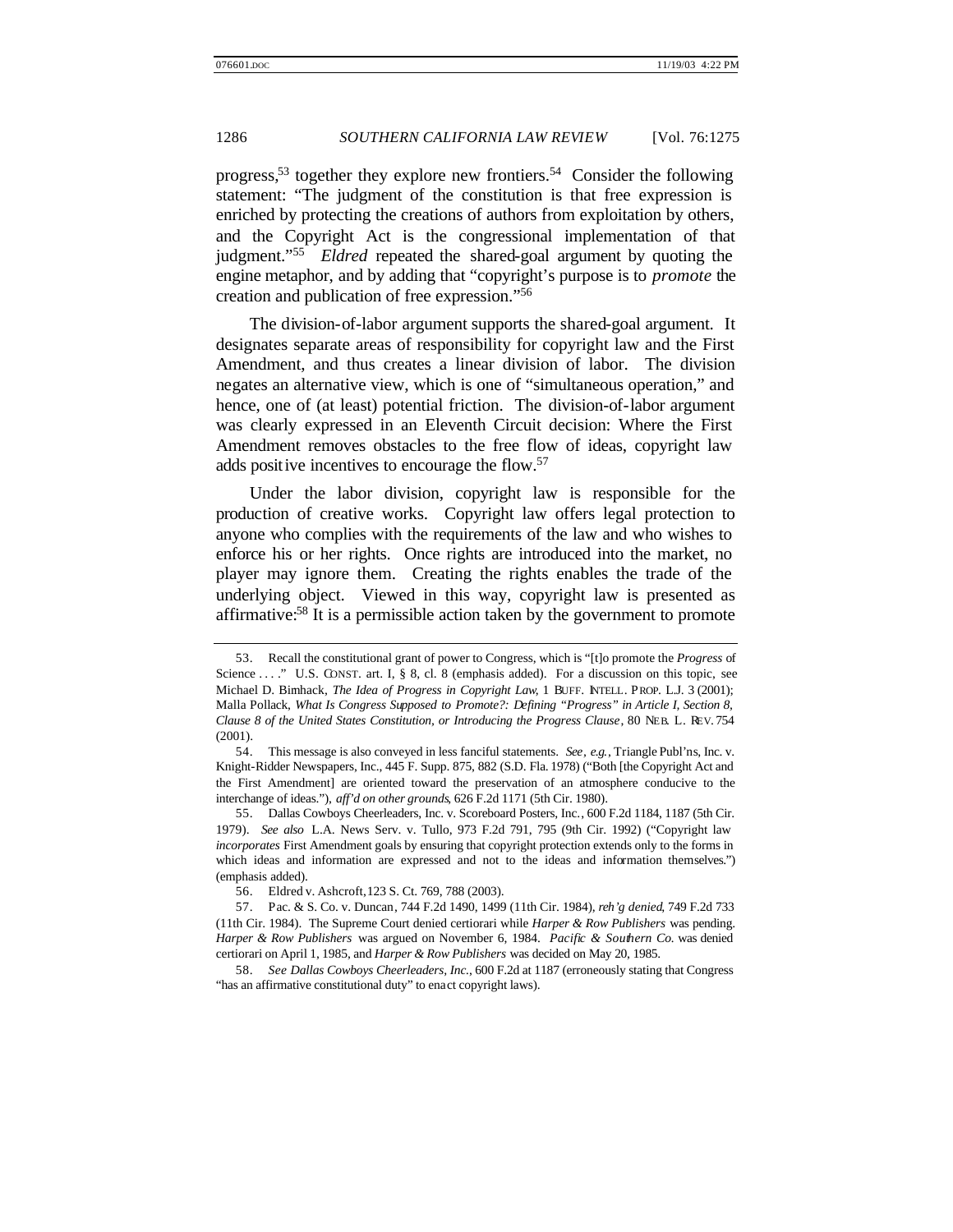progress,[53] together they explore new frontiers.[54] Consider the following statement: "The judgment of the constitution is that free expression is enriched by protecting the creations of authors from exploitation by others, and the Copyright Act is the congressional implementation of that judgment."[55] *Eldred* repeated the shared-goal argument by quoting the engine metaphor, and by adding that "copyright's purpose is to *promote* the creation and publication of free expression."[56]

The division-of-labor argument supports the shared-goal argument. It designates separate areas of responsibility for copyright law and the First Amendment, and thus creates a linear division of labor. The division negates an alternative view, which is one of "simultaneous operation," and hence, one of (at least) potential friction. The division-of-labor argument was clearly expressed in an Eleventh Circuit decision: Where the First Amendment removes obstacles to the free flow of ideas, copyright law adds positive incentives to encourage the flow.[57]

Under the labor division, copyright law is responsible for the production of creative works. Copyright law offers legal protection to anyone who complies with the requirements of the law and who wishes to enforce his or her rights. Once rights are introduced into the market, no player may ignore them. Creating the rights enables the trade of the underlying object. Viewed in this way, copyright law is presented as affirmative:[58] It is a permissible action taken by the government to promote

---

53. Recall the constitutional grant of power to Congress, which is "[t]o promote the *Progress* of Science . . . ." U.S. CONST. art. I, § 8, cl. 8 (emphasis added). For a discussion on this topic, see Michael D. Birnhack, *The Idea of Progress in Copyright Law*, 1 BUFF. INTELL. PROP. L.J. 3 (2001); Malla Pollack, *What Is Congress Supposed to Promote?: Defining "Progress" in Article I, Section 8, Clause 8 of the United States Constitution, or Introducing the Progress Clause*, 80 NEB. L. REV. 754 (2001).

54. This message is also conveyed in less fanciful statements. *See, e.g.*, Triangle Publ'ns, Inc. v. Knight-Ridder Newspapers, Inc., 445 F. Supp. 875, 882 (S.D. Fla. 1978) ("Both [the Copyright Act and the First Amendment] are oriented toward the preservation of an atmosphere conducive to the interchange of ideas."), *aff'd on other grounds*, 626 F.2d 1171 (5th Cir. 1980).

55. Dallas Cowboys Cheerleaders, Inc. v. Scoreboard Posters, Inc., 600 F.2d 1184, 1187 (5th Cir. 1979). *See also* L.A. News Serv. v. Tullo, 973 F.2d 791, 795 (9th Cir. 1992) ("Copyright law *incorporates* First Amendment goals by ensuring that copyright protection extends only to the forms in which ideas and information are expressed and not to the ideas and information themselves.") (emphasis added).

56. Eldred v. Ashcroft, 123 S. Ct. 769, 788 (2003).

57. Pac. & S. Co. v. Duncan, 744 F.2d 1490, 1499 (11th Cir. 1984), *reh'g denied*, 749 F.2d 733 (11th Cir. 1984). The Supreme Court denied certiorari while *Harper & Row Publishers* was pending. *Harper & Row Publishers* was argued on November 6, 1984. *Pacific & Southern Co.* was denied certiorari on April 1, 1985, and *Harper & Row Publishers* was decided on May 20, 1985.

58. *See Dallas Cowboys Cheerleaders, Inc.*, 600 F.2d at 1187 (erroneously stating that Congress "has an affirmative constitutional duty" to enact copyright laws).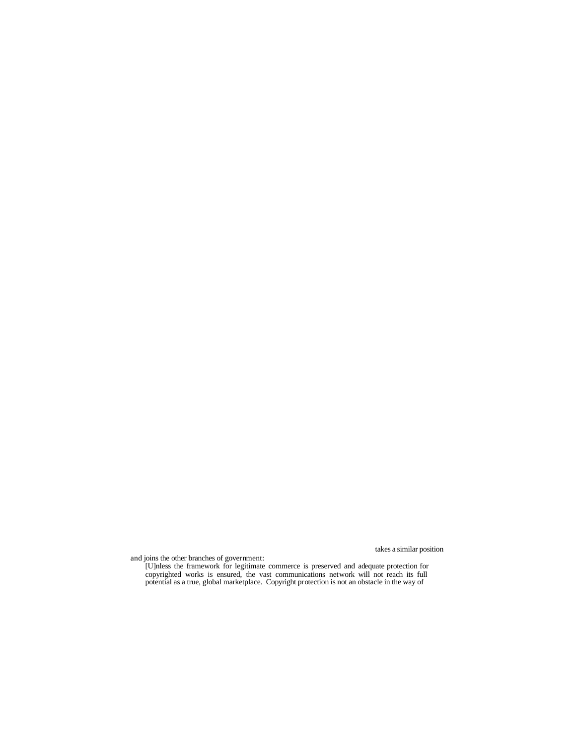takes a similar position and joins the other branches of government:

> [U]nless the framework for legitimate commerce is preserved and adequate protection for copyrighted works is ensured, the vast communications network will not reach its full potential as a true, global marketplace. Copyright protection is not an obstacle in the way of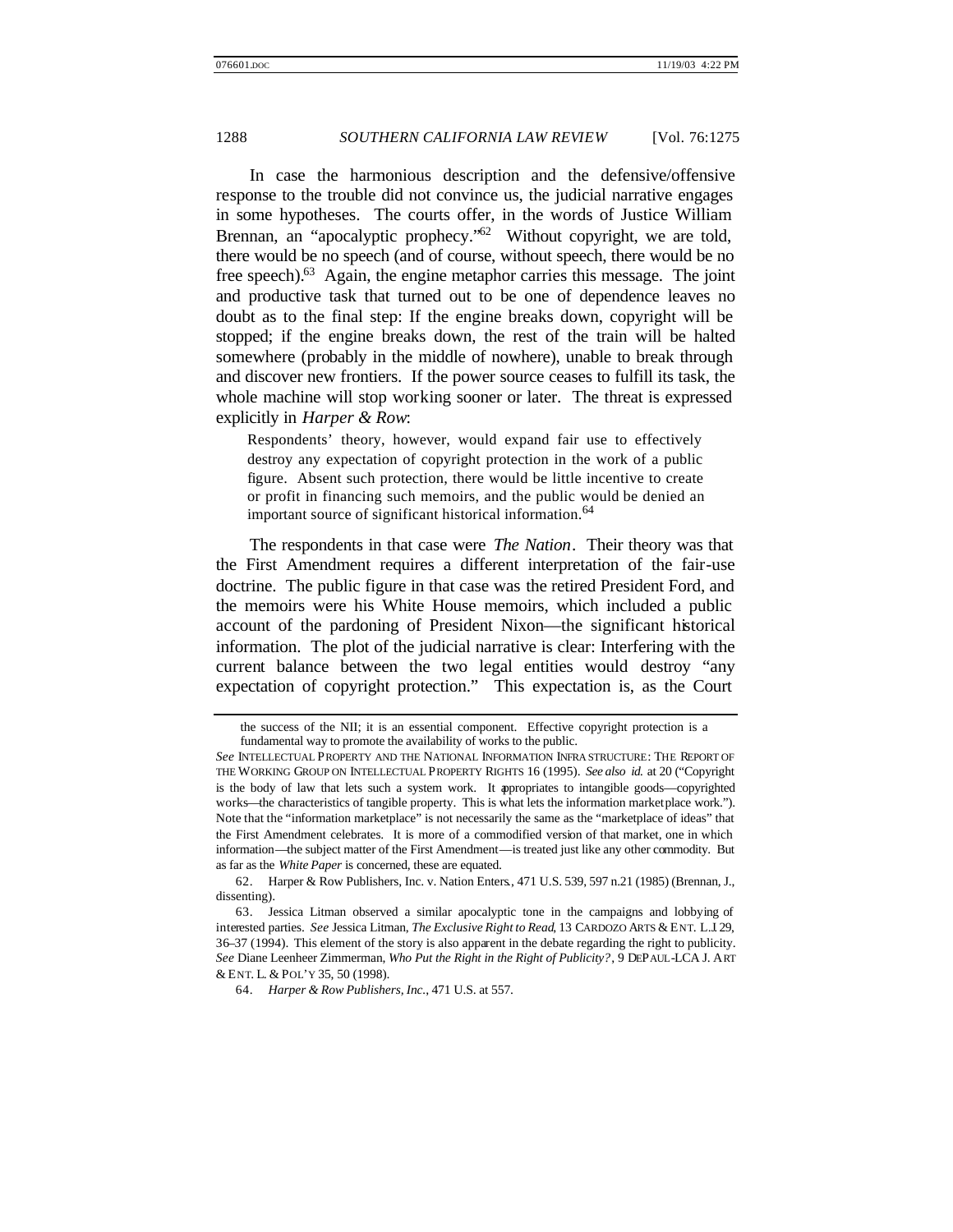In case the harmonious description and the defensive/offensive response to the trouble did not convince us, the judicial narrative engages in some hypotheses. The courts offer, in the words of Justice William Brennan, an "apocalyptic prophecy."[62] Without copyright, we are told, there would be no speech (and of course, without speech, there would be no free speech).[63] Again, the engine metaphor carries this message. The joint and productive task that turned out to be one of dependence leaves no doubt as to the final step: If the engine breaks down, copyright will be stopped; if the engine breaks down, the rest of the train will be halted somewhere (probably in the middle of nowhere), unable to break through and discover new frontiers. If the power source ceases to fulfill its task, the whole machine will stop working sooner or later. The threat is expressed explicitly in *Harper & Row*:

> Respondents' theory, however, would expand fair use to effectively destroy any expectation of copyright protection in the work of a public figure. Absent such protection, there would be little incentive to create or profit in financing such memoirs, and the public would be denied an important source of significant historical information.[64]

The respondents in that case were *The Nation*. Their theory was that the First Amendment requires a different interpretation of the fair-use doctrine. The public figure in that case was the retired President Ford, and the memoirs were his White House memoirs, which included a public account of the pardoning of President Nixon—the significant historical information. The plot of the judicial narrative is clear: Interfering with the current balance between the two legal entities would destroy "any expectation of copyright protection." This expectation is, as the Court

---

the success of the NII; it is an essential component. Effective copyright protection is a fundamental way to promote the availability of works to the public.

*See* INTELLECTUAL PROPERTY AND THE NATIONAL INFORMATION INFRASTRUCTURE: THE REPORT OF THE WORKING GROUP ON INTELLECTUAL PROPERTY RIGHTS 16 (1995). *See also id.* at 20 ("Copyright is the body of law that lets such a system work. It appropriates to intangible goods—copyrighted works—the characteristics of tangible property. This is what lets the information marketplace work."). Note that the "information marketplace" is not necessarily the same as the "marketplace of ideas" that the First Amendment celebrates. It is more of a commodified version of that market, one in which information—the subject matter of the First Amendment—is treated just like any other commodity. But as far as the *White Paper* is concerned, these are equated.

62. Harper & Row Publishers, Inc. v. Nation Enters., 471 U.S. 539, 597 n.21 (1985) (Brennan, J., dissenting).

63. Jessica Litman observed a similar apocalyptic tone in the campaigns and lobbying of interested parties. *See* Jessica Litman, *The Exclusive Right to Read*, 13 CARDOZO ARTS & ENT. L.J. 29, 36–37 (1994). This element of the story is also apparent in the debate regarding the right to publicity. *See* Diane Leenheer Zimmerman, *Who Put the Right in the Right of Publicity?*, 9 DEPAUL-LCA J. ART & ENT. L. & POL'Y 35, 50 (1998).

64. *Harper & Row Publishers, Inc.*, 471 U.S. at 557.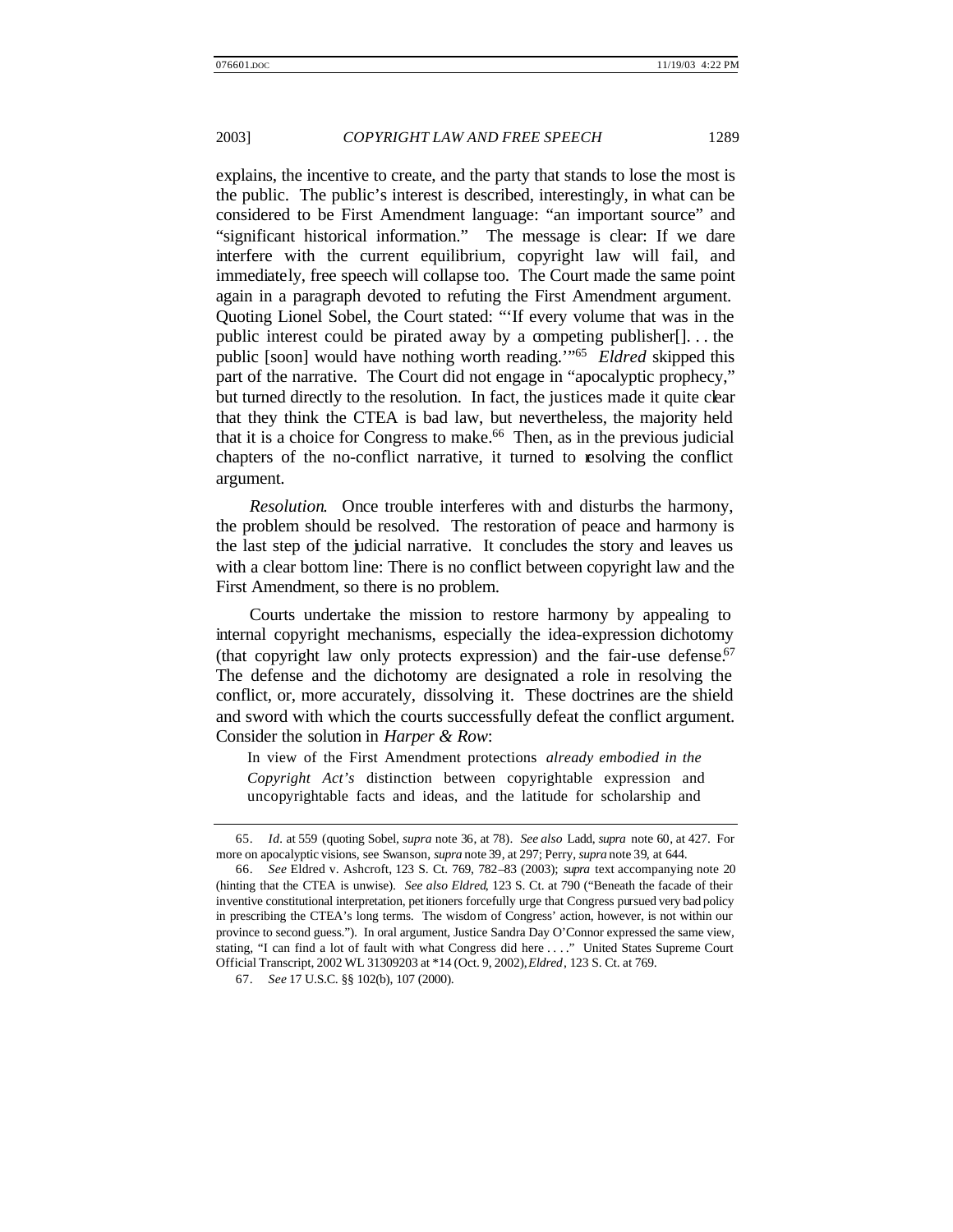explains, the incentive to create, and the party that stands to lose the most is the public. The public's interest is described, interestingly, in what can be considered to be First Amendment language: "an important source" and "significant historical information." The message is clear: If we dare interfere with the current equilibrium, copyright law will fail, and immediately, free speech will collapse too. The Court made the same point again in a paragraph devoted to refuting the First Amendment argument. Quoting Lionel Sobel, the Court stated: "'If every volume that was in the public interest could be pirated away by a competing publisher[]. . . the public [soon] would have nothing worth reading.'"[65] *Eldred* skipped this part of the narrative. The Court did not engage in "apocalyptic prophecy," but turned directly to the resolution. In fact, the justices made it quite clear that they think the CTEA is bad law, but nevertheless, the majority held that it is a choice for Congress to make.[66] Then, as in the previous judicial chapters of the no-conflict narrative, it turned to resolving the conflict argument.

*Resolution*. Once trouble interferes with and disturbs the harmony, the problem should be resolved. The restoration of peace and harmony is the last step of the judicial narrative. It concludes the story and leaves us with a clear bottom line: There is no conflict between copyright law and the First Amendment, so there is no problem.

Courts undertake the mission to restore harmony by appealing to internal copyright mechanisms, especially the idea-expression dichotomy (that copyright law only protects expression) and the fair-use defense.[67] The defense and the dichotomy are designated a role in resolving the conflict, or, more accurately, dissolving it. These doctrines are the shield and sword with which the courts successfully defeat the conflict argument. Consider the solution in *Harper & Row*:

> In view of the First Amendment protections *already embodied in the Copyright Act's* distinction between copyrightable expression and uncopyrightable facts and ideas, and the latitude for scholarship and

---

65. *Id.* at 559 (quoting Sobel, *supra* note 36, at 78). *See also* Ladd, *supra* note 60, at 427. For more on apocalyptic visions, see Swanson, *supra* note 39, at 297; Perry, *supra* note 39, at 644.

66. *See* Eldred v. Ashcroft, 123 S. Ct. 769, 782–83 (2003); *supra* text accompanying note 20 (hinting that the CTEA is unwise). *See also Eldred*, 123 S. Ct. at 790 ("Beneath the facade of their inventive constitutional interpretation, petitioners forcefully urge that Congress pursued very bad policy in prescribing the CTEA's long terms. The wisdom of Congress' action, however, is not within our province to second guess."). In oral argument, Justice Sandra Day O'Connor expressed the same view, stating, "I can find a lot of fault with what Congress did here . . . ." United States Supreme Court Official Transcript, 2002 WL 31309203 at *14 (Oct. 9, 2002), *Eldred*, 123 S. Ct. at 769.

67. *See* 17 U.S.C. §§ 102(b), 107 (2000).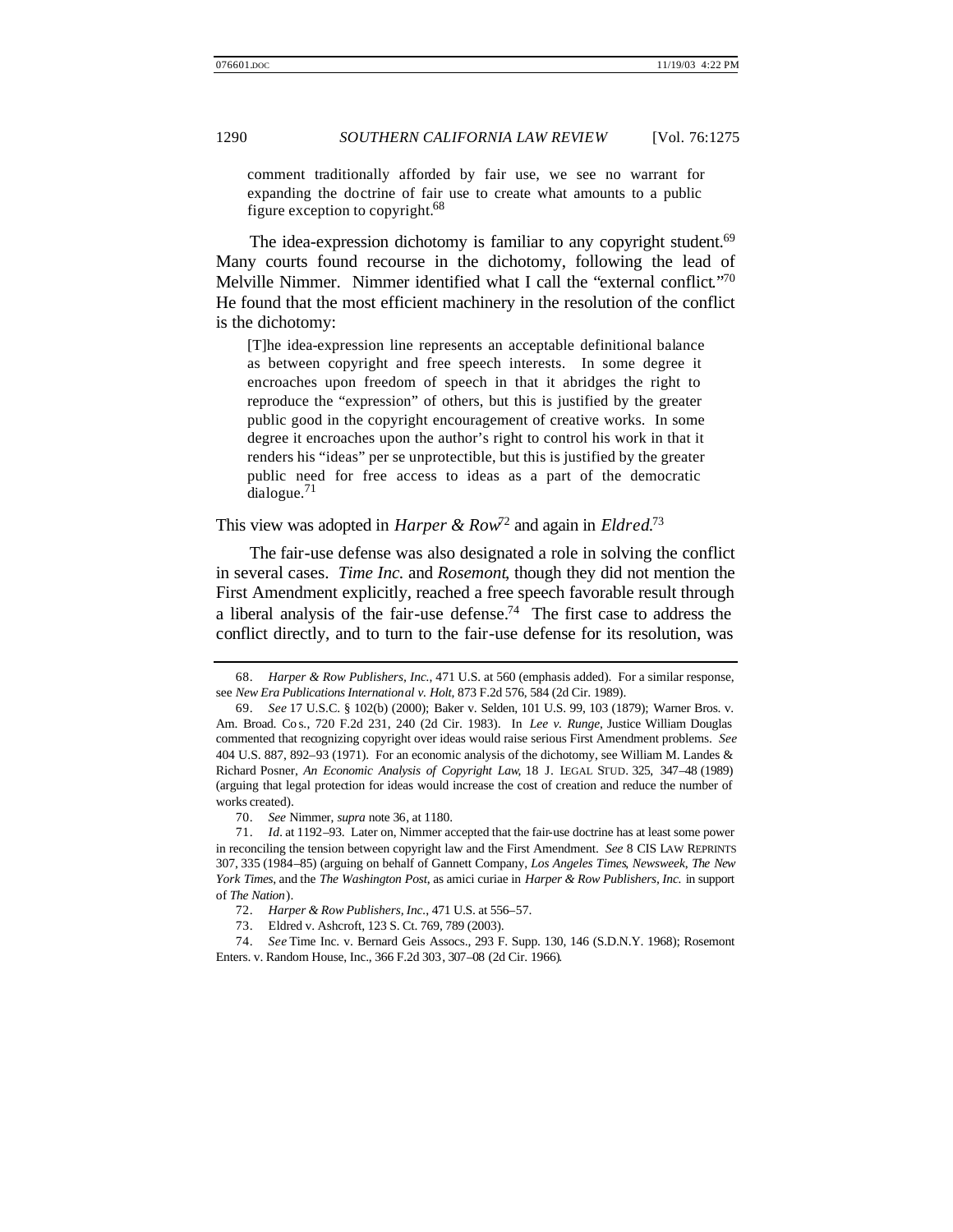comment traditionally afforded by fair use, we see no warrant for expanding the doctrine of fair use to create what amounts to a public figure exception to copyright.[68]

The idea-expression dichotomy is familiar to any copyright student.[69] Many courts found recourse in the dichotomy, following the lead of Melville Nimmer. Nimmer identified what I call the "external conflict."[70] He found that the most efficient machinery in the resolution of the conflict is the dichotomy:

> [T]he idea-expression line represents an acceptable definitional balance as between copyright and free speech interests. In some degree it encroaches upon freedom of speech in that it abridges the right to reproduce the "expression" of others, but this is justified by the greater public good in the copyright encouragement of creative works. In some degree it encroaches upon the author's right to control his work in that it renders his "ideas" per se unprotectible, but this is justified by the greater public need for free access to ideas as a part of the democratic dialogue.[71]

This view was adopted in *Harper & Row*[72] and again in *Eldred*.[73]

The fair-use defense was also designated a role in solving the conflict in several cases. *Time Inc.* and *Rosemont*, though they did not mention the First Amendment explicitly, reached a free speech favorable result through a liberal analysis of the fair-use defense.[74] The first case to address the conflict directly, and to turn to the fair-use defense for its resolution, was

---

68. *Harper & Row Publishers, Inc.*, 471 U.S. at 560 (emphasis added). For a similar response, see *New Era Publications International v. Holt*, 873 F.2d 576, 584 (2d Cir. 1989).

69. *See* 17 U.S.C. § 102(b) (2000); Baker v. Selden, 101 U.S. 99, 103 (1879); Warner Bros. v. Am. Broad. Cos., 720 F.2d 231, 240 (2d Cir. 1983). In *Lee v. Runge*, Justice William Douglas commented that recognizing copyright over ideas would raise serious First Amendment problems. *See* 404 U.S. 887, 892–93 (1971). For an economic analysis of the dichotomy, see William M. Landes & Richard Posner, *An Economic Analysis of Copyright Law*, 18 J. LEGAL STUD. 325, 347–48 (1989) (arguing that legal protection for ideas would increase the cost of creation and reduce the number of works created).

70. *See* Nimmer, *supra* note 36, at 1180.

71. *Id.* at 1192–93. Later on, Nimmer accepted that the fair-use doctrine has at least some power in reconciling the tension between copyright law and the First Amendment. *See* 8 CIS LAW REPRINTS 307, 335 (1984–85) (arguing on behalf of Gannett Company, *Los Angeles Times*, *Newsweek*, *The New York Times*, and the *The Washington Post*, as amici curiae in *Harper & Row Publishers, Inc.* in support of *The Nation*).

72. *Harper & Row Publishers, Inc.*, 471 U.S. at 556–57.

73. Eldred v. Ashcroft, 123 S. Ct. 769, 789 (2003).

74. *See* Time Inc. v. Bernard Geis Assocs., 293 F. Supp. 130, 146 (S.D.N.Y. 1968); Rosemont Enters. v. Random House, Inc., 366 F.2d 303, 307–08 (2d Cir. 1966).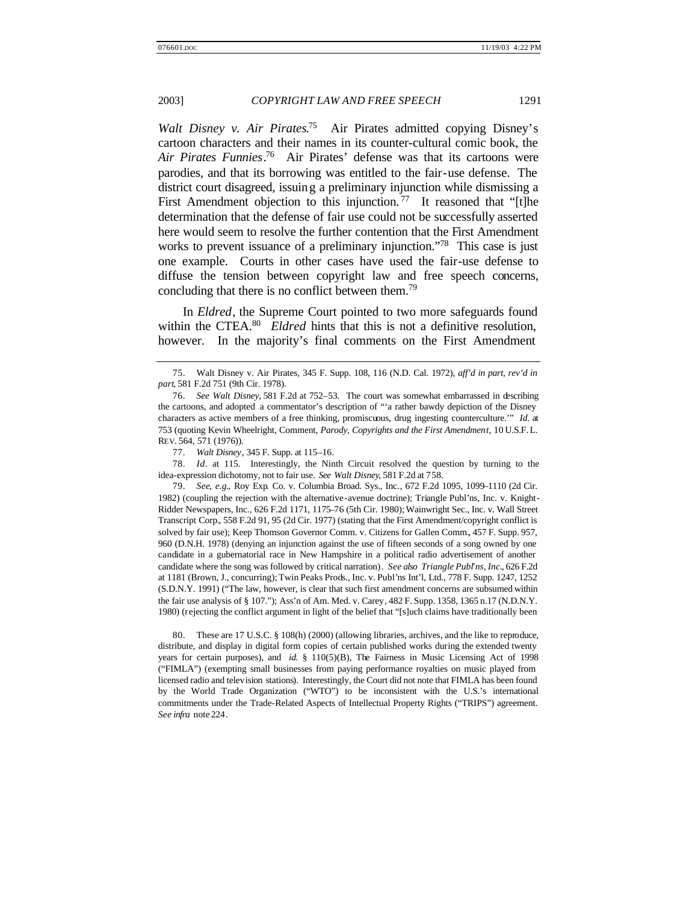*Walt Disney v. Air Pirates*.[75] Air Pirates admitted copying Disney's cartoon characters and their names in its counter-cultural comic book, the *Air Pirates Funnies*.[76] Air Pirates' defense was that its cartoons were parodies, and that its borrowing was entitled to the fair-use defense. The district court disagreed, issuing a preliminary injunction while dismissing a First Amendment objection to this injunction.[77] It reasoned that "[t]he determination that the defense of fair use could not be successfully asserted here would seem to resolve the further contention that the First Amendment works to prevent issuance of a preliminary injunction."[78] This case is just one example. Courts in other cases have used the fair-use defense to diffuse the tension between copyright law and free speech concerns, concluding that there is no conflict between them.[79]

In *Eldred*, the Supreme Court pointed to two more safeguards found within the CTEA.[80] *Eldred* hints that this is not a definitive resolution, however. In the majority's final comments on the First Amendment

---

75. Walt Disney v. Air Pirates, 345 F. Supp. 108, 116 (N.D. Cal. 1972), *aff'd in part, rev'd in part*, 581 F.2d 751 (9th Cir. 1978).

76. *See Walt Disney*, 581 F.2d at 752–53. The court was somewhat embarrassed in describing the cartoons, and adopted a commentator's description of "'a rather bawdy depiction of the Disney characters as active members of a free thinking, promiscuous, drug ingesting counterculture.'" *Id.* at 753 (quoting Kevin Wheelright, Comment, *Parody, Copyrights and the First Amendment*, 10 U.S.F. L. REV. 564, 571 (1976)).

77. *Walt Disney*, 345 F. Supp. at 115–16.

78. *Id.* at 115. Interestingly, the Ninth Circuit resolved the question by turning to the idea-expression dichotomy, not to fair use. *See Walt Disney*, 581 F.2d at 758.

79. *See, e.g.*, Roy Exp. Co. v. Columbia Broad. Sys., Inc., 672 F.2d 1095, 1099–1110 (2d Cir. 1982) (coupling the rejection with the alternative-avenue doctrine); Triangle Publ'ns, Inc. v. Knight-Ridder Newspapers, Inc., 626 F.2d 1171, 1175–76 (5th Cir. 1980); Wainwright Sec., Inc. v. Wall Street Transcript Corp., 558 F.2d 91, 95 (2d Cir. 1977) (stating that the First Amendment/copyright conflict is solved by fair use); Keep Thomson Governor Comm. v. Citizens for Gallen Comm., 457 F. Supp. 957, 960 (D.N.H. 1978) (denying an injunction against the use of fifteen seconds of a song owned by one candidate in a gubernatorial race in New Hampshire in a political radio advertisement of another candidate where the song was followed by critical narration). *See also Triangle Publ'ns, Inc.*, 626 F.2d at 1181 (Brown, J., concurring); Twin Peaks Prods., Inc. v. Publ'ns Int'l, Ltd., 778 F. Supp. 1247, 1252 (S.D.N.Y. 1991) ("The law, however, is clear that such first amendment concerns are subsumed within the fair use analysis of § 107."); Ass'n of Am. Med. v. Carey, 482 F. Supp. 1358, 1365 n.17 (N.D.N.Y. 1980) (rejecting the conflict argument in light of the belief that "[s]uch claims have traditionally been

80. These are 17 U.S.C. § 108(h) (2000) (allowing libraries, archives, and the like to reproduce, distribute, and display in digital form copies of certain published works during the extended twenty years for certain purposes), and *id.* § 110(5)(B), The Fairness in Music Licensing Act of 1998 ("FIMLA") (exempting small businesses from paying performance royalties on music played from licensed radio and television stations). Interestingly, the Court did not note that FIMLA has been found by the World Trade Organization ("WTO") to be inconsistent with the U.S.'s international commitments under the Trade-Related Aspects of Intellectual Property Rights ("TRIPS") agreement. *See infra* note 224.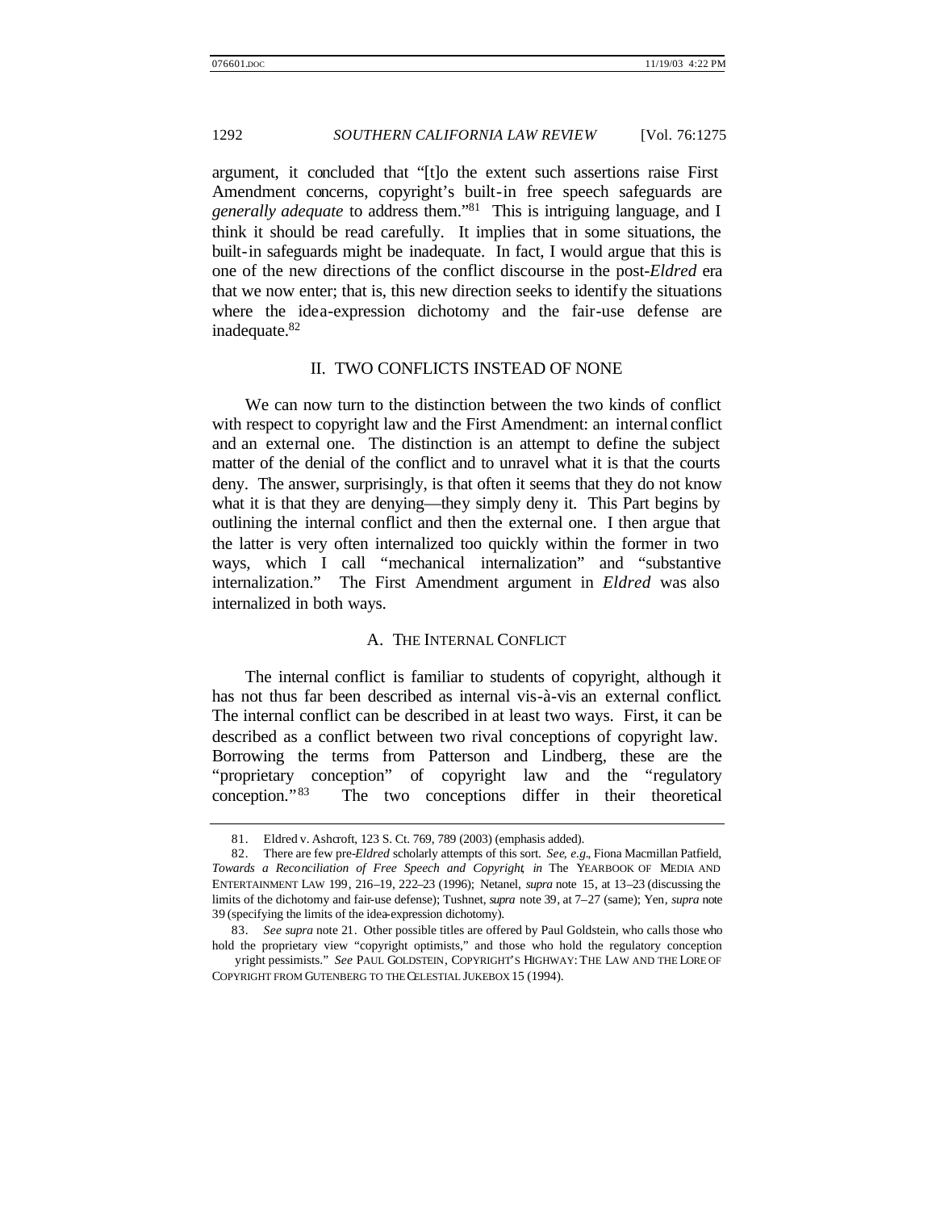argument, it concluded that "[t]o the extent such assertions raise First Amendment concerns, copyright's built-in free speech safeguards are *generally adequate* to address them."[81] This is intriguing language, and I think it should be read carefully. It implies that in some situations, the built-in safeguards might be inadequate. In fact, I would argue that this is one of the new directions of the conflict discourse in the post-*Eldred* era that we now enter; that is, this new direction seeks to identify the situations where the idea-expression dichotomy and the fair-use defense are inadequate.[82]

## II. TWO CONFLICTS INSTEAD OF NONE

We can now turn to the distinction between the two kinds of conflict with respect to copyright law and the First Amendment: an internal conflict and an external one. The distinction is an attempt to define the subject matter of the denial of the conflict and to unravel what it is that the courts deny. The answer, surprisingly, is that often it seems that they do not know what it is that they are denying—they simply deny it. This Part begins by outlining the internal conflict and then the external one. I then argue that the latter is very often internalized too quickly within the former in two ways, which I call "mechanical internalization" and "substantive internalization." The First Amendment argument in *Eldred* was also internalized in both ways.

### A. THE INTERNAL CONFLICT

The internal conflict is familiar to students of copyright, although it has not thus far been described as internal vis-à-vis an external conflict. The internal conflict can be described in at least two ways. First, it can be described as a conflict between two rival conceptions of copyright law. Borrowing the terms from Patterson and Lindberg, these are the "proprietary conception" of copyright law and the "regulatory conception."[83] The two conceptions differ in their theoretical

81. Eldred v. Ashcroft, 123 S. Ct. 769, 789 (2003) (emphasis added).

82. There are few pre-*Eldred* scholarly attempts of this sort. *See, e.g.*, Fiona Macmillan Patfield, *Towards a Reconciliation of Free Speech and Copyright*, *in* The YEARBOOK OF MEDIA AND ENTERTAINMENT LAW 199, 216–19, 222–23 (1996); Netanel, *supra* note 15, at 13–23 (discussing the limits of the dichotomy and fair-use defense); Tushnet, *supra* note 39, at 7–27 (same); Yen, *supra* note 39 (specifying the limits of the idea-expression dichotomy).

83. *See supra* note 21. Other possible titles are offered by Paul Goldstein, who calls those who hold the proprietary view "copyright optimists," and those who hold the regulatory conception "copyright pessimists." *See* PAUL GOLDSTEIN, COPYRIGHT'S HIGHWAY: THE LAW AND THE LORE OF COPYRIGHT FROM GUTENBERG TO THE CELESTIAL JUKEBOX 15 (1994).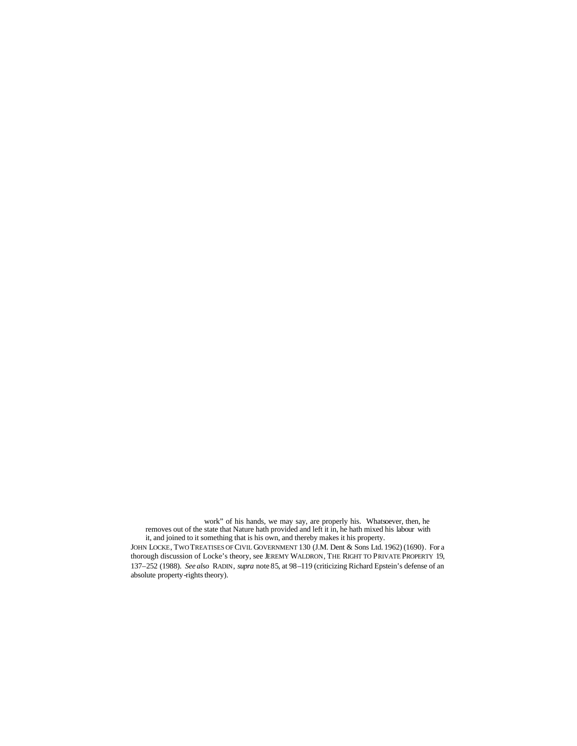work" of his hands, we may say, are properly his. Whatsoever, then, he removes out of the state that Nature hath provided and left it in, he hath mixed his labour with it, and joined to it something that is his own, and thereby makes it his property.

JOHN LOCKE, TWO TREATISES OF CIVIL GOVERNMENT 130 (J.M. Dent & Sons Ltd. 1962) (1690). For a thorough discussion of Locke's theory, see JEREMY WALDRON, THE RIGHT TO PRIVATE PROPERTY 19, 137–252 (1988). *See also* RADIN, *supra* note 85, at 98–119 (criticizing Richard Epstein's defense of an absolute property-rights theory).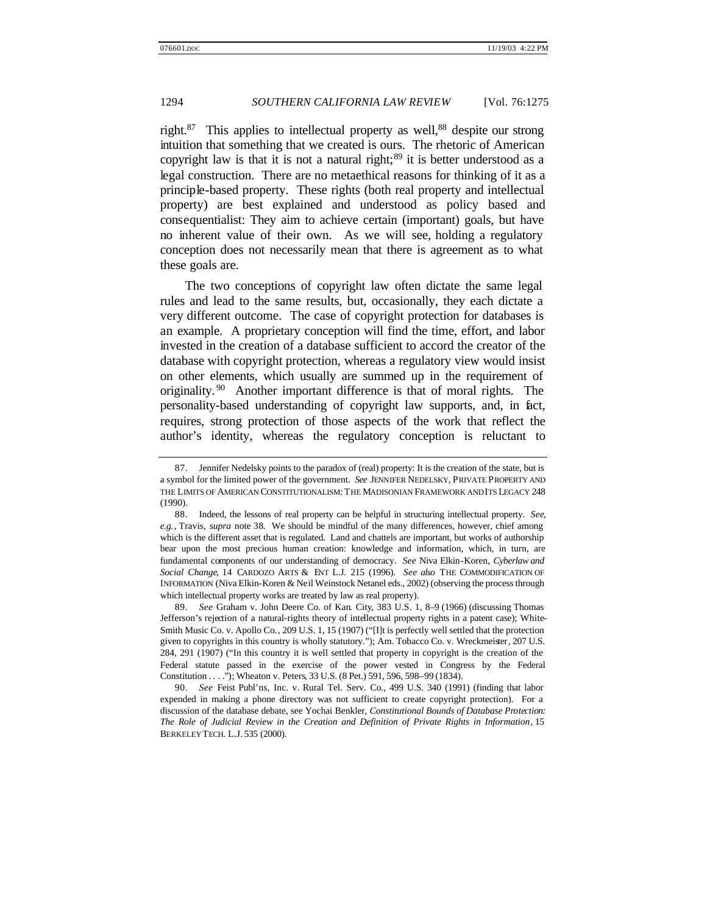right.[87] This applies to intellectual property as well,[88] despite our strong intuition that something that we created is ours. The rhetoric of American copyright law is that it is not a natural right;[89] it is better understood as a legal construction. There are no metaethical reasons for thinking of it as a principle-based property. These rights (both real property and intellectual property) are best explained and understood as policy based and consequentialist: They aim to achieve certain (important) goals, but have no inherent value of their own. As we will see, holding a regulatory conception does not necessarily mean that there is agreement as to what these goals are.

The two conceptions of copyright law often dictate the same legal rules and lead to the same results, but, occasionally, they each dictate a very different outcome. The case of copyright protection for databases is an example. A proprietary conception will find the time, effort, and labor invested in the creation of a database sufficient to accord the creator of the database with copyright protection, whereas a regulatory view would insist on other elements, which usually are summed up in the requirement of originality.[90] Another important difference is that of moral rights. The personality-based understanding of copyright law supports, and, in fact, requires, strong protection of those aspects of the work that reflect the author's identity, whereas the regulatory conception is reluctant to

---

87. Jennifer Nedelsky points to the paradox of (real) property: It is the creation of the state, but is a symbol for the limited power of the government. *See* JENNIFER NEDELSKY, PRIVATE PROPERTY AND THE LIMITS OF AMERICAN CONSTITUTIONALISM: THE MADISONIAN FRAMEWORK AND ITS LEGACY 248 (1990).

88. Indeed, the lessons of real property can be helpful in structuring intellectual property. *See, e.g.*, Travis, *supra* note 38. We should be mindful of the many differences, however, chief among which is the different asset that is regulated. Land and chattels are important, but works of authorship bear upon the most precious human creation: knowledge and information, which, in turn, are fundamental components of our understanding of democracy. *See* Niva Elkin-Koren, *Cyberlaw and Social Change*, 14 CARDOZO ARTS & ENT L.J. 215 (1996). *See also* THE COMMODIFICATION OF INFORMATION (Niva Elkin-Koren & Neil Weinstock Netanel eds., 2002) (observing the process through which intellectual property works are treated by law as real property).

89. *See* Graham v. John Deere Co. of Kan. City, 383 U.S. 1, 8–9 (1966) (discussing Thomas Jefferson's rejection of a natural-rights theory of intellectual property rights in a patent case); White-Smith Music Co. v. Apollo Co., 209 U.S. 1, 15 (1907) ("[I]t is perfectly well settled that the protection given to copyrights in this country is wholly statutory."); Am. Tobacco Co. v. Wreckmeister, 207 U.S. 284, 291 (1907) ("In this country it is well settled that property in copyright is the creation of the Federal statute passed in the exercise of the power vested in Congress by the Federal Constitution . . . ."); Wheaton v. Peters, 33 U.S. (8 Pet.) 591, 596, 598–99 (1834).

90. *See* Feist Publ'ns, Inc. v. Rural Tel. Serv. Co., 499 U.S. 340 (1991) (finding that labor expended in making a phone directory was not sufficient to create copyright protection). For a discussion of the database debate, see Yochai Benkler, *Constitutional Bounds of Database Protection: The Role of Judicial Review in the Creation and Definition of Private Rights in Information*, 15 BERKELEY TECH. L.J. 535 (2000).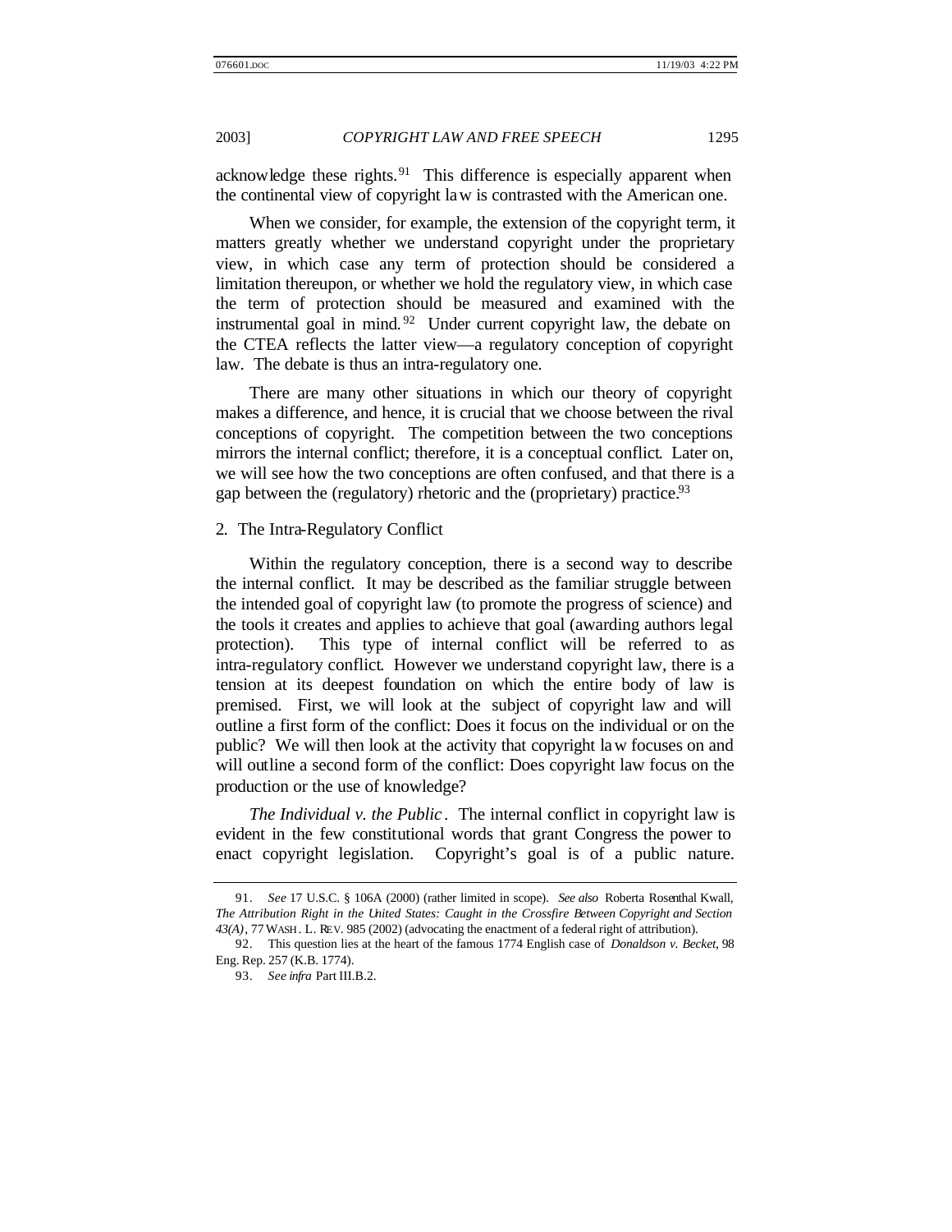acknowledge these rights.[91] This difference is especially apparent when the continental view of copyright law is contrasted with the American one.

When we consider, for example, the extension of the copyright term, it matters greatly whether we understand copyright under the proprietary view, in which case any term of protection should be considered a limitation thereupon, or whether we hold the regulatory view, in which case the term of protection should be measured and examined with the instrumental goal in mind.[92] Under current copyright law, the debate on the CTEA reflects the latter view—a regulatory conception of copyright law. The debate is thus an intra-regulatory one.

There are many other situations in which our theory of copyright makes a difference, and hence, it is crucial that we choose between the rival conceptions of copyright. The competition between the two conceptions mirrors the internal conflict; therefore, it is a conceptual conflict. Later on, we will see how the two conceptions are often confused, and that there is a gap between the (regulatory) rhetoric and the (proprietary) practice.[93]

### 2. The Intra-Regulatory Conflict

Within the regulatory conception, there is a second way to describe the internal conflict. It may be described as the familiar struggle between the intended goal of copyright law (to promote the progress of science) and the tools it creates and applies to achieve that goal (awarding authors legal protection). This type of internal conflict will be referred to as intra-regulatory conflict. However we understand copyright law, there is a tension at its deepest foundation on which the entire body of law is premised. First, we will look at the subject of copyright law and will outline a first form of the conflict: Does it focus on the individual or on the public? We will then look at the activity that copyright law focuses on and will outline a second form of the conflict: Does copyright law focus on the production or the use of knowledge?

*The Individual v. the Public*. The internal conflict in copyright law is evident in the few constitutional words that grant Congress the power to enact copyright legislation. Copyright's goal is of a public nature.

---

91. *See* 17 U.S.C. § 106A (2000) (rather limited in scope). *See also* Roberta Rosenthal Kwall, *The Attribution Right in the United States: Caught in the Crossfire Between Copyright and Section 43(A)*, 77 WASH. L. REV. 985 (2002) (advocating the enactment of a federal right of attribution).

92. This question lies at the heart of the famous 1774 English case of *Donaldson v. Becket*, 98 Eng. Rep. 257 (K.B. 1774).

93. *See infra* Part III.B.2.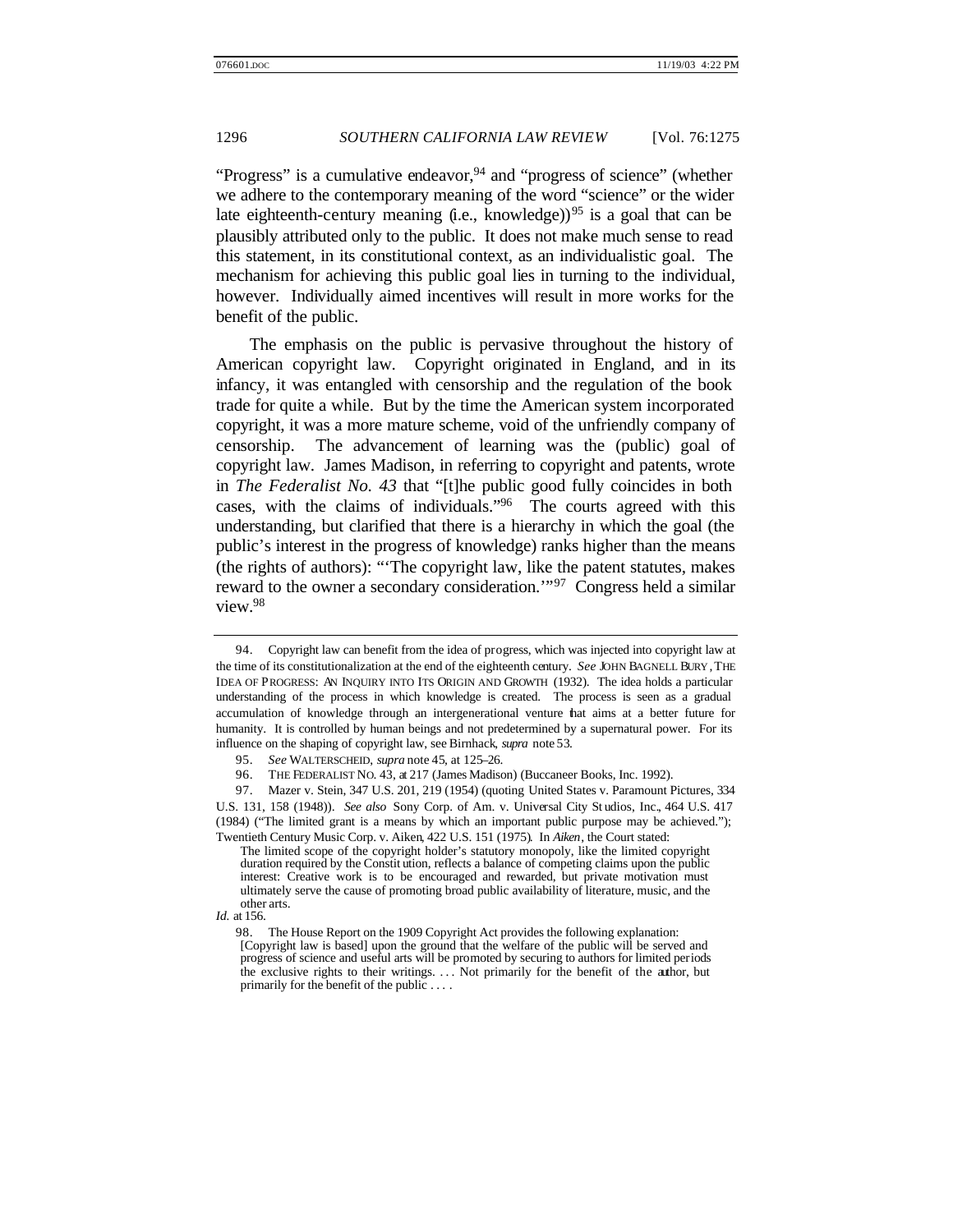"Progress" is a cumulative endeavor,[94] and "progress of science" (whether we adhere to the contemporary meaning of the word "science" or the wider late eighteenth-century meaning (i.e., knowledge))[95] is a goal that can be plausibly attributed only to the public. It does not make much sense to read this statement, in its constitutional context, as an individualistic goal. The mechanism for achieving this public goal lies in turning to the individual, however. Individually aimed incentives will result in more works for the benefit of the public.

The emphasis on the public is pervasive throughout the history of American copyright law. Copyright originated in England, and in its infancy, it was entangled with censorship and the regulation of the book trade for quite a while. But by the time the American system incorporated copyright, it was a more mature scheme, void of the unfriendly company of censorship. The advancement of learning was the (public) goal of copyright law. James Madison, in referring to copyright and patents, wrote in *The Federalist No. 43* that "[t]he public good fully coincides in both cases, with the claims of individuals."[96] The courts agreed with this understanding, but clarified that there is a hierarchy in which the goal (the public's interest in the progress of knowledge) ranks higher than the means (the rights of authors): "'The copyright law, like the patent statutes, makes reward to the owner a secondary consideration.'"[97] Congress held a similar view.[98]

---

94. Copyright law can benefit from the idea of progress, which was injected into copyright law at the time of its constitutionalization at the end of the eighteenth century. *See* JOHN BAGNELL BURY, THE IDEA OF PROGRESS: AN INQUIRY INTO ITS ORIGIN AND GROWTH (1932). The idea holds a particular understanding of the process in which knowledge is created. The process is seen as a gradual accumulation of knowledge through an intergenerational venture that aims at a better future for humanity. It is controlled by human beings and not predetermined by a supernatural power. For its influence on the shaping of copyright law, see Birnhack, *supra* note 53.

95. *See* WALTERSCHEID, *supra* note 45, at 125–26.

96. THE FEDERALIST NO. 43, at 217 (James Madison) (Buccaneer Books, Inc. 1992).

97. Mazer v. Stein, 347 U.S. 201, 219 (1954) (quoting United States v. Paramount Pictures, 334 U.S. 131, 158 (1948)). *See also* Sony Corp. of Am. v. Universal City Studios, Inc., 464 U.S. 417 (1984) ("The limited grant is a means by which an important public purpose may be achieved."); Twentieth Century Music Corp. v. Aiken, 422 U.S. 151 (1975). In *Aiken*, the Court stated:

> The limited scope of the copyright holder's statutory monopoly, like the limited copyright duration required by the Constitution, reflects a balance of competing claims upon the public interest: Creative work is to be encouraged and rewarded, but private motivation must ultimately serve the cause of promoting broad public availability of literature, music, and the other arts.

*Id.* at 156.

98. The House Report on the 1909 Copyright Act provides the following explanation:

> [Copyright law is based] upon the ground that the welfare of the public will be served and progress of science and useful arts will be promoted by securing to authors for limited periods the exclusive rights to their writings. . . . Not primarily for the benefit of the author, but primarily for the benefit of the public . . . .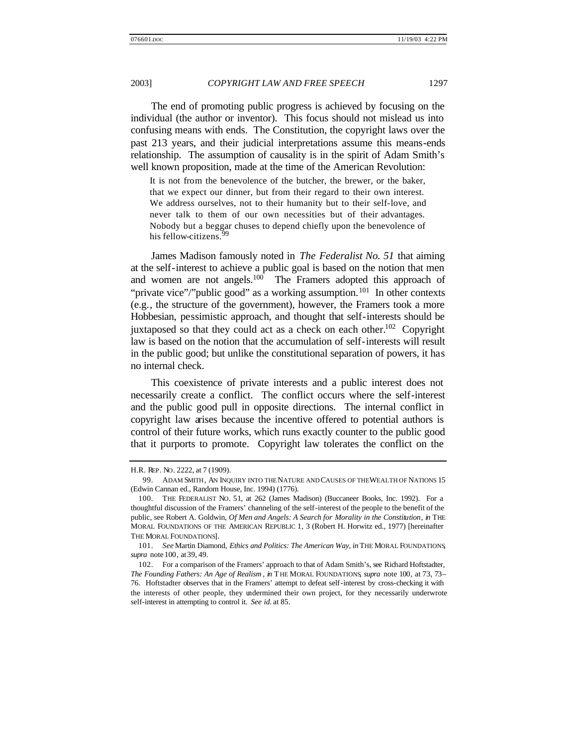The end of promoting public progress is achieved by focusing on the individual (the author or inventor). This focus should not mislead us into confusing means with ends. The Constitution, the copyright laws over the past 213 years, and their judicial interpretations assume this means-ends relationship. The assumption of causality is in the spirit of Adam Smith's well known proposition, made at the time of the American Revolution:

> It is not from the benevolence of the butcher, the brewer, or the baker, that we expect our dinner, but from their regard to their own interest. We address ourselves, not to their humanity but to their self-love, and never talk to them of our own necessities but of their advantages. Nobody but a beggar chuses to depend chiefly upon the benevolence of his fellow-citizens.[99]

James Madison famously noted in *The Federalist No. 51* that aiming at the self-interest to achieve a public goal is based on the notion that men and women are not angels.[100] The Framers adopted this approach of "private vice"/"public good" as a working assumption.[101] In other contexts (e.g., the structure of the government), however, the Framers took a more Hobbesian, pessimistic approach, and thought that self-interests should be juxtaposed so that they could act as a check on each other.[102] Copyright law is based on the notion that the accumulation of self-interests will result in the public good; but unlike the constitutional separation of powers, it has no internal check.

This coexistence of private interests and a public interest does not necessarily create a conflict. The conflict occurs where the self-interest and the public good pull in opposite directions. The internal conflict in copyright law arises because the incentive offered to potential authors is control of their future works, which runs exactly counter to the public good that it purports to promote. Copyright law tolerates the conflict on the

---

H.R. REP. NO. 2222, at 7 (1909).

99. ADAM SMITH, AN INQUIRY INTO THE NATURE AND CAUSES OF THE WEALTH OF NATIONS 15 (Edwin Cannan ed., Random House, Inc. 1994) (1776).

100. THE FEDERALIST NO. 51, at 262 (James Madison) (Buccaneer Books, Inc. 1992). For a thoughtful discussion of the Framers' channeling of the self-interest of the people to the benefit of the public, see Robert A. Goldwin, *Of Men and Angels: A Search for Morality in the Constitution*, *in* THE MORAL FOUNDATIONS OF THE AMERICAN REPUBLIC 1, 3 (Robert H. Horwitz ed., 1977) [hereinafter THE MORAL FOUNDATIONS].

101. *See* Martin Diamond, *Ethics and Politics: The American Way*, *in* THE MORAL FOUNDATIONS, *supra* note 100, at 39, 49.

102. For a comparison of the Framers' approach to that of Adam Smith's, see Richard Hoftstadter, *The Founding Fathers: An Age of Realism*, *in* THE MORAL FOUNDATIONS, *supra* note 100, at 73, 73–76. Hoftstadter observes that in the Framers' attempt to defeat self-interest by cross-checking it with the interests of other people, they undermined their own project, for they necessarily underwrote self-interest in attempting to control it. *See id.* at 85.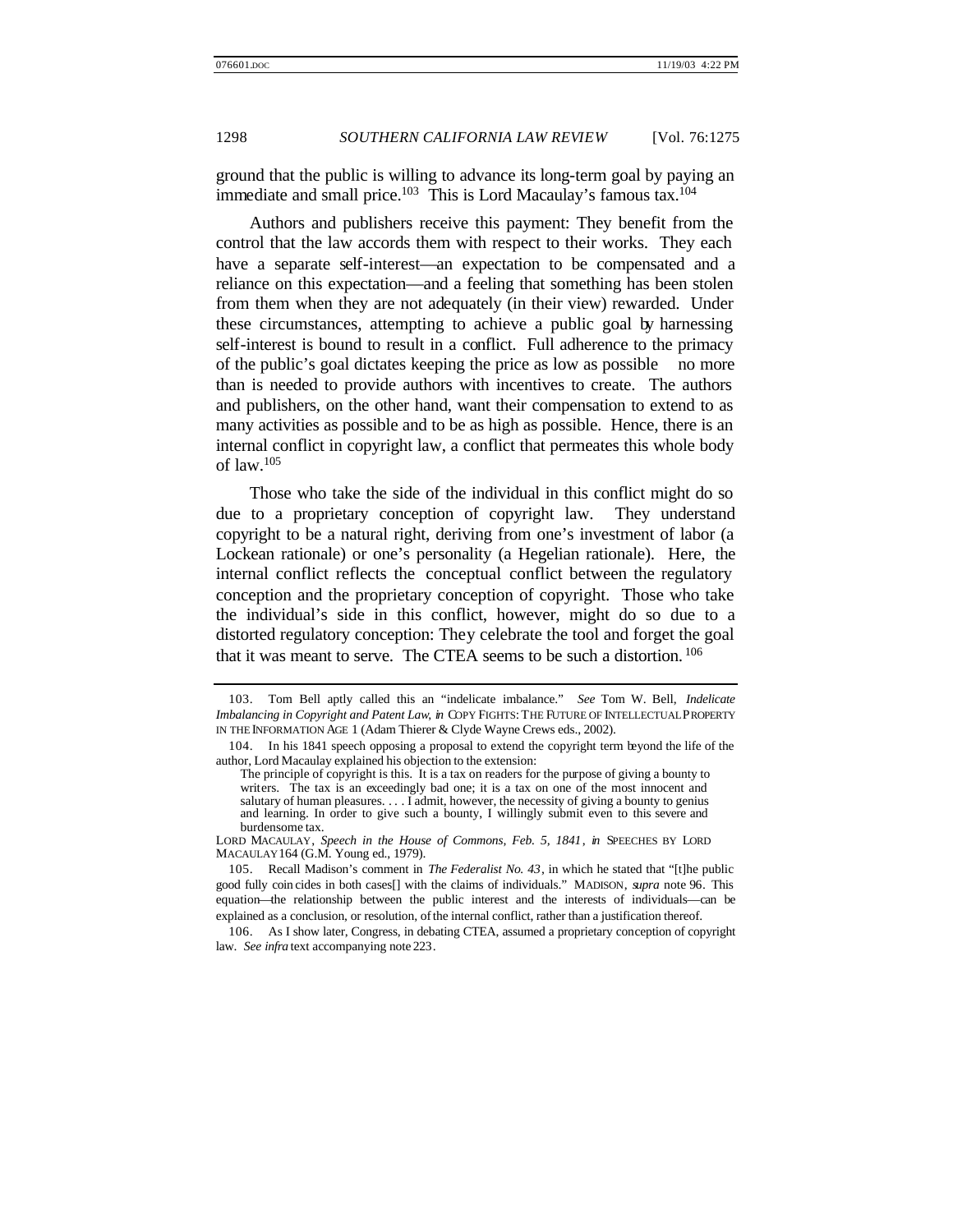ground that the public is willing to advance its long-term goal by paying an immediate and small price.[103] This is Lord Macaulay's famous tax.[104]

Authors and publishers receive this payment: They benefit from the control that the law accords them with respect to their works. They each have a separate self-interest—an expectation to be compensated and a reliance on this expectation—and a feeling that something has been stolen from them when they are not adequately (in their view) rewarded. Under these circumstances, attempting to achieve a public goal by harnessing self-interest is bound to result in a conflict. Full adherence to the primacy of the public's goal dictates keeping the price as low as possible — no more than is needed to provide authors with incentives to create. The authors and publishers, on the other hand, want their compensation to extend to as many activities as possible and to be as high as possible. Hence, there is an internal conflict in copyright law, a conflict that permeates this whole body of law.[105]

Those who take the side of the individual in this conflict might do so due to a proprietary conception of copyright law. They understand copyright to be a natural right, deriving from one's investment of labor (a Lockean rationale) or one's personality (a Hegelian rationale). Here, the internal conflict reflects the conceptual conflict between the regulatory conception and the proprietary conception of copyright. Those who take the individual's side in this conflict, however, might do so due to a distorted regulatory conception: They celebrate the tool and forget the goal that it was meant to serve. The CTEA seems to be such a distortion.[106]

---

103. Tom Bell aptly called this an "indelicate imbalance." *See* Tom W. Bell, *Indelicate Imbalancing in Copyright and Patent Law*, *in* COPY FIGHTS: THE FUTURE OF INTELLECTUAL PROPERTY IN THE INFORMATION AGE 1 (Adam Thierer & Clyde Wayne Crews eds., 2002).

104. In his 1841 speech opposing a proposal to extend the copyright term beyond the life of the author, Lord Macaulay explained his objection to the extension:

> The principle of copyright is this. It is a tax on readers for the purpose of giving a bounty to writers. The tax is an exceedingly bad one; it is a tax on one of the most innocent and salutary of human pleasures. . . . I admit, however, the necessity of giving a bounty to genius and learning. In order to give such a bounty, I willingly submit even to this severe and burdensome tax.

LORD MACAULAY, *Speech in the House of Commons, Feb. 5, 1841*, *in* SPEECHES BY LORD MACAULAY 164 (G.M. Young ed., 1979).

105. Recall Madison's comment in *The Federalist No. 43*, in which he stated that "[t]he public good fully coincides in both cases[] with the claims of individuals." MADISON, *supra* note 96. This equation—the relationship between the public interest and the interests of individuals—can be explained as a conclusion, or resolution, of the internal conflict, rather than a justification thereof.

106. As I show later, Congress, in debating CTEA, assumed a proprietary conception of copyright law. *See infra* text accompanying note 223.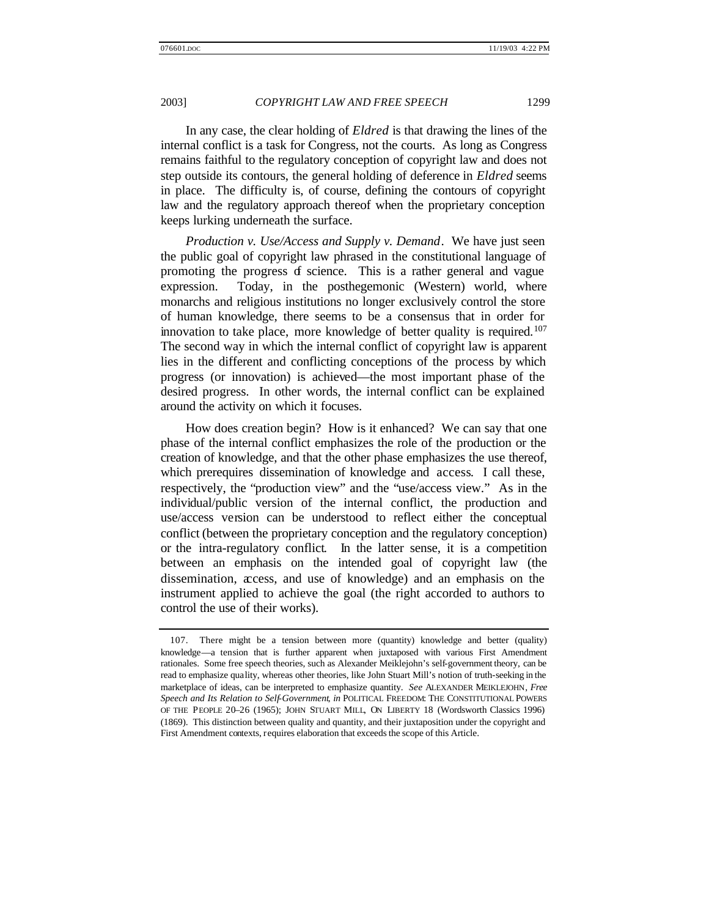In any case, the clear holding of *Eldred* is that drawing the lines of the internal conflict is a task for Congress, not the courts. As long as Congress remains faithful to the regulatory conception of copyright law and does not step outside its contours, the general holding of deference in *Eldred* seems in place. The difficulty is, of course, defining the contours of copyright law and the regulatory approach thereof when the proprietary conception keeps lurking underneath the surface.

*Production v. Use/Access and Supply v. Demand*. We have just seen the public goal of copyright law phrased in the constitutional language of promoting the progress of science. This is a rather general and vague expression. Today, in the posthegemonic (Western) world, where monarchs and religious institutions no longer exclusively control the store of human knowledge, there seems to be a consensus that in order for innovation to take place, more knowledge of better quality is required.[107] The second way in which the internal conflict of copyright law is apparent lies in the different and conflicting conceptions of the process by which progress (or innovation) is achieved—the most important phase of the desired progress. In other words, the internal conflict can be explained around the activity on which it focuses.

How does creation begin? How is it enhanced? We can say that one phase of the internal conflict emphasizes the role of the production or the creation of knowledge, and that the other phase emphasizes the use thereof, which prerequires dissemination of knowledge and access. I call these, respectively, the "production view" and the "use/access view." As in the individual/public version of the internal conflict, the production and use/access version can be understood to reflect either the conceptual conflict (between the proprietary conception and the regulatory conception) or the intra-regulatory conflict. In the latter sense, it is a competition between an emphasis on the intended goal of copyright law (the dissemination, access, and use of knowledge) and an emphasis on the instrument applied to achieve the goal (the right accorded to authors to control the use of their works).

---

107. There might be a tension between more (quantity) knowledge and better (quality) knowledge—a tension that is further apparent when juxtaposed with various First Amendment rationales. Some free speech theories, such as Alexander Meiklejohn's self-government theory, can be read to emphasize quality, whereas other theories, like John Stuart Mill's notion of truth-seeking in the marketplace of ideas, can be interpreted to emphasize quantity. *See* ALEXANDER MEIKLEJOHN, *Free Speech and Its Relation to Self-Government*, *in* POLITICAL FREEDOM: THE CONSTITUTIONAL POWERS OF THE PEOPLE 20–26 (1965); JOHN STUART MILL, ON LIBERTY 18 (Wordsworth Classics 1996) (1869). This distinction between quality and quantity, and their juxtaposition under the copyright and First Amendment contexts, requires elaboration that exceeds the scope of this Article.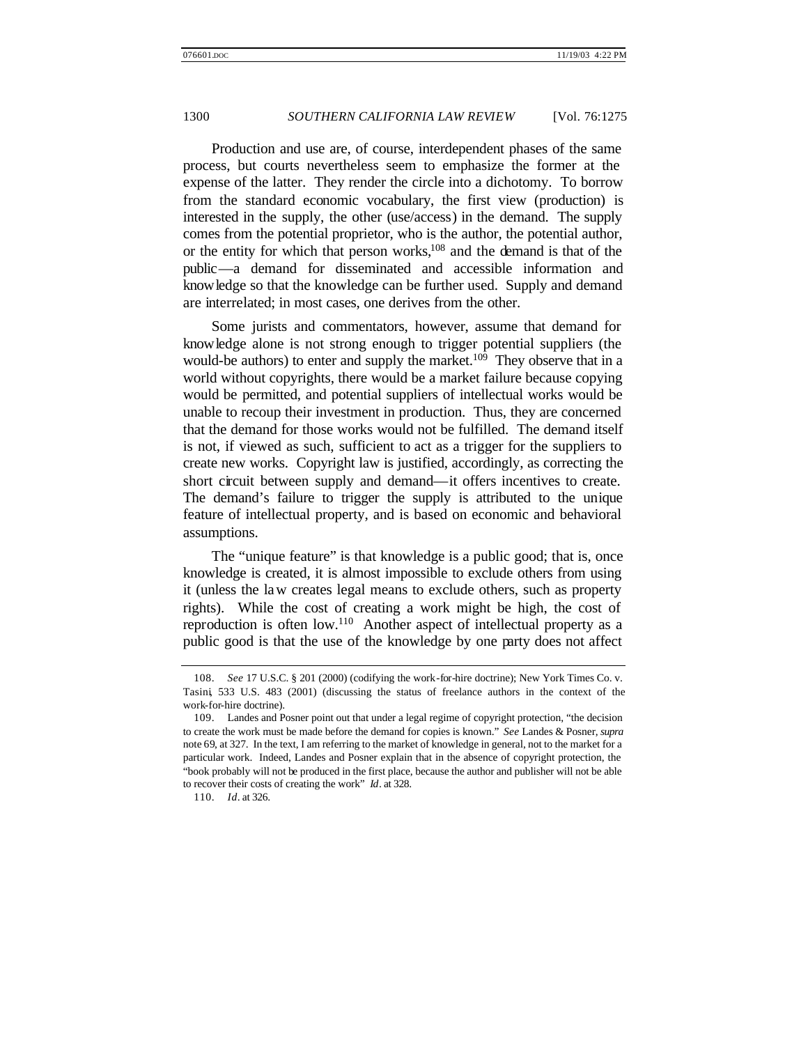Production and use are, of course, interdependent phases of the same process, but courts nevertheless seem to emphasize the former at the expense of the latter. They render the circle into a dichotomy. To borrow from the standard economic vocabulary, the first view (production) is interested in the supply, the other (use/access) in the demand. The supply comes from the potential proprietor, who is the author, the potential author, or the entity for which that person works,[108] and the demand is that of the public—a demand for disseminated and accessible information and knowledge so that the knowledge can be further used. Supply and demand are interrelated; in most cases, one derives from the other.

Some jurists and commentators, however, assume that demand for knowledge alone is not strong enough to trigger potential suppliers (the would-be authors) to enter and supply the market.[109] They observe that in a world without copyrights, there would be a market failure because copying would be permitted, and potential suppliers of intellectual works would be unable to recoup their investment in production. Thus, they are concerned that the demand for those works would not be fulfilled. The demand itself is not, if viewed as such, sufficient to act as a trigger for the suppliers to create new works. Copyright law is justified, accordingly, as correcting the short circuit between supply and demand—it offers incentives to create. The demand's failure to trigger the supply is attributed to the unique feature of intellectual property, and is based on economic and behavioral assumptions.

The "unique feature" is that knowledge is a public good; that is, once knowledge is created, it is almost impossible to exclude others from using it (unless the law creates legal means to exclude others, such as property rights). While the cost of creating a work might be high, the cost of reproduction is often low.[110] Another aspect of intellectual property as a public good is that the use of the knowledge by one party does not affect

---

108. *See* 17 U.S.C. § 201 (2000) (codifying the work-for-hire doctrine); New York Times Co. v. Tasini, 533 U.S. 483 (2001) (discussing the status of freelance authors in the context of the work-for-hire doctrine).

109. Landes and Posner point out that under a legal regime of copyright protection, "the decision to create the work must be made before the demand for copies is known." *See* Landes & Posner, *supra* note 69, at 327. In the text, I am referring to the market of knowledge in general, not to the market for a particular work. Indeed, Landes and Posner explain that in the absence of copyright protection, the "book probably will not be produced in the first place, because the author and publisher will not be able to recover their costs of creating the work" *Id*. at 328.

110. *Id*. at 326.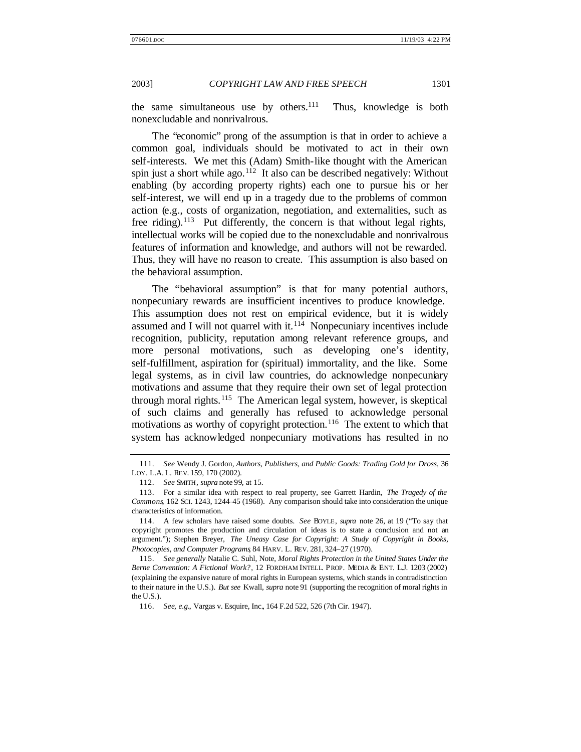the same simultaneous use by others.[111] Thus, knowledge is both nonexcludable and nonrivalrous.

The "economic" prong of the assumption is that in order to achieve a common goal, individuals should be motivated to act in their own self-interests. We met this (Adam) Smith-like thought with the American spin just a short while ago.[112] It also can be described negatively: Without enabling (by according property rights) each one to pursue his or her self-interest, we will end up in a tragedy due to the problems of common action (e.g., costs of organization, negotiation, and externalities, such as free riding).[113] Put differently, the concern is that without legal rights, intellectual works will be copied due to the nonexcludable and nonrivalrous features of information and knowledge, and authors will not be rewarded. Thus, they will have no reason to create. This assumption is also based on the behavioral assumption.

The "behavioral assumption" is that for many potential authors, nonpecuniary rewards are insufficient incentives to produce knowledge. This assumption does not rest on empirical evidence, but it is widely assumed and I will not quarrel with it.[114] Nonpecuniary incentives include recognition, publicity, reputation among relevant reference groups, and more personal motivations, such as developing one's identity, self-fulfillment, aspiration for (spiritual) immortality, and the like. Some legal systems, as in civil law countries, do acknowledge nonpecuniary motivations and assume that they require their own set of legal protection through moral rights.[115] The American legal system, however, is skeptical of such claims and generally has refused to acknowledge personal motivations as worthy of copyright protection.[116] The extent to which that system has acknowledged nonpecuniary motivations has resulted in no

---

111. *See* Wendy J. Gordon, *Authors, Publishers, and Public Goods: Trading Gold for Dross*, 36 LOY. L.A. L. REV. 159, 170 (2002).

112. *See* SMITH, *supra* note 99, at 15.

113. For a similar idea with respect to real property, see Garrett Hardin, *The Tragedy of the Commons*, 162 SCI. 1243, 1244–45 (1968). Any comparison should take into consideration the unique characteristics of information.

114. A few scholars have raised some doubts. *See* BOYLE, *supra* note 26, at 19 ("To say that copyright promotes the production and circulation of ideas is to state a conclusion and not an argument."); Stephen Breyer, *The Uneasy Case for Copyright: A Study of Copyright in Books, Photocopies, and Computer Programs*, 84 HARV. L. REV. 281, 324–27 (1970).

115. *See generally* Natalie C. Suhl, Note, *Moral Rights Protection in the United States Under the Berne Convention: A Fictional Work?*, 12 FORDHAM INTELL. PROP. MEDIA & ENT. L.J. 1203 (2002) (explaining the expansive nature of moral rights in European systems, which stands in contradistinction to their nature in the U.S.). *But see* Kwall, *supra* note 91 (supporting the recognition of moral rights in the U.S.).

116. *See, e.g.*, Vargas v. Esquire, Inc., 164 F.2d 522, 526 (7th Cir. 1947).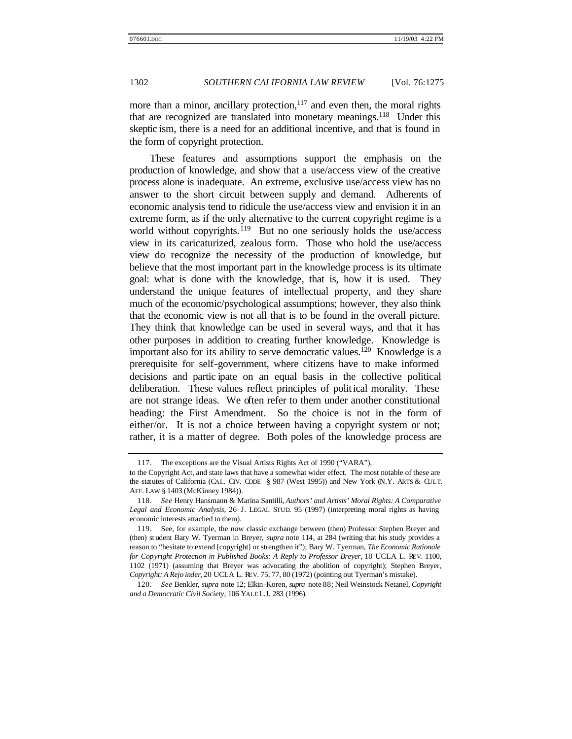more than a minor, ancillary protection,[117] and even then, the moral rights that are recognized are translated into monetary meanings.[118] Under this skepticism, there is a need for an additional incentive, and that is found in the form of copyright protection.

These features and assumptions support the emphasis on the production of knowledge, and show that a use/access view of the creative process alone is inadequate. An extreme, exclusive use/access view has no answer to the short circuit between supply and demand. Adherents of economic analysis tend to ridicule the use/access view and envision it in an extreme form, as if the only alternative to the current copyright regime is a world without copyrights.[119] But no one seriously holds the use/access view in its caricaturized, zealous form. Those who hold the use/access view do recognize the necessity of the production of knowledge, but believe that the most important part in the knowledge process is its ultimate goal: what is done with the knowledge, that is, how it is used. They understand the unique features of intellectual property, and they share much of the economic/psychological assumptions; however, they also think that the economic view is not all that is to be found in the overall picture. They think that knowledge can be used in several ways, and that it has other purposes in addition to creating further knowledge. Knowledge is important also for its ability to serve democratic values.[120] Knowledge is a prerequisite for self-government, where citizens have to make informed decisions and participate on an equal basis in the collective political deliberation. These values reflect principles of political morality. These are not strange ideas. We often refer to them under another constitutional heading: the First Amendment. So the choice is not in the form of either/or. It is not a choice between having a copyright system or not; rather, it is a matter of degree. Both poles of the knowledge process are

---

117. The exceptions are the Visual Artists Rights Act of 1990 ("VARA"), to the Copyright Act, and state laws that have a somewhat wider effect. The most notable of these are the statutes of California (CAL. CIV. CODE § 987 (West 1995)) and New York (N.Y. ARTS & CULT. AFF. LAW § 1403 (McKinney 1984)).

118. *See* Henry Hansmann & Marina Santilli, *Authors' and Artists' Moral Rights: A Comparative Legal and Economic Analysis*, 26 J. LEGAL STUD. 95 (1997) (interpreting moral rights as having economic interests attached to them).

119. See, for example, the now classic exchange between (then) Professor Stephen Breyer and (then) student Bary W. Tyerman in Breyer, *supra* note 114, at 284 (writing that his study provides a reason to "hesitate to extend [copyright] or strengthen it"); Bary W. Tyerman, *The Economic Rationale for Copyright Protection in Published Books: A Reply to Professor Breyer*, 18 UCLA L. REV. 1100, 1102 (1971) (assuming that Breyer was advocating the abolition of copyright); Stephen Breyer, *Copyright: A Rejoinder*, 20 UCLA L. REV. 75, 77, 80 (1972) (pointing out Tyerman's mistake).

120. *See* Benkler, *supra* note 12; Elkin-Koren, *supra* note 88; Neil Weinstock Netanel, *Copyright and a Democratic Civil Society*, 106 YALE L.J. 283 (1996).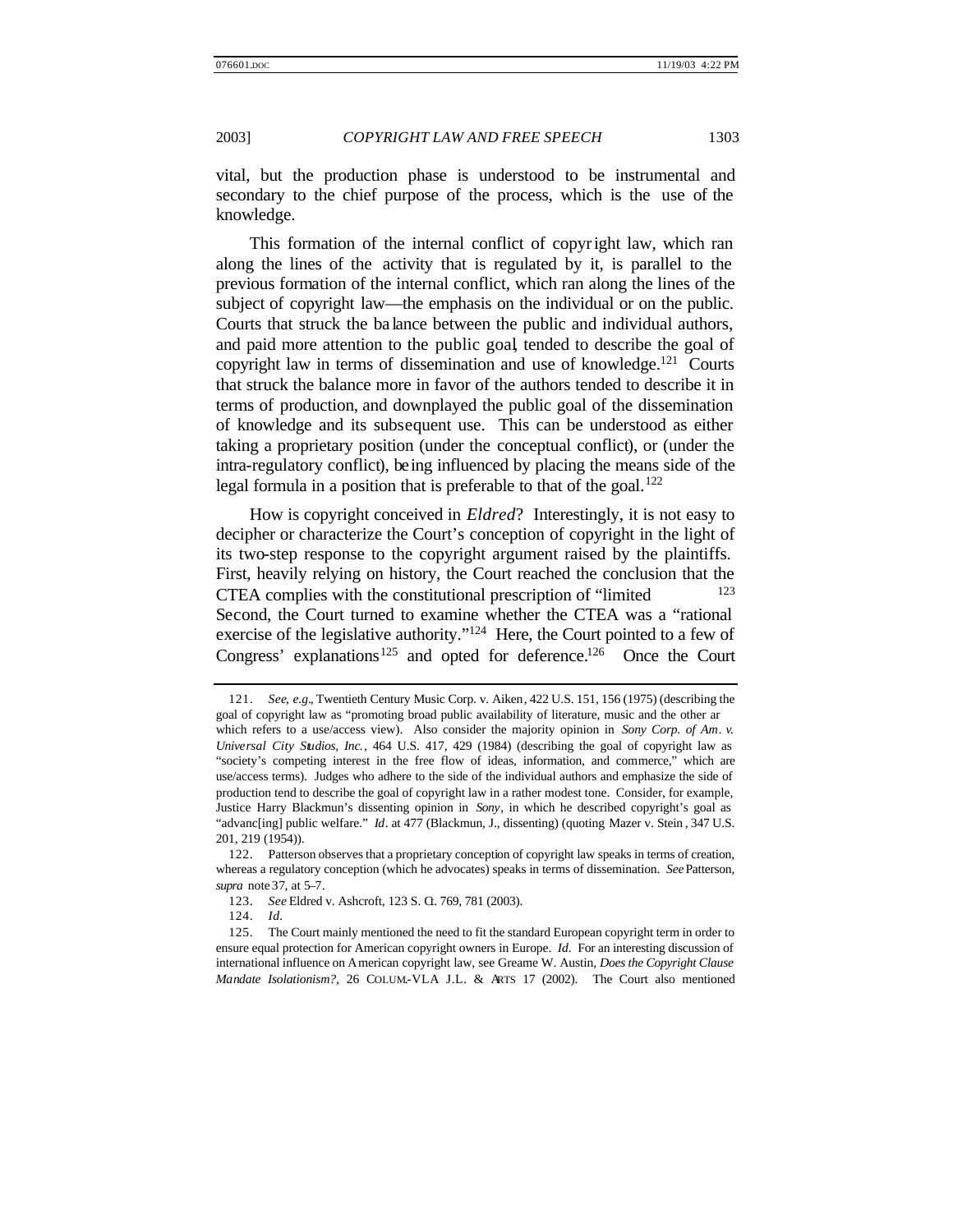vital, but the production phase is understood to be instrumental and secondary to the chief purpose of the process, which is the use of the knowledge.

This formation of the internal conflict of copyright law, which ran along the lines of the activity that is regulated by it, is parallel to the previous formation of the internal conflict, which ran along the lines of the subject of copyright law—the emphasis on the individual or on the public. Courts that struck the balance between the public and individual authors, and paid more attention to the public goal, tended to describe the goal of copyright law in terms of dissemination and use of knowledge.[121] Courts that struck the balance more in favor of the authors tended to describe it in terms of production, and downplayed the public goal of the dissemination of knowledge and its subsequent use. This can be understood as either taking a proprietary position (under the conceptual conflict), or (under the intra-regulatory conflict), being influenced by placing the means side of the legal formula in a position that is preferable to that of the goal.[122]

How is copyright conceived in *Eldred*? Interestingly, it is not easy to decipher or characterize the Court's conception of copyright in the light of its two-step response to the copyright argument raised by the plaintiffs. First, heavily relying on history, the Court reached the conclusion that the CTEA complies with the constitutional prescription of "limited [123] Second, the Court turned to examine whether the CTEA was a "rational exercise of the legislative authority."[124] Here, the Court pointed to a few of Congress' explanations[125] and opted for deference.[126] Once the Court

---

121. *See, e.g.*, Twentieth Century Music Corp. v. Aiken, 422 U.S. 151, 156 (1975) (describing the goal of copyright law as "promoting broad public availability of literature, music and the other ar which refers to a use/access view). Also consider the majority opinion in *Sony Corp. of Am. v. Universal City Studios, Inc.*, 464 U.S. 417, 429 (1984) (describing the goal of copyright law as "society's competing interest in the free flow of ideas, information, and commerce," which are use/access terms). Judges who adhere to the side of the individual authors and emphasize the side of production tend to describe the goal of copyright law in a rather modest tone. Consider, for example, Justice Harry Blackmun's dissenting opinion in *Sony*, in which he described copyright's goal as "advanc[ing] public welfare." *Id.* at 477 (Blackmun, J., dissenting) (quoting Mazer v. Stein, 347 U.S. 201, 219 (1954)).

122. Patterson observes that a proprietary conception of copyright law speaks in terms of creation, whereas a regulatory conception (which he advocates) speaks in terms of dissemination. *See* Patterson, *supra* note 37, at 5–7.

123. *See* Eldred v. Ashcroft, 123 S. Ct. 769, 781 (2003).

124. *Id.*

125. The Court mainly mentioned the need to fit the standard European copyright term in order to ensure equal protection for American copyright owners in Europe. *Id.* For an interesting discussion of international influence on American copyright law, see Greame W. Austin, *Does the Copyright Clause Mandate Isolationism?*, 26 COLUM.-VLA J.L. & ARTS 17 (2002). The Court also mentioned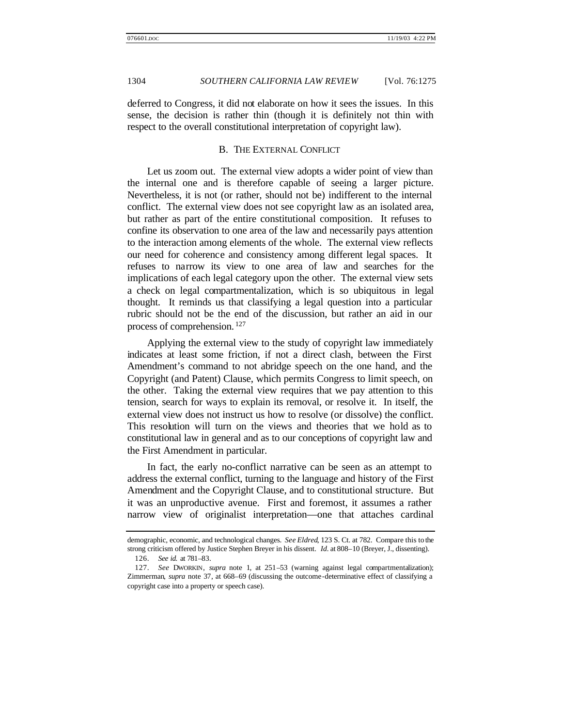deferred to Congress, it did not elaborate on how it sees the issues. In this sense, the decision is rather thin (though it is definitely not thin with respect to the overall constitutional interpretation of copyright law).

### B. THE EXTERNAL CONFLICT

Let us zoom out. The external view adopts a wider point of view than the internal one and is therefore capable of seeing a larger picture. Nevertheless, it is not (or rather, should not be) indifferent to the internal conflict. The external view does not see copyright law as an isolated area, but rather as part of the entire constitutional composition. It refuses to confine its observation to one area of the law and necessarily pays attention to the interaction among elements of the whole. The external view reflects our need for coherence and consistency among different legal spaces. It refuses to narrow its view to one area of law and searches for the implications of each legal category upon the other. The external view sets a check on legal compartmentalization, which is so ubiquitous in legal thought. It reminds us that classifying a legal question into a particular rubric should not be the end of the discussion, but rather an aid in our process of comprehension.[127]

Applying the external view to the study of copyright law immediately indicates at least some friction, if not a direct clash, between the First Amendment's command to not abridge speech on the one hand, and the Copyright (and Patent) Clause, which permits Congress to limit speech, on the other. Taking the external view requires that we pay attention to this tension, search for ways to explain its removal, or resolve it. In itself, the external view does not instruct us how to resolve (or dissolve) the conflict. This resolution will turn on the views and theories that we hold as to constitutional law in general and as to our conceptions of copyright law and the First Amendment in particular.

In fact, the early no-conflict narrative can be seen as an attempt to address the external conflict, turning to the language and history of the First Amendment and the Copyright Clause, and to constitutional structure. But it was an unproductive avenue. First and foremost, it assumes a rather narrow view of originalist interpretation—one that attaches cardinal

---

demographic, economic, and technological changes. *See Eldred*, 123 S. Ct. at 782. Compare this to the strong criticism offered by Justice Stephen Breyer in his dissent. *Id.* at 808–10 (Breyer, J., dissenting).

126. *See id.* at 781–83.

127. *See* DWORKIN, *supra* note 1, at 251–53 (warning against legal compartmentalization); Zimmerman, *supra* note 37, at 668–69 (discussing the outcome-determinative effect of classifying a copyright case into a property or speech case).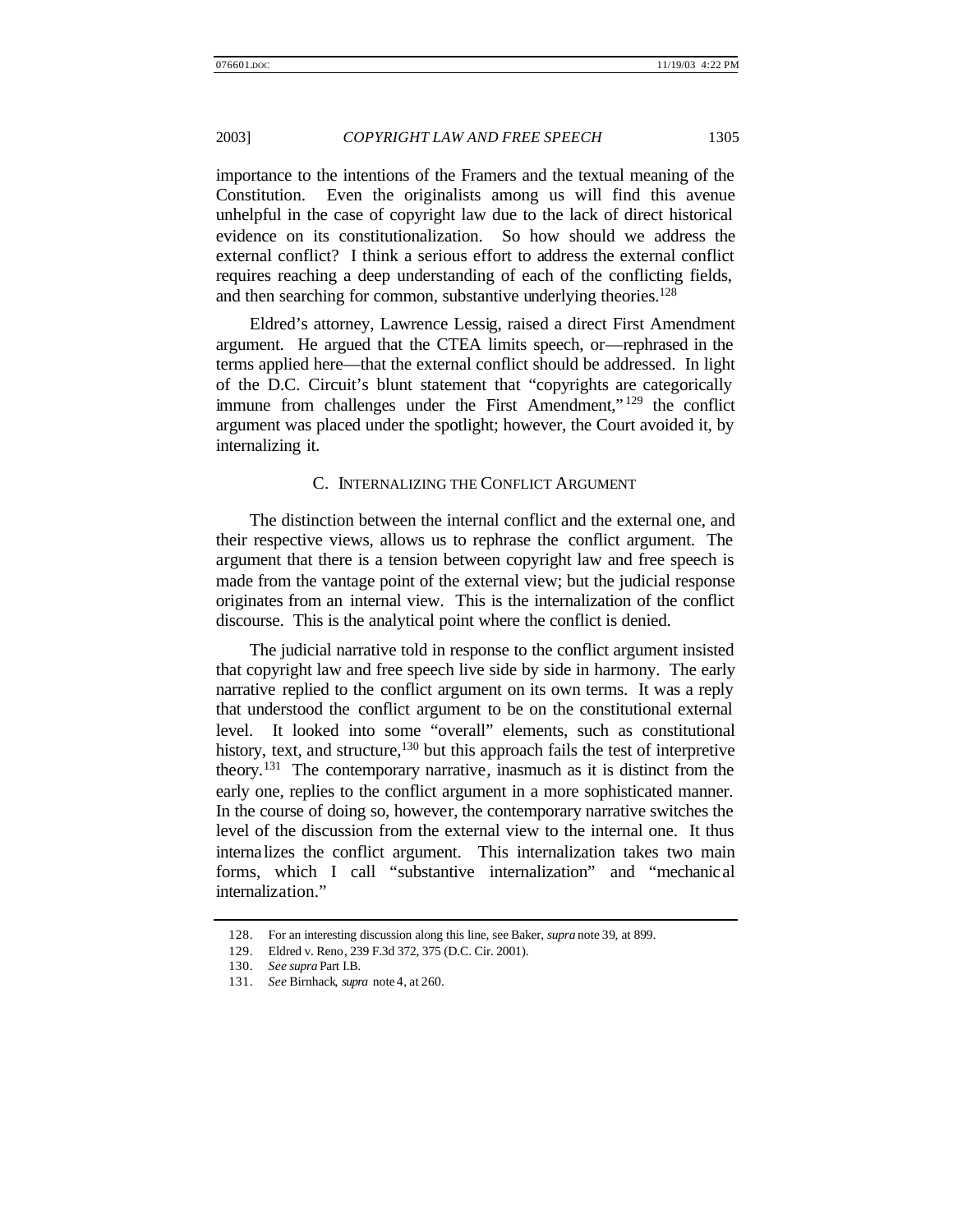importance to the intentions of the Framers and the textual meaning of the Constitution. Even the originalists among us will find this avenue unhelpful in the case of copyright law due to the lack of direct historical evidence on its constitutionalization. So how should we address the external conflict? I think a serious effort to address the external conflict requires reaching a deep understanding of each of the conflicting fields, and then searching for common, substantive underlying theories.[128]

Eldred's attorney, Lawrence Lessig, raised a direct First Amendment argument. He argued that the CTEA limits speech, or—rephrased in the terms applied here—that the external conflict should be addressed. In light of the D.C. Circuit's blunt statement that "copyrights are categorically immune from challenges under the First Amendment,"[129] the conflict argument was placed under the spotlight; however, the Court avoided it, by internalizing it.

### C. Internalizing the Conflict Argument

The distinction between the internal conflict and the external one, and their respective views, allows us to rephrase the conflict argument. The argument that there is a tension between copyright law and free speech is made from the vantage point of the external view; but the judicial response originates from an internal view. This is the internalization of the conflict discourse. This is the analytical point where the conflict is denied.

The judicial narrative told in response to the conflict argument insisted that copyright law and free speech live side by side in harmony. The early narrative replied to the conflict argument on its own terms. It was a reply that understood the conflict argument to be on the constitutional external level. It looked into some "overall" elements, such as constitutional history, text, and structure,[130] but this approach fails the test of interpretive theory.[131] The contemporary narrative, inasmuch as it is distinct from the early one, replies to the conflict argument in a more sophisticated manner. In the course of doing so, however, the contemporary narrative switches the level of the discussion from the external view to the internal one. It thus internalizes the conflict argument. This internalization takes two main forms, which I call "substantive internalization" and "mechanical internalization."

---

128. For an interesting discussion along this line, see Baker, *supra* note 39, at 899.

129. Eldred v. Reno, 239 F.3d 372, 375 (D.C. Cir. 2001).

130. *See supra* Part I.B.

131. *See* Birnhack, *supra* note 4, at 260.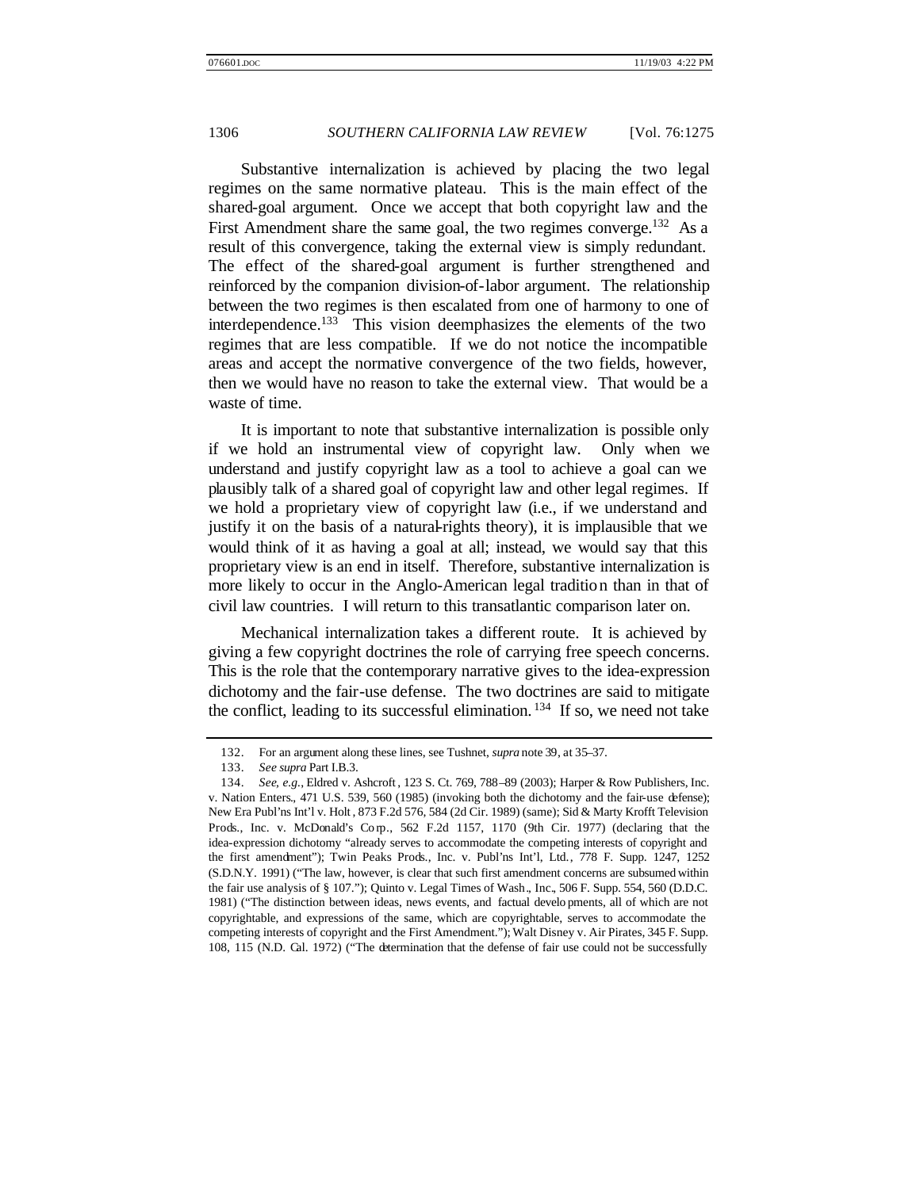Substantive internalization is achieved by placing the two legal regimes on the same normative plateau. This is the main effect of the shared-goal argument. Once we accept that both copyright law and the First Amendment share the same goal, the two regimes converge.[132] As a result of this convergence, taking the external view is simply redundant. The effect of the shared-goal argument is further strengthened and reinforced by the companion division-of-labor argument. The relationship between the two regimes is then escalated from one of harmony to one of interdependence.[133] This vision deemphasizes the elements of the two regimes that are less compatible. If we do not notice the incompatible areas and accept the normative convergence of the two fields, however, then we would have no reason to take the external view. That would be a waste of time.

It is important to note that substantive internalization is possible only if we hold an instrumental view of copyright law. Only when we understand and justify copyright law as a tool to achieve a goal can we plausibly talk of a shared goal of copyright law and other legal regimes. If we hold a proprietary view of copyright law (i.e., if we understand and justify it on the basis of a natural-rights theory), it is implausible that we would think of it as having a goal at all; instead, we would say that this proprietary view is an end in itself. Therefore, substantive internalization is more likely to occur in the Anglo-American legal tradition than in that of civil law countries. I will return to this transatlantic comparison later on.

Mechanical internalization takes a different route. It is achieved by giving a few copyright doctrines the role of carrying free speech concerns. This is the role that the contemporary narrative gives to the idea-expression dichotomy and the fair-use defense. The two doctrines are said to mitigate the conflict, leading to its successful elimination.[134] If so, we need not take

---

132. For an argument along these lines, see Tushnet, *supra* note 39, at 35–37.

133. *See supra* Part I.B.3.

134. *See, e.g.*, Eldred v. Ashcroft, 123 S. Ct. 769, 788–89 (2003); Harper & Row Publishers, Inc. v. Nation Enters., 471 U.S. 539, 560 (1985) (invoking both the dichotomy and the fair-use defense); New Era Publ'ns Int'l v. Holt, 873 F.2d 576, 584 (2d Cir. 1989) (same); Sid & Marty Krofft Television Prods., Inc. v. McDonald's Corp., 562 F.2d 1157, 1170 (9th Cir. 1977) (declaring that the idea-expression dichotomy "already serves to accommodate the competing interests of copyright and the first amendment"); Twin Peaks Prods., Inc. v. Publ'ns Int'l, Ltd., 778 F. Supp. 1247, 1252 (S.D.N.Y. 1991) ("The law, however, is clear that such first amendment concerns are subsumed within the fair use analysis of § 107."); Quinto v. Legal Times of Wash., Inc., 506 F. Supp. 554, 560 (D.D.C. 1981) ("The distinction between ideas, news events, and factual developments, all of which are not copyrightable, and expressions of the same, which are copyrightable, serves to accommodate the competing interests of copyright and the First Amendment."); Walt Disney v. Air Pirates, 345 F. Supp. 108, 115 (N.D. Cal. 1972) ("The determination that the defense of fair use could not be successfully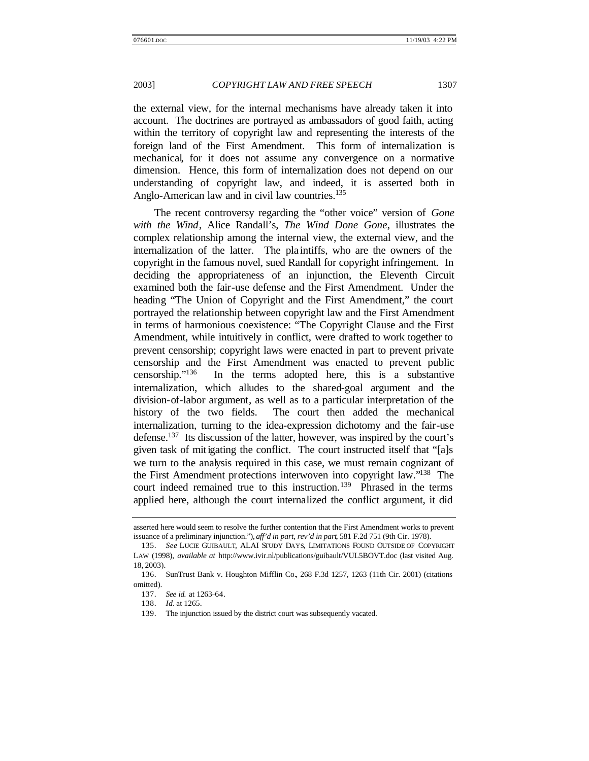the external view, for the internal mechanisms have already taken it into account. The doctrines are portrayed as ambassadors of good faith, acting within the territory of copyright law and representing the interests of the foreign land of the First Amendment. This form of internalization is mechanical, for it does not assume any convergence on a normative dimension. Hence, this form of internalization does not depend on our understanding of copyright law, and indeed, it is asserted both in Anglo-American law and in civil law countries.[135]

The recent controversy regarding the "other voice" version of *Gone with the Wind*, Alice Randall's, *The Wind Done Gone*, illustrates the complex relationship among the internal view, the external view, and the internalization of the latter. The plaintiffs, who are the owners of the copyright in the famous novel, sued Randall for copyright infringement. In deciding the appropriateness of an injunction, the Eleventh Circuit examined both the fair-use defense and the First Amendment. Under the heading "The Union of Copyright and the First Amendment," the court portrayed the relationship between copyright law and the First Amendment in terms of harmonious coexistence: "The Copyright Clause and the First Amendment, while intuitively in conflict, were drafted to work together to prevent censorship; copyright laws were enacted in part to prevent private censorship and the First Amendment was enacted to prevent public censorship."[136] In the terms adopted here, this is a substantive internalization, which alludes to the shared-goal argument and the division-of-labor argument, as well as to a particular interpretation of the history of the two fields. The court then added the mechanical internalization, turning to the idea-expression dichotomy and the fair-use defense.[137] Its discussion of the latter, however, was inspired by the court's given task of mitigating the conflict. The court instructed itself that "[a]s we turn to the analysis required in this case, we must remain cognizant of the First Amendment protections interwoven into copyright law."[138] The court indeed remained true to this instruction.[139] Phrased in the terms applied here, although the court internalized the conflict argument, it did

---

asserted here would seem to resolve the further contention that the First Amendment works to prevent issuance of a preliminary injunction."), *aff'd in part, rev'd in part*, 581 F.2d 751 (9th Cir. 1978).

135. *See* LUCIE GUIBAULT, ALAI STUDY DAYS, LIMITATIONS FOUND OUTSIDE OF COPYRIGHT LAW (1998), *available at* http://www.ivir.nl/publications/guibault/VUL5BOVT.doc (last visited Aug. 18, 2003).

136. SunTrust Bank v. Houghton Mifflin Co., 268 F.3d 1257, 1263 (11th Cir. 2001) (citations omitted).

137. *See id.* at 1263–64.

138. *Id.* at 1265.

139. The injunction issued by the district court was subsequently vacated.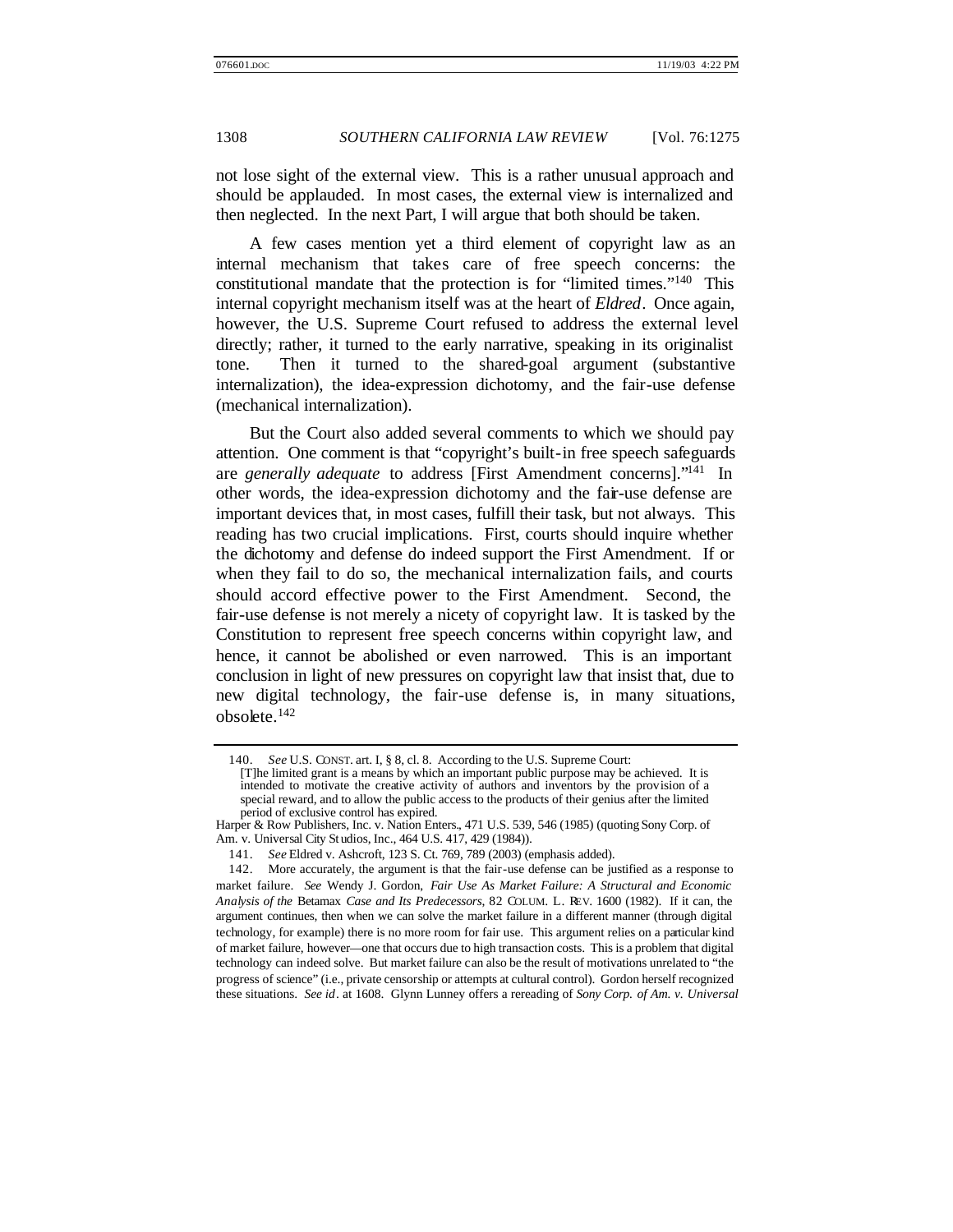not lose sight of the external view. This is a rather unusual approach and should be applauded. In most cases, the external view is internalized and then neglected. In the next Part, I will argue that both should be taken.

A few cases mention yet a third element of copyright law as an internal mechanism that takes care of free speech concerns: the constitutional mandate that the protection is for "limited times."[140] This internal copyright mechanism itself was at the heart of *Eldred*. Once again, however, the U.S. Supreme Court refused to address the external level directly; rather, it turned to the early narrative, speaking in its originalist tone. Then it turned to the shared-goal argument (substantive internalization), the idea-expression dichotomy, and the fair-use defense (mechanical internalization).

But the Court also added several comments to which we should pay attention. One comment is that "copyright's built-in free speech safeguards are *generally adequate* to address [First Amendment concerns]."[141] In other words, the idea-expression dichotomy and the fair-use defense are important devices that, in most cases, fulfill their task, but not always. This reading has two crucial implications. First, courts should inquire whether the dichotomy and defense do indeed support the First Amendment. If or when they fail to do so, the mechanical internalization fails, and courts should accord effective power to the First Amendment. Second, the fair-use defense is not merely a nicety of copyright law. It is tasked by the Constitution to represent free speech concerns within copyright law, and hence, it cannot be abolished or even narrowed. This is an important conclusion in light of new pressures on copyright law that insist that, due to new digital technology, the fair-use defense is, in many situations, obsolete.[142]

---

140. *See* U.S. CONST. art. I, § 8, cl. 8. According to the U.S. Supreme Court:

> [T]he limited grant is a means by which an important public purpose may be achieved. It is intended to motivate the creative activity of authors and inventors by the provision of a special reward, and to allow the public access to the products of their genius after the limited period of exclusive control has expired.

Harper & Row Publishers, Inc. v. Nation Enters., 471 U.S. 539, 546 (1985) (quoting Sony Corp. of Am. v. Universal City Studios, Inc., 464 U.S. 417, 429 (1984)).

141. *See* Eldred v. Ashcroft, 123 S. Ct. 769, 789 (2003) (emphasis added).

142. More accurately, the argument is that the fair-use defense can be justified as a response to market failure. *See* Wendy J. Gordon, *Fair Use As Market Failure: A Structural and Economic Analysis of the* Betamax *Case and Its Predecessors*, 82 COLUM. L. REV. 1600 (1982). If it can, the argument continues, then when we can solve the market failure in a different manner (through digital technology, for example) there is no more room for fair use. This argument relies on a particular kind of market failure, however—one that occurs due to high transaction costs. This is a problem that digital technology can indeed solve. But market failure can also be the result of motivations unrelated to "the progress of science" (i.e., private censorship or attempts at cultural control). Gordon herself recognized these situations. *See id*. at 1608. Glynn Lunney offers a rereading of *Sony Corp. of Am. v. Universal*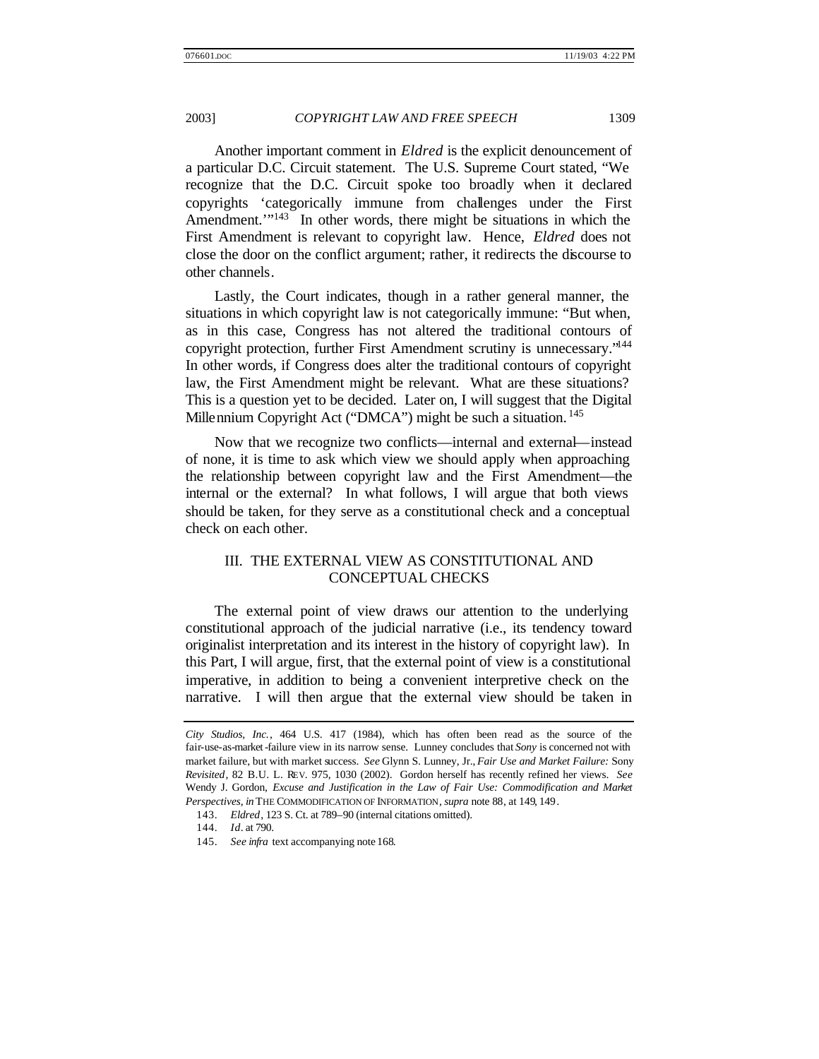Another important comment in *Eldred* is the explicit denouncement of a particular D.C. Circuit statement. The U.S. Supreme Court stated, "We recognize that the D.C. Circuit spoke too broadly when it declared copyrights 'categorically immune from challenges under the First Amendment.'"[143] In other words, there might be situations in which the First Amendment is relevant to copyright law. Hence, *Eldred* does not close the door on the conflict argument; rather, it redirects the discourse to other channels.

Lastly, the Court indicates, though in a rather general manner, the situations in which copyright law is not categorically immune: "But when, as in this case, Congress has not altered the traditional contours of copyright protection, further First Amendment scrutiny is unnecessary."[144] In other words, if Congress does alter the traditional contours of copyright law, the First Amendment might be relevant. What are these situations? This is a question yet to be decided. Later on, I will suggest that the Digital Millennium Copyright Act ("DMCA") might be such a situation.[145]

Now that we recognize two conflicts—internal and external—instead of none, it is time to ask which view we should apply when approaching the relationship between copyright law and the First Amendment—the internal or the external? In what follows, I will argue that both views should be taken, for they serve as a constitutional check and a conceptual check on each other.

## III. THE EXTERNAL VIEW AS CONSTITUTIONAL AND CONCEPTUAL CHECKS

The external point of view draws our attention to the underlying constitutional approach of the judicial narrative (i.e., its tendency toward originalist interpretation and its interest in the history of copyright law). In this Part, I will argue, first, that the external point of view is a constitutional imperative, in addition to being a convenient interpretive check on the narrative. I will then argue that the external view should be taken in

---

*City Studios, Inc.*, 464 U.S. 417 (1984), which has often been read as the source of the fair-use-as-market-failure view in its narrow sense. Lunney concludes that *Sony* is concerned not with market failure, but with market success. *See* Glynn S. Lunney, Jr., *Fair Use and Market Failure:* Sony *Revisited*, 82 B.U. L. REV. 975, 1030 (2002). Gordon herself has recently refined her views. *See* Wendy J. Gordon, *Excuse and Justification in the Law of Fair Use: Commodification and Market Perspectives*, *in* THE COMMODIFICATION OF INFORMATION, *supra* note 88, at 149, 149.

143. *Eldred*, 123 S. Ct. at 789–90 (internal citations omitted).

144. *Id.* at 790.

145. *See infra* text accompanying note 168.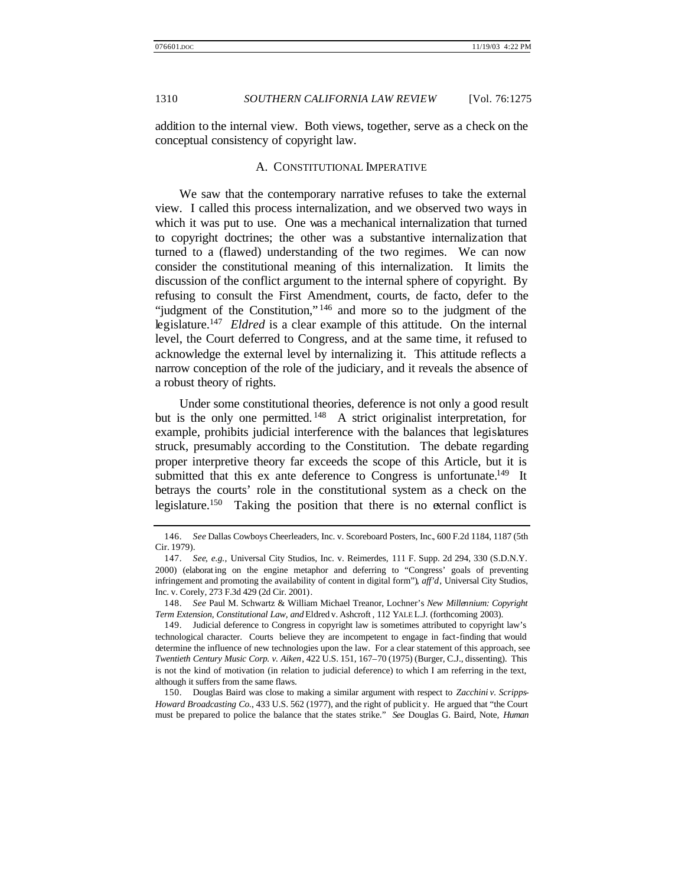addition to the internal view. Both views, together, serve as a check on the conceptual consistency of copyright law.

## A. CONSTITUTIONAL IMPERATIVE

We saw that the contemporary narrative refuses to take the external view. I called this process internalization, and we observed two ways in which it was put to use. One was a mechanical internalization that turned to copyright doctrines; the other was a substantive internalization that turned to a (flawed) understanding of the two regimes. We can now consider the constitutional meaning of this internalization. It limits the discussion of the conflict argument to the internal sphere of copyright. By refusing to consult the First Amendment, courts, de facto, defer to the "judgment of the Constitution,"[146] and more so to the judgment of the legislature.[147] *Eldred* is a clear example of this attitude. On the internal level, the Court deferred to Congress, and at the same time, it refused to acknowledge the external level by internalizing it. This attitude reflects a narrow conception of the role of the judiciary, and it reveals the absence of a robust theory of rights.

Under some constitutional theories, deference is not only a good result but is the only one permitted.[148] A strict originalist interpretation, for example, prohibits judicial interference with the balances that legislatures struck, presumably according to the Constitution. The debate regarding proper interpretive theory far exceeds the scope of this Article, but it is submitted that this ex ante deference to Congress is unfortunate.[149] It betrays the courts' role in the constitutional system as a check on the legislature.[150] Taking the position that there is no external conflict is

---

146. *See* Dallas Cowboys Cheerleaders, Inc. v. Scoreboard Posters, Inc., 600 F.2d 1184, 1187 (5th Cir. 1979).

147. *See, e.g.*, Universal City Studios, Inc. v. Reimerdes, 111 F. Supp. 2d 294, 330 (S.D.N.Y. 2000) (elaborating on the engine metaphor and deferring to "Congress' goals of preventing infringement and promoting the availability of content in digital form"), *aff'd*, Universal City Studios, Inc. v. Corely, 273 F.3d 429 (2d Cir. 2001).

148. *See* Paul M. Schwartz & William Michael Treanor, Lochner's *New Millennium: Copyright Term Extension, Constitutional Law, and* Eldred v. Ashcroft, 112 YALE L.J. (forthcoming 2003).

149. Judicial deference to Congress in copyright law is sometimes attributed to copyright law's technological character. Courts believe they are incompetent to engage in fact-finding that would determine the influence of new technologies upon the law. For a clear statement of this approach, see *Twentieth Century Music Corp. v. Aiken*, 422 U.S. 151, 167–70 (1975) (Burger, C.J., dissenting). This is not the kind of motivation (in relation to judicial deference) to which I am referring in the text, although it suffers from the same flaws.

150. Douglas Baird was close to making a similar argument with respect to *Zacchini v. Scripps-Howard Broadcasting Co.*, 433 U.S. 562 (1977), and the right of publicity. He argued that "the Court must be prepared to police the balance that the states strike." *See* Douglas G. Baird, Note, *Human*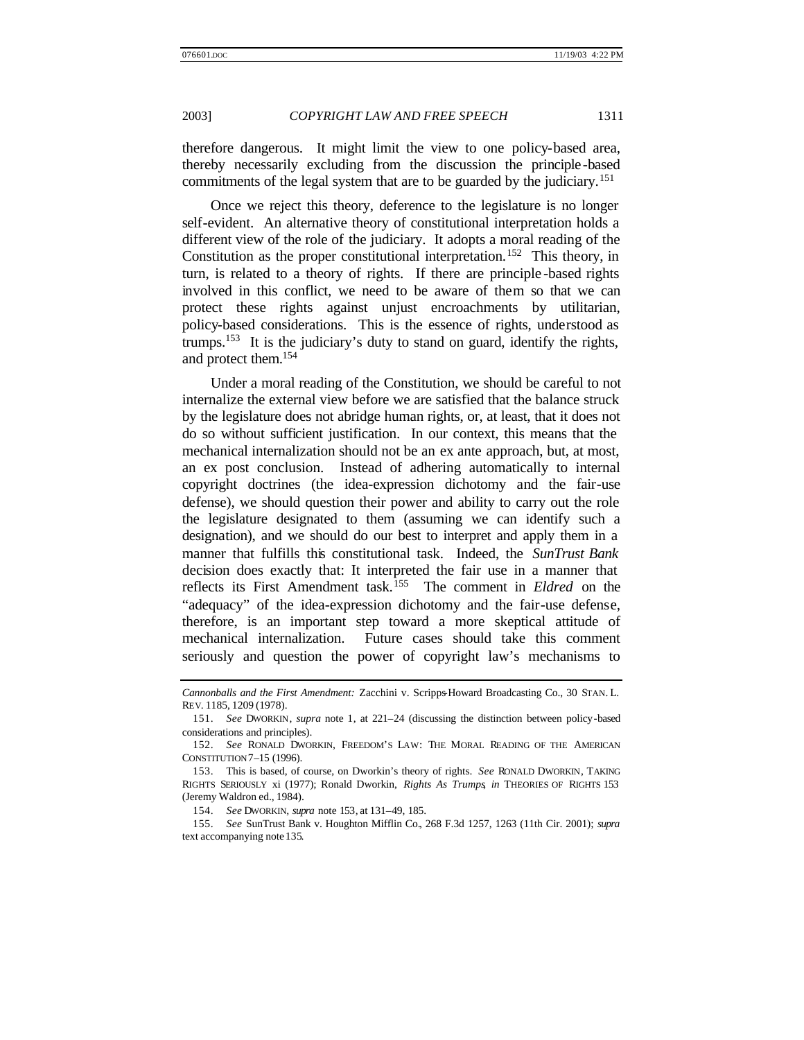therefore dangerous. It might limit the view to one policy-based area, thereby necessarily excluding from the discussion the principle-based commitments of the legal system that are to be guarded by the judiciary.[151]

Once we reject this theory, deference to the legislature is no longer self-evident. An alternative theory of constitutional interpretation holds a different view of the role of the judiciary. It adopts a moral reading of the Constitution as the proper constitutional interpretation.[152] This theory, in turn, is related to a theory of rights. If there are principle-based rights involved in this conflict, we need to be aware of them so that we can protect these rights against unjust encroachments by utilitarian, policy-based considerations. This is the essence of rights, understood as trumps.[153] It is the judiciary's duty to stand on guard, identify the rights, and protect them.[154]

Under a moral reading of the Constitution, we should be careful to not internalize the external view before we are satisfied that the balance struck by the legislature does not abridge human rights, or, at least, that it does not do so without sufficient justification. In our context, this means that the mechanical internalization should not be an ex ante approach, but, at most, an ex post conclusion. Instead of adhering automatically to internal copyright doctrines (the idea-expression dichotomy and the fair-use defense), we should question their power and ability to carry out the role the legislature designated to them (assuming we can identify such a designation), and we should do our best to interpret and apply them in a manner that fulfills this constitutional task. Indeed, the *SunTrust Bank* decision does exactly that: It interpreted the fair use in a manner that reflects its First Amendment task.[155] The comment in *Eldred* on the "adequacy" of the idea-expression dichotomy and the fair-use defense, therefore, is an important step toward a more skeptical attitude of mechanical internalization. Future cases should take this comment seriously and question the power of copyright law's mechanisms to

---

*Cannonballs and the First Amendment:* Zacchini v. Scripps-Howard Broadcasting Co., 30 STAN. L. REV. 1185, 1209 (1978).

151. *See* DWORKIN, *supra* note 1, at 221–24 (discussing the distinction between policy-based considerations and principles).

152. *See* RONALD DWORKIN, FREEDOM'S LAW: THE MORAL READING OF THE AMERICAN CONSTITUTION 7–15 (1996).

153. This is based, of course, on Dworkin's theory of rights. *See* RONALD DWORKIN, TAKING RIGHTS SERIOUSLY xi (1977); Ronald Dworkin, *Rights As Trumps*, *in* THEORIES OF RIGHTS 153 (Jeremy Waldron ed., 1984).

154. *See* DWORKIN, *supra* note 153, at 131–49, 185.

155. *See* SunTrust Bank v. Houghton Mifflin Co., 268 F.3d 1257, 1263 (11th Cir. 2001); *supra* text accompanying note 135.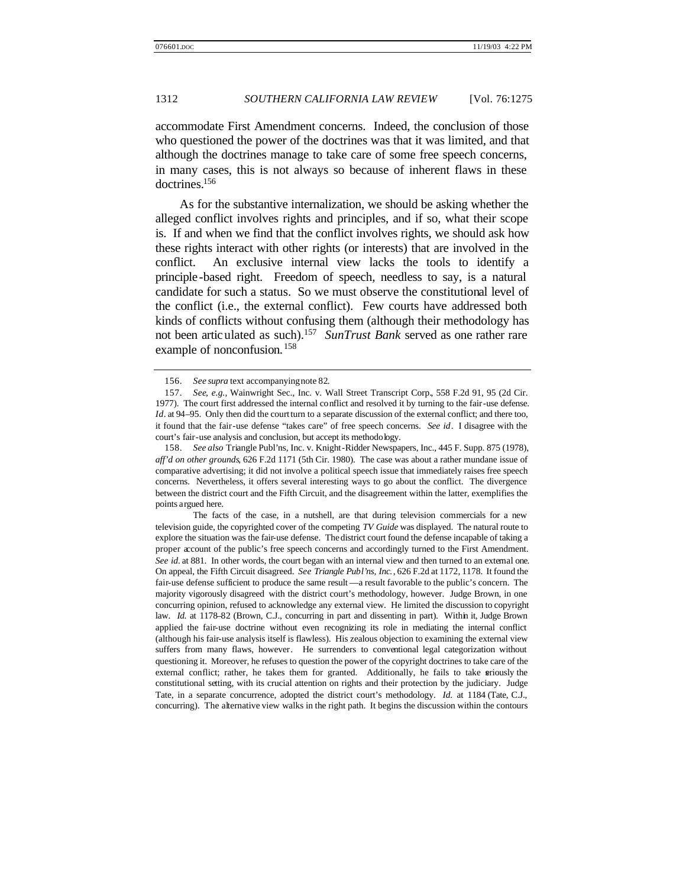accommodate First Amendment concerns. Indeed, the conclusion of those who questioned the power of the doctrines was that it was limited, and that although the doctrines manage to take care of some free speech concerns, in many cases, this is not always so because of inherent flaws in these doctrines.[156]

As for the substantive internalization, we should be asking whether the alleged conflict involves rights and principles, and if so, what their scope is. If and when we find that the conflict involves rights, we should ask how these rights interact with other rights (or interests) that are involved in the conflict. An exclusive internal view lacks the tools to identify a principle-based right. Freedom of speech, needless to say, is a natural candidate for such a status. So we must observe the constitutional level of the conflict (i.e., the external conflict). Few courts have addressed both kinds of conflicts without confusing them (although their methodology has not been articulated as such).[157] *SunTrust Bank* served as one rather rare example of nonconfusion.[158]

---

156. *See supra* text accompanying note 82.

157. *See, e.g.*, Wainwright Sec., Inc. v. Wall Street Transcript Corp., 558 F.2d 91, 95 (2d Cir. 1977). The court first addressed the internal conflict and resolved it by turning to the fair-use defense. *Id*. at 94–95. Only then did the court turn to a separate discussion of the external conflict; and there too, it found that the fair-use defense "takes care" of free speech concerns. *See id*. I disagree with the court's fair-use analysis and conclusion, but accept its methodology.

158. *See also* Triangle Publ'ns, Inc. v. Knight-Ridder Newspapers, Inc., 445 F. Supp. 875 (1978), *aff'd on other grounds*, 626 F.2d 1171 (5th Cir. 1980). The case was about a rather mundane issue of comparative advertising; it did not involve a political speech issue that immediately raises free speech concerns. Nevertheless, it offers several interesting ways to go about the conflict. The divergence between the district court and the Fifth Circuit, and the disagreement within the latter, exemplifies the points argued here.

The facts of the case, in a nutshell, are that during television commercials for a new television guide, the copyrighted cover of the competing *TV Guide* was displayed. The natural route to explore the situation was the fair-use defense. The district court found the defense incapable of taking a proper account of the public's free speech concerns and accordingly turned to the First Amendment. *See id*. at 881. In other words, the court began with an internal view and then turned to an external one. On appeal, the Fifth Circuit disagreed. *See Triangle Publ'ns, Inc.*, 626 F.2d at 1172, 1178. It found the fair-use defense sufficient to produce the same result—a result favorable to the public's concern. The majority vigorously disagreed with the district court's methodology, however. Judge Brown, in one concurring opinion, refused to acknowledge any external view. He limited the discussion to copyright law. *Id*. at 1178–82 (Brown, C.J., concurring in part and dissenting in part). Within it, Judge Brown applied the fair-use doctrine without even recognizing its role in mediating the internal conflict (although his fair-use analysis itself is flawless). His zealous objection to examining the external view suffers from many flaws, however. He surrenders to conventional legal categorization without questioning it. Moreover, he refuses to question the power of the copyright doctrines to take care of the external conflict; rather, he takes them for granted. Additionally, he fails to take seriously the constitutional setting, with its crucial attention on rights and their protection by the judiciary. Judge Tate, in a separate concurrence, adopted the district court's methodology. *Id*. at 1184 (Tate, C.J., concurring). The alternative view walks in the right path. It begins the discussion within the contours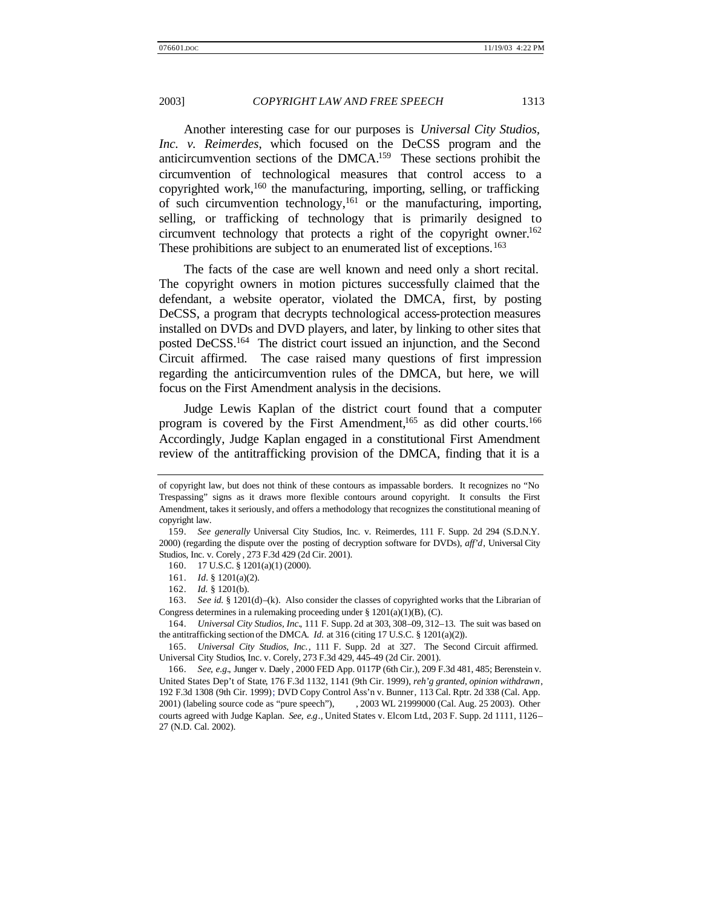Another interesting case for our purposes is *Universal City Studios, Inc. v. Reimerdes*, which focused on the DeCSS program and the anticircumvention sections of the DMCA.[159] These sections prohibit the circumvention of technological measures that control access to a copyrighted work,[160] the manufacturing, importing, selling, or trafficking of such circumvention technology,[161] or the manufacturing, importing, selling, or trafficking of technology that is primarily designed to circumvent technology that protects a right of the copyright owner.[162] These prohibitions are subject to an enumerated list of exceptions.[163]

The facts of the case are well known and need only a short recital. The copyright owners in motion pictures successfully claimed that the defendant, a website operator, violated the DMCA, first, by posting DeCSS, a program that decrypts technological access-protection measures installed on DVDs and DVD players, and later, by linking to other sites that posted DeCSS.[164] The district court issued an injunction, and the Second Circuit affirmed. The case raised many questions of first impression regarding the anticircumvention rules of the DMCA, but here, we will focus on the First Amendment analysis in the decisions.

Judge Lewis Kaplan of the district court found that a computer program is covered by the First Amendment,[165] as did other courts.[166] Accordingly, Judge Kaplan engaged in a constitutional First Amendment review of the antitrafficking provision of the DMCA, finding that it is a

---

of copyright law, but does not think of these contours as impassable borders. It recognizes no "No Trespassing" signs as it draws more flexible contours around copyright. It consults the First Amendment, takes it seriously, and offers a methodology that recognizes the constitutional meaning of copyright law.

159. *See generally* Universal City Studios, Inc. v. Reimerdes, 111 F. Supp. 2d 294 (S.D.N.Y. 2000) (regarding the dispute over the posting of decryption software for DVDs), *aff'd*, Universal City Studios, Inc. v. Corely, 273 F.3d 429 (2d Cir. 2001).

160. 17 U.S.C. § 1201(a)(1) (2000).

161. *Id.* § 1201(a)(2).

162. *Id.* § 1201(b).

163. *See id.* § 1201(d)–(k). Also consider the classes of copyrighted works that the Librarian of Congress determines in a rulemaking proceeding under § 1201(a)(1)(B), (C).

164. *Universal City Studios, Inc.*, 111 F. Supp. 2d at 303, 308–09, 312–13. The suit was based on the antitrafficking section of the DMCA. *Id.* at 316 (citing 17 U.S.C. § 1201(a)(2)).

165. *Universal City Studios, Inc.*, 111 F. Supp. 2d at 327. The Second Circuit affirmed. Universal City Studios, Inc. v. Corely, 273 F.3d 429, 445–49 (2d Cir. 2001).

166. *See, e.g.*, Junger v. Daely, 2000 FED App. 0117P (6th Cir.), 209 F.3d 481, 485; Berenstein v. United States Dep't of State, 176 F.3d 1132, 1141 (9th Cir. 1999), *reh'g granted, opinion withdrawn*, 192 F.3d 1308 (9th Cir. 1999); DVD Copy Control Ass'n v. Bunner, 113 Cal. Rptr. 2d 338 (Cal. App. 2001) (labeling source code as "pure speech"), , 2003 WL 21999000 (Cal. Aug. 25 2003). Other courts agreed with Judge Kaplan. *See, e.g.*, United States v. Elcom Ltd., 203 F. Supp. 2d 1111, 1126–27 (N.D. Cal. 2002).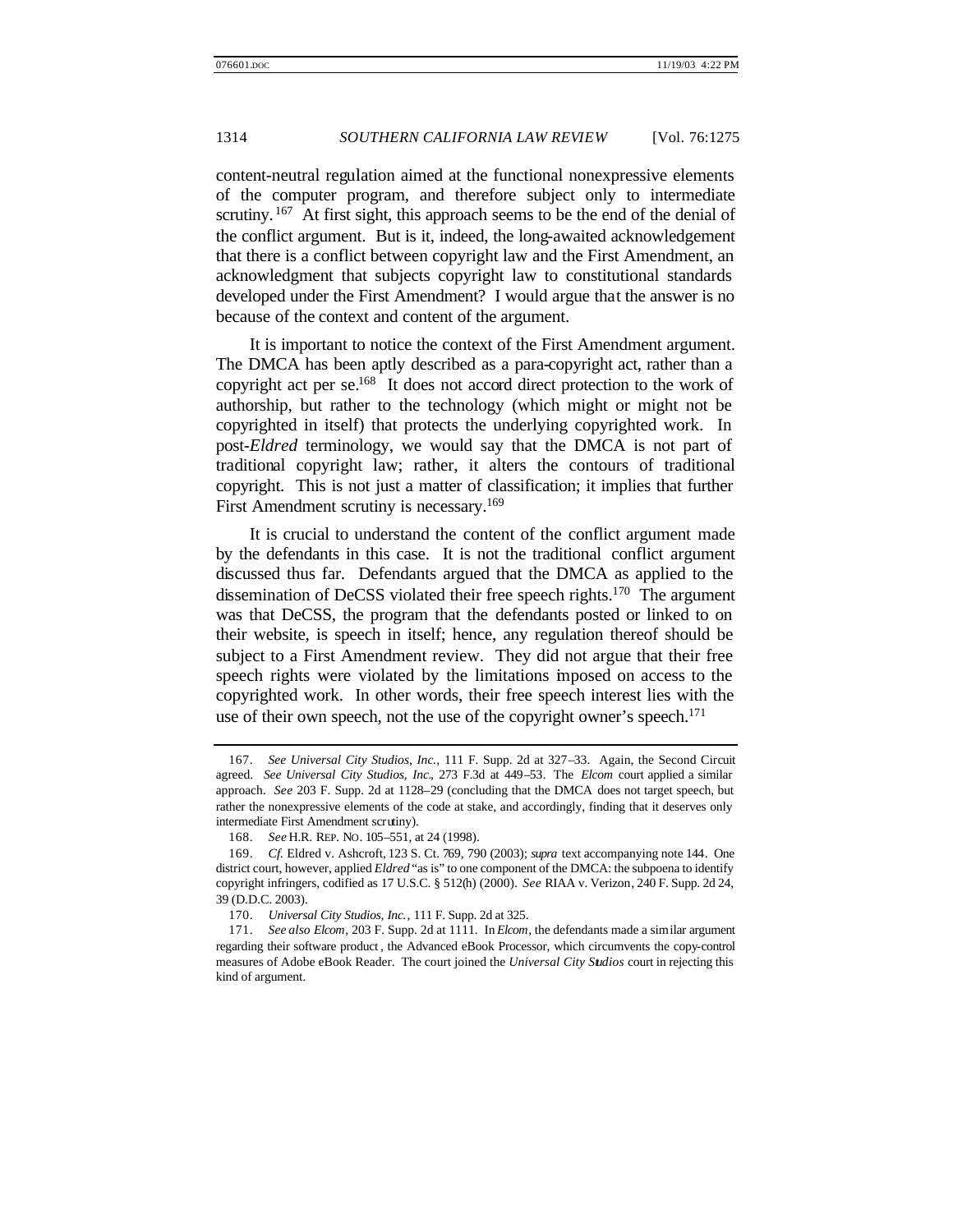content-neutral regulation aimed at the functional nonexpressive elements of the computer program, and therefore subject only to intermediate scrutiny.[167] At first sight, this approach seems to be the end of the denial of the conflict argument. But is it, indeed, the long-awaited acknowledgement that there is a conflict between copyright law and the First Amendment, an acknowledgment that subjects copyright law to constitutional standards developed under the First Amendment? I would argue that the answer is no because of the context and content of the argument.

It is important to notice the context of the First Amendment argument. The DMCA has been aptly described as a para-copyright act, rather than a copyright act per se.[168] It does not accord direct protection to the work of authorship, but rather to the technology (which might or might not be copyrighted in itself) that protects the underlying copyrighted work. In post-*Eldred* terminology, we would say that the DMCA is not part of traditional copyright law; rather, it alters the contours of traditional copyright. This is not just a matter of classification; it implies that further First Amendment scrutiny is necessary.[169]

It is crucial to understand the content of the conflict argument made by the defendants in this case. It is not the traditional conflict argument discussed thus far. Defendants argued that the DMCA as applied to the dissemination of DeCSS violated their free speech rights.[170] The argument was that DeCSS, the program that the defendants posted or linked to on their website, is speech in itself; hence, any regulation thereof should be subject to a First Amendment review. They did not argue that their free speech rights were violated by the limitations imposed on access to the copyrighted work. In other words, their free speech interest lies with the use of their own speech, not the use of the copyright owner's speech.[171]

---

167. *See Universal City Studios, Inc.*, 111 F. Supp. 2d at 327–33. Again, the Second Circuit agreed. *See Universal City Studios, Inc.*, 273 F.3d at 449–53. The *Elcom* court applied a similar approach. *See* 203 F. Supp. 2d at 1128–29 (concluding that the DMCA does not target speech, but rather the nonexpressive elements of the code at stake, and accordingly, finding that it deserves only intermediate First Amendment scrutiny).

168. *See* H.R. REP. NO. 105–551, at 24 (1998).

169. *Cf.* Eldred v. Ashcroft, 123 S. Ct. 769, 790 (2003); *supra* text accompanying note 144. One district court, however, applied *Eldred* "as is" to one component of the DMCA: the subpoena to identify copyright infringers, codified as 17 U.S.C. § 512(h) (2000). *See* RIAA v. Verizon, 240 F. Supp. 2d 24, 39 (D.D.C. 2003).

170. *Universal City Studios, Inc.*, 111 F. Supp. 2d at 325.

171. *See also Elcom*, 203 F. Supp. 2d at 1111. In *Elcom*, the defendants made a similar argument regarding their software product, the Advanced eBook Processor, which circumvents the copy-control measures of Adobe eBook Reader. The court joined the *Universal City Studios* court in rejecting this kind of argument.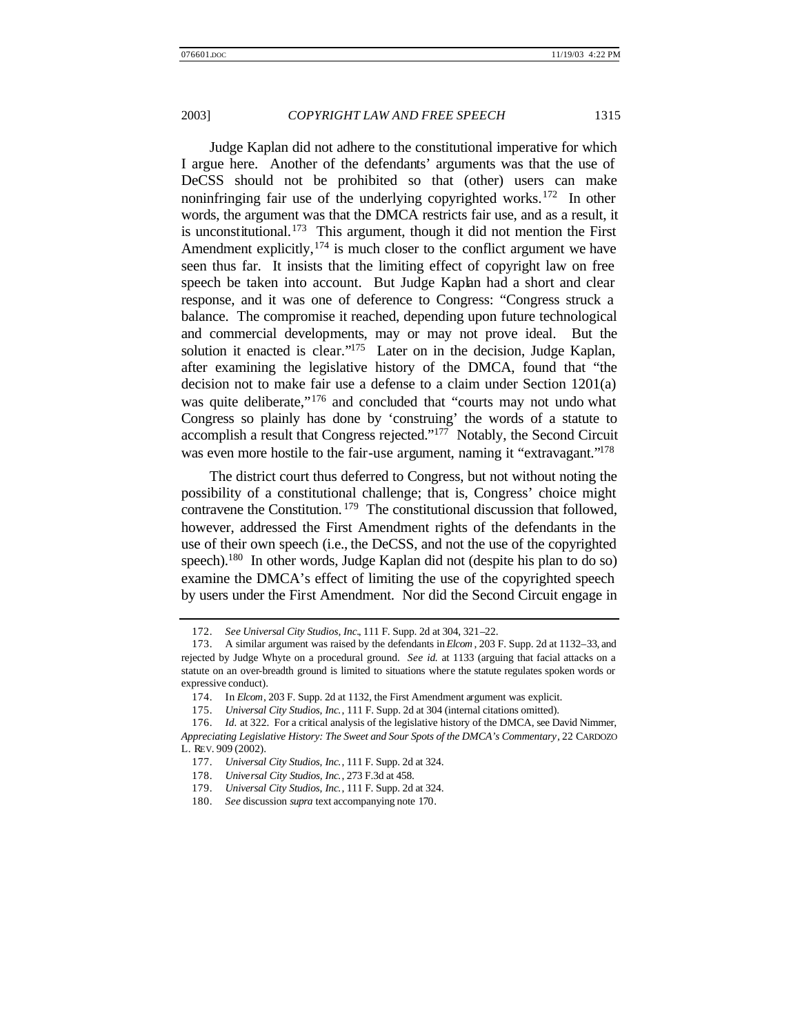Judge Kaplan did not adhere to the constitutional imperative for which I argue here. Another of the defendants' arguments was that the use of DeCSS should not be prohibited so that (other) users can make noninfringing fair use of the underlying copyrighted works.[172] In other words, the argument was that the DMCA restricts fair use, and as a result, it is unconstitutional.[173] This argument, though it did not mention the First Amendment explicitly,[174] is much closer to the conflict argument we have seen thus far. It insists that the limiting effect of copyright law on free speech be taken into account. But Judge Kaplan had a short and clear response, and it was one of deference to Congress: "Congress struck a balance. The compromise it reached, depending upon future technological and commercial developments, may or may not prove ideal. But the solution it enacted is clear."[175] Later on in the decision, Judge Kaplan, after examining the legislative history of the DMCA, found that "the decision not to make fair use a defense to a claim under Section 1201(a) was quite deliberate,"[176] and concluded that "courts may not undo what Congress so plainly has done by 'construing' the words of a statute to accomplish a result that Congress rejected."[177] Notably, the Second Circuit was even more hostile to the fair-use argument, naming it "extravagant."[178]

The district court thus deferred to Congress, but not without noting the possibility of a constitutional challenge; that is, Congress' choice might contravene the Constitution.[179] The constitutional discussion that followed, however, addressed the First Amendment rights of the defendants in the use of their own speech (i.e., the DeCSS, and not the use of the copyrighted speech).[180] In other words, Judge Kaplan did not (despite his plan to do so) examine the DMCA's effect of limiting the use of the copyrighted speech by users under the First Amendment. Nor did the Second Circuit engage in

---

172. *See Universal City Studios, Inc.*, 111 F. Supp. 2d at 304, 321–22.

173. A similar argument was raised by the defendants in *Elcom*, 203 F. Supp. 2d at 1132–33, and rejected by Judge Whyte on a procedural ground. *See id.* at 1133 (arguing that facial attacks on a statute on an over-breadth ground is limited to situations where the statute regulates spoken words or expressive conduct).

174. In *Elcom*, 203 F. Supp. 2d at 1132, the First Amendment argument was explicit.

175. *Universal City Studios, Inc.*, 111 F. Supp. 2d at 304 (internal citations omitted).

176. *Id.* at 322. For a critical analysis of the legislative history of the DMCA, see David Nimmer, *Appreciating Legislative History: The Sweet and Sour Spots of the DMCA's Commentary*, 22 CARDOZO L. REV. 909 (2002).

177. *Universal City Studios, Inc.*, 111 F. Supp. 2d at 324.

178. *Universal City Studios, Inc.*, 273 F.3d at 458.

179. *Universal City Studios, Inc.*, 111 F. Supp. 2d at 324.

180. *See* discussion *supra* text accompanying note 170.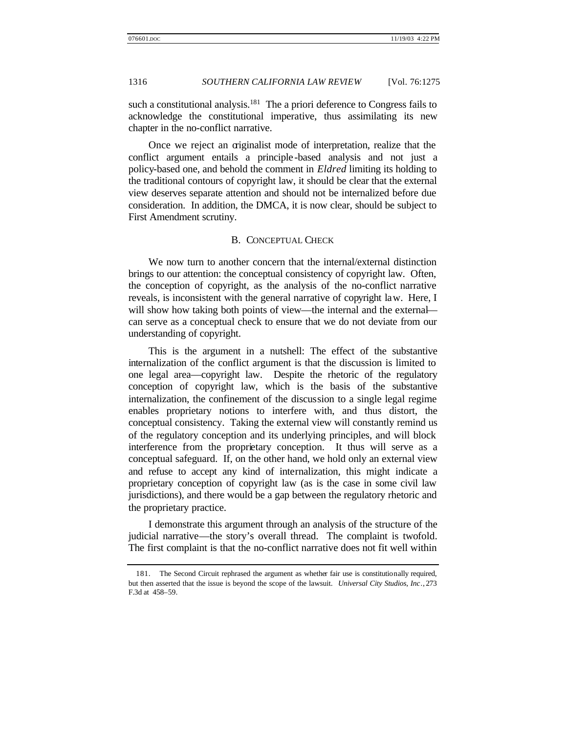such a constitutional analysis.[181] The a priori deference to Congress fails to acknowledge the constitutional imperative, thus assimilating its new chapter in the no-conflict narrative.

Once we reject an originalist mode of interpretation, realize that the conflict argument entails a principle-based analysis and not just a policy-based one, and behold the comment in *Eldred* limiting its holding to the traditional contours of copyright law, it should be clear that the external view deserves separate attention and should not be internalized before due consideration. In addition, the DMCA, it is now clear, should be subject to First Amendment scrutiny.

### B. CONCEPTUAL CHECK

We now turn to another concern that the internal/external distinction brings to our attention: the conceptual consistency of copyright law. Often, the conception of copyright, as the analysis of the no-conflict narrative reveals, is inconsistent with the general narrative of copyright law. Here, I will show how taking both points of view—the internal and the external—can serve as a conceptual check to ensure that we do not deviate from our understanding of copyright.

This is the argument in a nutshell: The effect of the substantive internalization of the conflict argument is that the discussion is limited to one legal area—copyright law. Despite the rhetoric of the regulatory conception of copyright law, which is the basis of the substantive internalization, the confinement of the discussion to a single legal regime enables proprietary notions to interfere with, and thus distort, the conceptual consistency. Taking the external view will constantly remind us of the regulatory conception and its underlying principles, and will block interference from the proprietary conception. It thus will serve as a conceptual safeguard. If, on the other hand, we hold only an external view and refuse to accept any kind of internalization, this might indicate a proprietary conception of copyright law (as is the case in some civil law jurisdictions), and there would be a gap between the regulatory rhetoric and the proprietary practice.

I demonstrate this argument through an analysis of the structure of the judicial narrative—the story's overall thread. The complaint is twofold. The first complaint is that the no-conflict narrative does not fit well within

---

181. The Second Circuit rephrased the argument as whether fair use is constitutionally required, but then asserted that the issue is beyond the scope of the lawsuit. *Universal City Studios, Inc.*, 273 F.3d at 458–59.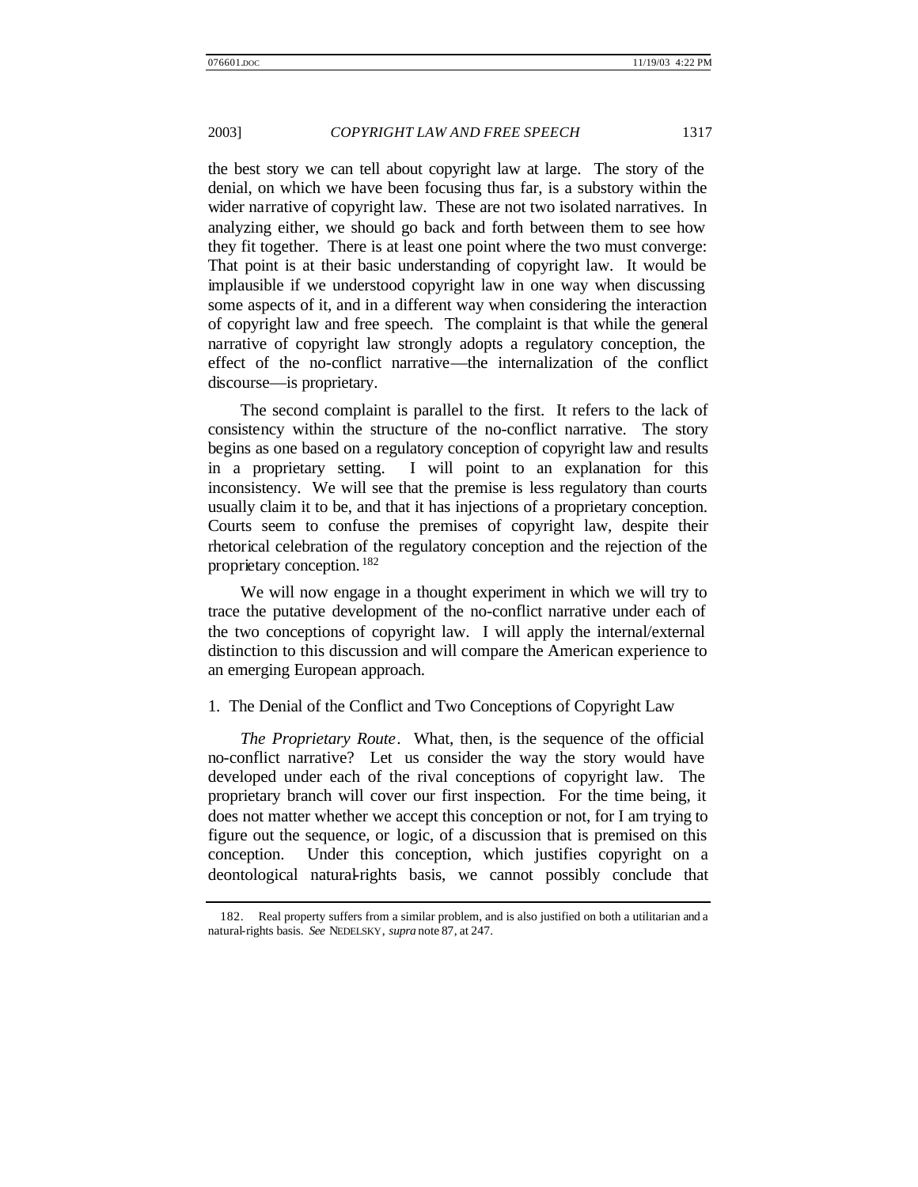the best story we can tell about copyright law at large. The story of the denial, on which we have been focusing thus far, is a substory within the wider narrative of copyright law. These are not two isolated narratives. In analyzing either, we should go back and forth between them to see how they fit together. There is at least one point where the two must converge: That point is at their basic understanding of copyright law. It would be implausible if we understood copyright law in one way when discussing some aspects of it, and in a different way when considering the interaction of copyright law and free speech. The complaint is that while the general narrative of copyright law strongly adopts a regulatory conception, the effect of the no-conflict narrative—the internalization of the conflict discourse—is proprietary.

The second complaint is parallel to the first. It refers to the lack of consistency within the structure of the no-conflict narrative. The story begins as one based on a regulatory conception of copyright law and results in a proprietary setting. I will point to an explanation for this inconsistency. We will see that the premise is less regulatory than courts usually claim it to be, and that it has injections of a proprietary conception. Courts seem to confuse the premises of copyright law, despite their rhetorical celebration of the regulatory conception and the rejection of the proprietary conception.[182]

We will now engage in a thought experiment in which we will try to trace the putative development of the no-conflict narrative under each of the two conceptions of copyright law. I will apply the internal/external distinction to this discussion and will compare the American experience to an emerging European approach.

### 1. The Denial of the Conflict and Two Conceptions of Copyright Law

*The Proprietary Route*. What, then, is the sequence of the official no-conflict narrative? Let us consider the way the story would have developed under each of the rival conceptions of copyright law. The proprietary branch will cover our first inspection. For the time being, it does not matter whether we accept this conception or not, for I am trying to figure out the sequence, or logic, of a discussion that is premised on this conception. Under this conception, which justifies copyright on a deontological natural-rights basis, we cannot possibly conclude that

---

182. Real property suffers from a similar problem, and is also justified on both a utilitarian and a natural-rights basis. *See* NEDELSKY, *supra* note 87, at 247.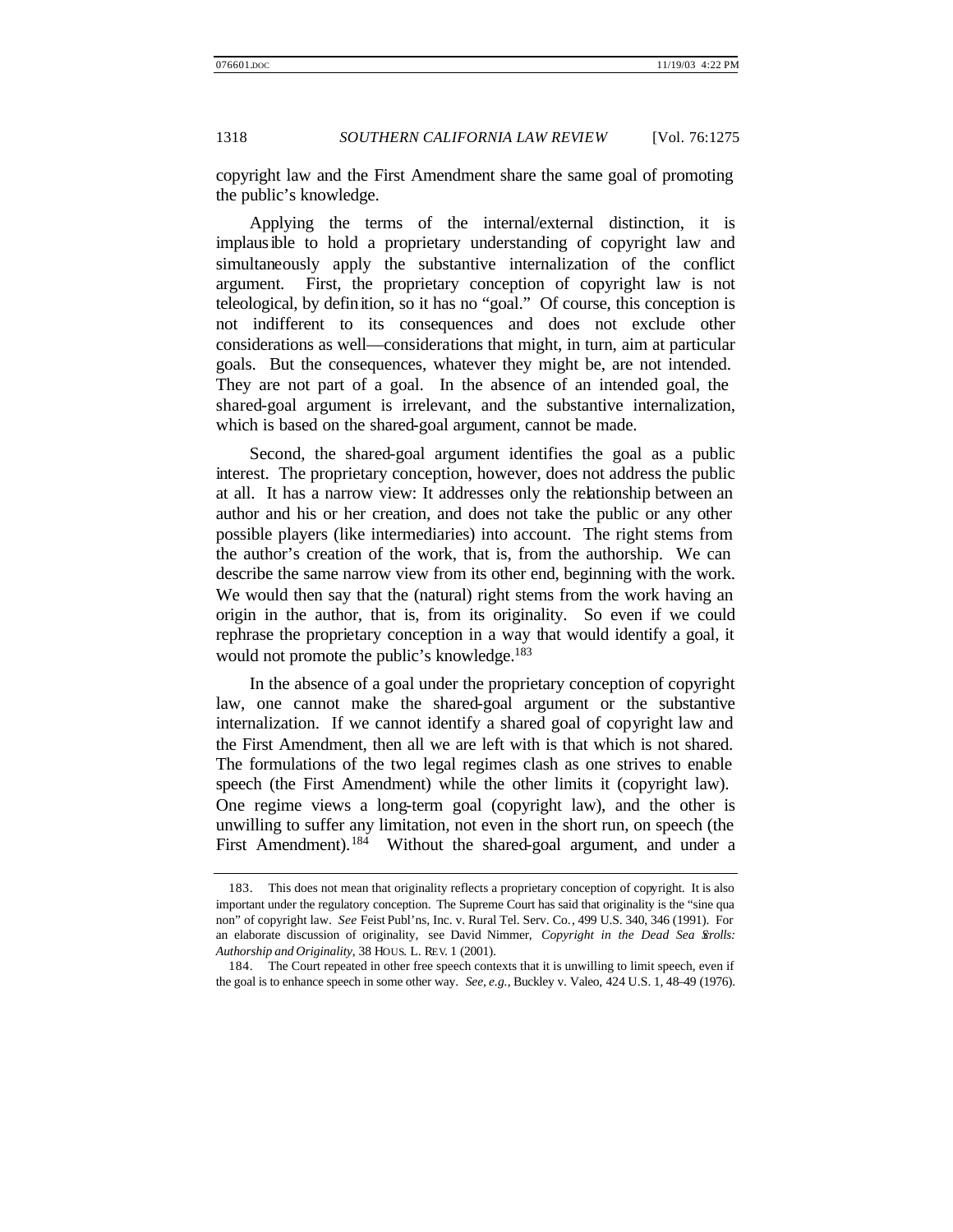copyright law and the First Amendment share the same goal of promoting the public's knowledge.

Applying the terms of the internal/external distinction, it is implausible to hold a proprietary understanding of copyright law and simultaneously apply the substantive internalization of the conflict argument. First, the proprietary conception of copyright law is not teleological, by definition, so it has no "goal." Of course, this conception is not indifferent to its consequences and does not exclude other considerations as well—considerations that might, in turn, aim at particular goals. But the consequences, whatever they might be, are not intended. They are not part of a goal. In the absence of an intended goal, the shared-goal argument is irrelevant, and the substantive internalization, which is based on the shared-goal argument, cannot be made.

Second, the shared-goal argument identifies the goal as a public interest. The proprietary conception, however, does not address the public at all. It has a narrow view: It addresses only the relationship between an author and his or her creation, and does not take the public or any other possible players (like intermediaries) into account. The right stems from the author's creation of the work, that is, from the authorship. We can describe the same narrow view from its other end, beginning with the work. We would then say that the (natural) right stems from the work having an origin in the author, that is, from its originality. So even if we could rephrase the proprietary conception in a way that would identify a goal, it would not promote the public's knowledge.[183]

In the absence of a goal under the proprietary conception of copyright law, one cannot make the shared-goal argument or the substantive internalization. If we cannot identify a shared goal of copyright law and the First Amendment, then all we are left with is that which is not shared. The formulations of the two legal regimes clash as one strives to enable speech (the First Amendment) while the other limits it (copyright law). One regime views a long-term goal (copyright law), and the other is unwilling to suffer any limitation, not even in the short run, on speech (the First Amendment).[184] Without the shared-goal argument, and under a

---

183. This does not mean that originality reflects a proprietary conception of copyright. It is also important under the regulatory conception. The Supreme Court has said that originality is the "sine qua non" of copyright law. *See* Feist Publ'ns, Inc. v. Rural Tel. Serv. Co., 499 U.S. 340, 346 (1991). For an elaborate discussion of originality, see David Nimmer, *Copyright in the Dead Sea Scrolls: Authorship and Originality*, 38 HOUS. L. REV. 1 (2001).

184. The Court repeated in other free speech contexts that it is unwilling to limit speech, even if the goal is to enhance speech in some other way. *See, e.g.*, Buckley v. Valeo, 424 U.S. 1, 48–49 (1976).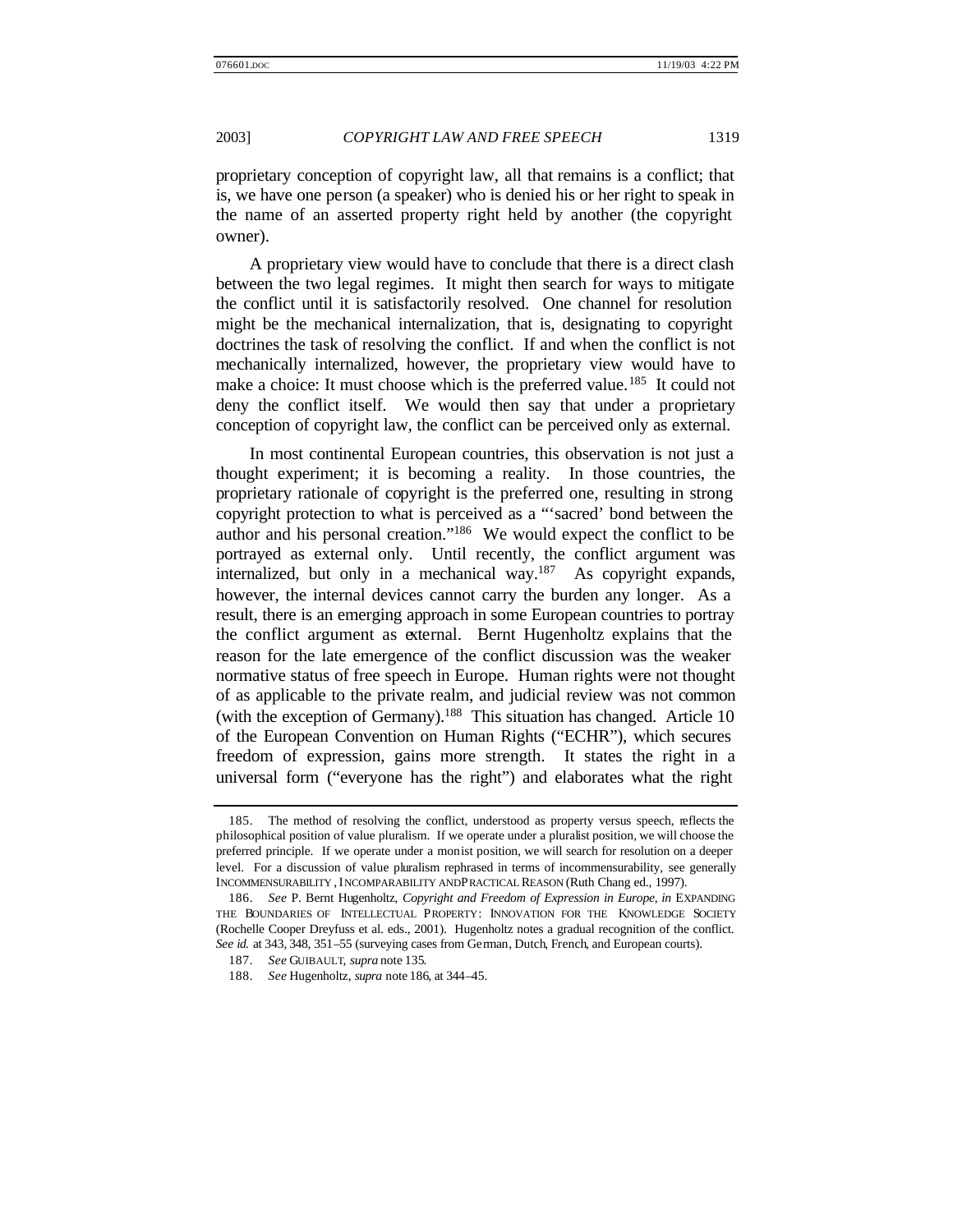proprietary conception of copyright law, all that remains is a conflict; that is, we have one person (a speaker) who is denied his or her right to speak in the name of an asserted property right held by another (the copyright owner).

A proprietary view would have to conclude that there is a direct clash between the two legal regimes. It might then search for ways to mitigate the conflict until it is satisfactorily resolved. One channel for resolution might be the mechanical internalization, that is, designating to copyright doctrines the task of resolving the conflict. If and when the conflict is not mechanically internalized, however, the proprietary view would have to make a choice: It must choose which is the preferred value.[185] It could not deny the conflict itself. We would then say that under a proprietary conception of copyright law, the conflict can be perceived only as external.

In most continental European countries, this observation is not just a thought experiment; it is becoming a reality. In those countries, the proprietary rationale of copyright is the preferred one, resulting in strong copyright protection to what is perceived as a "'sacred' bond between the author and his personal creation."[186] We would expect the conflict to be portrayed as external only. Until recently, the conflict argument was internalized, but only in a mechanical way.[187] As copyright expands, however, the internal devices cannot carry the burden any longer. As a result, there is an emerging approach in some European countries to portray the conflict argument as external. Bernt Hugenholtz explains that the reason for the late emergence of the conflict discussion was the weaker normative status of free speech in Europe. Human rights were not thought of as applicable to the private realm, and judicial review was not common (with the exception of Germany).[188] This situation has changed. Article 10 of the European Convention on Human Rights ("ECHR"), which secures freedom of expression, gains more strength. It states the right in a universal form ("everyone has the right") and elaborates what the right

---

185. The method of resolving the conflict, understood as property versus speech, reflects the philosophical position of value pluralism. If we operate under a pluralist position, we will choose the preferred principle. If we operate under a monist position, we will search for resolution on a deeper level. For a discussion of value pluralism rephrased in terms of incommensurability, see generally INCOMMENSURABILITY, INCOMPARABILITY AND PRACTICAL REASON (Ruth Chang ed., 1997).

186. *See* P. Bernt Hugenholtz, *Copyright and Freedom of Expression in Europe*, *in* EXPANDING THE BOUNDARIES OF INTELLECTUAL PROPERTY: INNOVATION FOR THE KNOWLEDGE SOCIETY (Rochelle Cooper Dreyfuss et al. eds., 2001). Hugenholtz notes a gradual recognition of the conflict. *See id.* at 343, 348, 351–55 (surveying cases from German, Dutch, French, and European courts).

187. *See* GUIBAULT, *supra* note 135.

188. *See* Hugenholtz, *supra* note 186, at 344–45.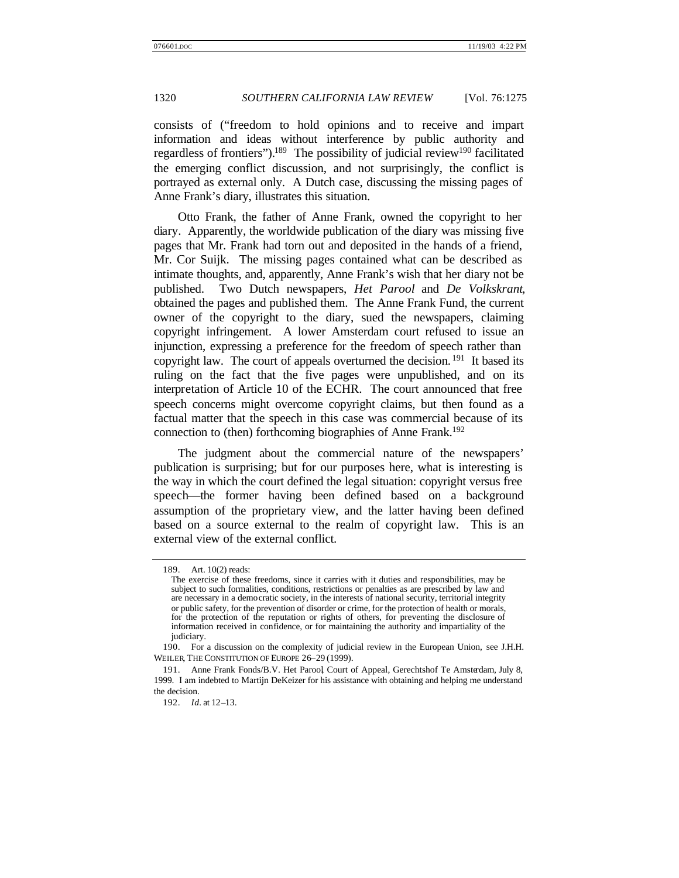consists of ("freedom to hold opinions and to receive and impart information and ideas without interference by public authority and regardless of frontiers").[189] The possibility of judicial review[190] facilitated the emerging conflict discussion, and not surprisingly, the conflict is portrayed as external only. A Dutch case, discussing the missing pages of Anne Frank's diary, illustrates this situation.

Otto Frank, the father of Anne Frank, owned the copyright to her diary. Apparently, the worldwide publication of the diary was missing five pages that Mr. Frank had torn out and deposited in the hands of a friend, Mr. Cor Suijk. The missing pages contained what can be described as intimate thoughts, and, apparently, Anne Frank's wish that her diary not be published. Two Dutch newspapers, *Het Parool* and *De Volkskrant*, obtained the pages and published them. The Anne Frank Fund, the current owner of the copyright to the diary, sued the newspapers, claiming copyright infringement. A lower Amsterdam court refused to issue an injunction, expressing a preference for the freedom of speech rather than copyright law. The court of appeals overturned the decision.[191] It based its ruling on the fact that the five pages were unpublished, and on its interpretation of Article 10 of the ECHR. The court announced that free speech concerns might overcome copyright claims, but then found as a factual matter that the speech in this case was commercial because of its connection to (then) forthcoming biographies of Anne Frank.[192]

The judgment about the commercial nature of the newspapers' publication is surprising; but for our purposes here, what is interesting is the way in which the court defined the legal situation: copyright versus free speech—the former having been defined based on a background assumption of the proprietary view, and the latter having been defined based on a source external to the realm of copyright law. This is an external view of the external conflict.

---

189. Art. 10(2) reads:

> The exercise of these freedoms, since it carries with it duties and responsibilities, may be subject to such formalities, conditions, restrictions or penalties as are prescribed by law and are necessary in a democratic society, in the interests of national security, territorial integrity or public safety, for the prevention of disorder or crime, for the protection of health or morals, for the protection of the reputation or rights of others, for preventing the disclosure of information received in confidence, or for maintaining the authority and impartiality of the judiciary.

190. For a discussion on the complexity of judicial review in the European Union, see J.H.H. WEILER, THE CONSTITUTION OF EUROPE 26–29 (1999).

191. Anne Frank Fonds/B.V. Het Parool, Court of Appeal, Gerechtshof Te Amsterdam, July 8, 1999. I am indebted to Martijn DeKeizer for his assistance with obtaining and helping me understand the decision.

192. *Id.* at 12–13.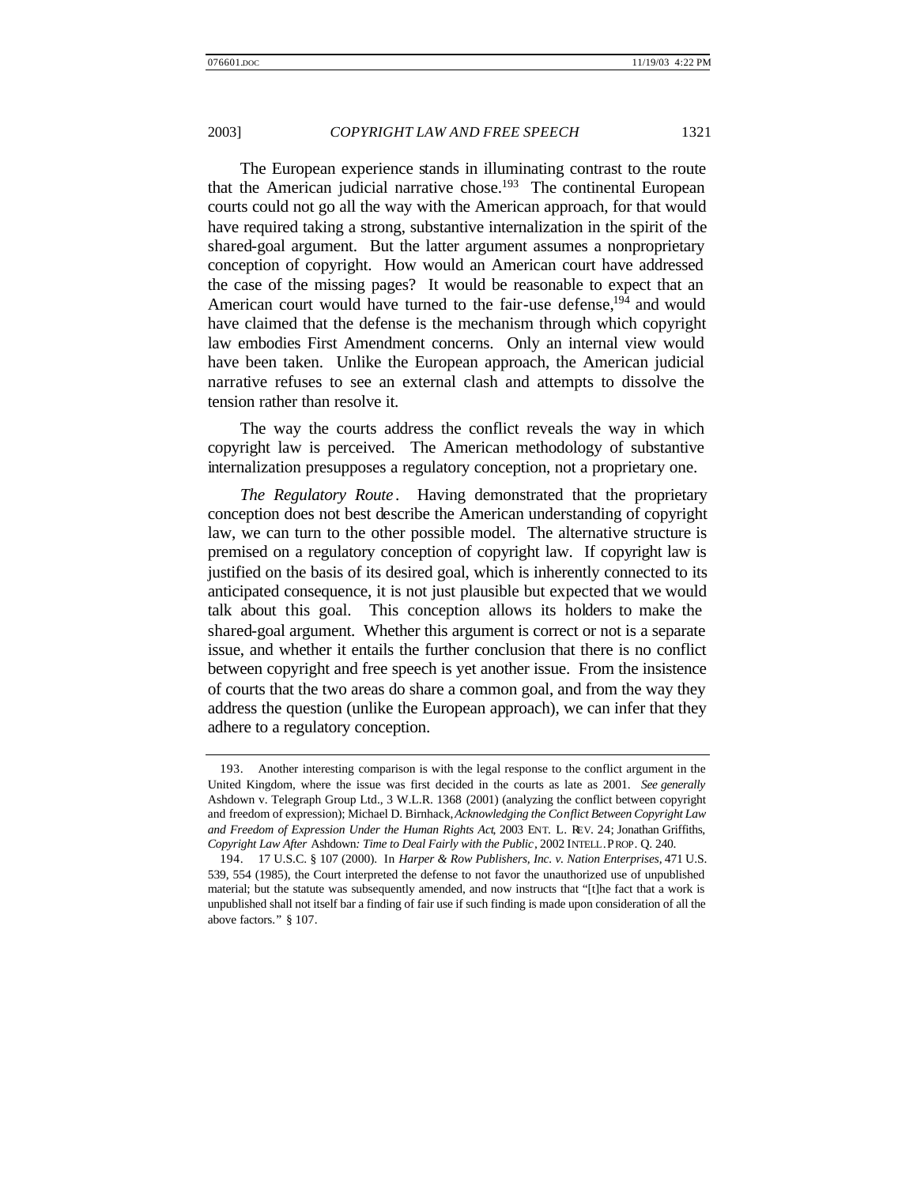The European experience stands in illuminating contrast to the route that the American judicial narrative chose.[193] The continental European courts could not go all the way with the American approach, for that would have required taking a strong, substantive internalization in the spirit of the shared-goal argument. But the latter argument assumes a nonproprietary conception of copyright. How would an American court have addressed the case of the missing pages? It would be reasonable to expect that an American court would have turned to the fair-use defense,[194] and would have claimed that the defense is the mechanism through which copyright law embodies First Amendment concerns. Only an internal view would have been taken. Unlike the European approach, the American judicial narrative refuses to see an external clash and attempts to dissolve the tension rather than resolve it.

The way the courts address the conflict reveals the way in which copyright law is perceived. The American methodology of substantive internalization presupposes a regulatory conception, not a proprietary one.

*The Regulatory Route*. Having demonstrated that the proprietary conception does not best describe the American understanding of copyright law, we can turn to the other possible model. The alternative structure is premised on a regulatory conception of copyright law. If copyright law is justified on the basis of its desired goal, which is inherently connected to its anticipated consequence, it is not just plausible but expected that we would talk about this goal. This conception allows its holders to make the shared-goal argument. Whether this argument is correct or not is a separate issue, and whether it entails the further conclusion that there is no conflict between copyright and free speech is yet another issue. From the insistence of courts that the two areas do share a common goal, and from the way they address the question (unlike the European approach), we can infer that they adhere to a regulatory conception.

---

193. Another interesting comparison is with the legal response to the conflict argument in the United Kingdom, where the issue was first decided in the courts as late as 2001. *See generally* Ashdown v. Telegraph Group Ltd., 3 W.L.R. 1368 (2001) (analyzing the conflict between copyright and freedom of expression); Michael D. Birnhack, *Acknowledging the Conflict Between Copyright Law and Freedom of Expression Under the Human Rights Act*, 2003 ENT. L. REV. 24; Jonathan Griffiths, *Copyright Law After* Ashdown*: Time to Deal Fairly with the Public*, 2002 INTELL. PROP. Q. 240.

194. 17 U.S.C. § 107 (2000). In *Harper & Row Publishers, Inc. v. Nation Enterprises*, 471 U.S. 539, 554 (1985), the Court interpreted the defense to not favor the unauthorized use of unpublished material; but the statute was subsequently amended, and now instructs that "[t]he fact that a work is unpublished shall not itself bar a finding of fair use if such finding is made upon consideration of all the above factors." § 107.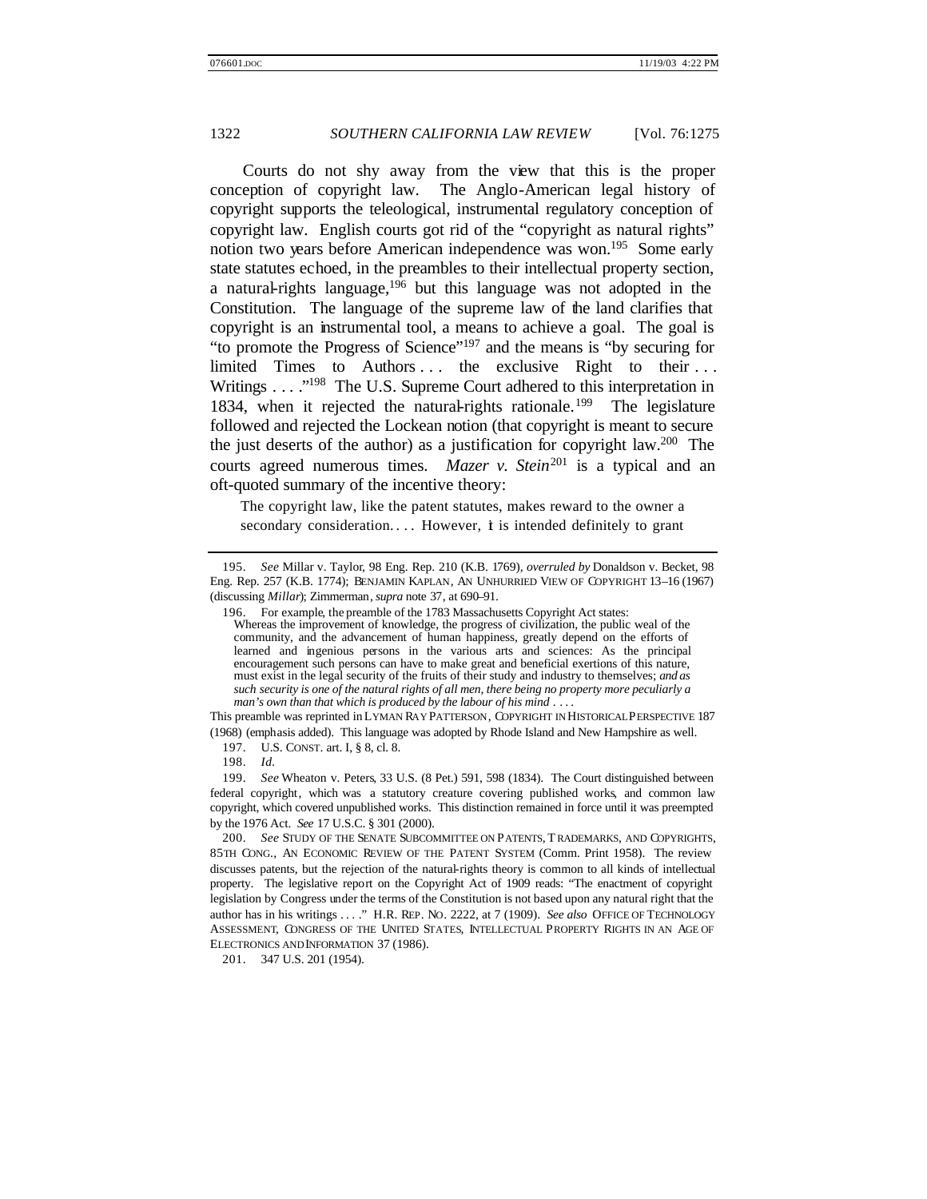Courts do not shy away from the view that this is the proper conception of copyright law. The Anglo-American legal history of copyright supports the teleological, instrumental regulatory conception of copyright law. English courts got rid of the "copyright as natural rights" notion two years before American independence was won.[195] Some early state statutes echoed, in the preambles to their intellectual property section, a natural-rights language,[196] but this language was not adopted in the Constitution. The language of the supreme law of the land clarifies that copyright is an instrumental tool, a means to achieve a goal. The goal is "to promote the Progress of Science"[197] and the means is "by securing for limited Times to Authors . . . the exclusive Right to their . . . Writings . . . ."[198] The U.S. Supreme Court adhered to this interpretation in 1834, when it rejected the natural-rights rationale.[199] The legislature followed and rejected the Lockean notion (that copyright is meant to secure the just deserts of the author) as a justification for copyright law.[200] The courts agreed numerous times. *Mazer v. Stein*[201] is a typical and an oft-quoted summary of the incentive theory:

> The copyright law, like the patent statutes, makes reward to the owner a secondary consideration. . . . However, it is intended definitely to grant

---

195. *See* Millar v. Taylor, 98 Eng. Rep. 210 (K.B. 1769), *overruled by* Donaldson v. Becket, 98 Eng. Rep. 257 (K.B. 1774); BENJAMIN KAPLAN, AN UNHURRIED VIEW OF COPYRIGHT 13–16 (1967) (discussing *Millar*); Zimmerman, *supra* note 37, at 690–91.

196. For example, the preamble of the 1783 Massachusetts Copyright Act states:

> Whereas the improvement of knowledge, the progress of civilization, the public weal of the community, and the advancement of human happiness, greatly depend on the efforts of learned and ingenious persons in the various arts and sciences: As the principal encouragement such persons can have to make great and beneficial exertions of this nature, must exist in the legal security of the fruits of their study and industry to themselves; *and as such security is one of the natural rights of all men, there being no property more peculiarly a man's own than that which is produced by the labour of his mind* . . . .

This preamble was reprinted in LYMAN RAY PATTERSON, COPYRIGHT IN HISTORICAL PERSPECTIVE 187 (1968) (emphasis added). This language was adopted by Rhode Island and New Hampshire as well.

197. U.S. CONST. art. I, § 8, cl. 8.

198. *Id.*

199. *See* Wheaton v. Peters, 33 U.S. (8 Pet.) 591, 598 (1834). The Court distinguished between federal copyright, which was a statutory creature covering published works, and common law copyright, which covered unpublished works. This distinction remained in force until it was preempted by the 1976 Act. *See* 17 U.S.C. § 301 (2000).

200. *See* STUDY OF THE SENATE SUBCOMMITTEE ON PATENTS, TRADEMARKS, AND COPYRIGHTS, 85TH CONG., AN ECONOMIC REVIEW OF THE PATENT SYSTEM (Comm. Print 1958). The review discusses patents, but the rejection of the natural-rights theory is common to all kinds of intellectual property. The legislative report on the Copyright Act of 1909 reads: "The enactment of copyright legislation by Congress under the terms of the Constitution is not based upon any natural right that the author has in his writings . . . ." H.R. REP. NO. 2222, at 7 (1909). *See also* OFFICE OF TECHNOLOGY ASSESSMENT, CONGRESS OF THE UNITED STATES, INTELLECTUAL PROPERTY RIGHTS IN AN AGE OF ELECTRONICS AND INFORMATION 37 (1986).

201. 347 U.S. 201 (1954).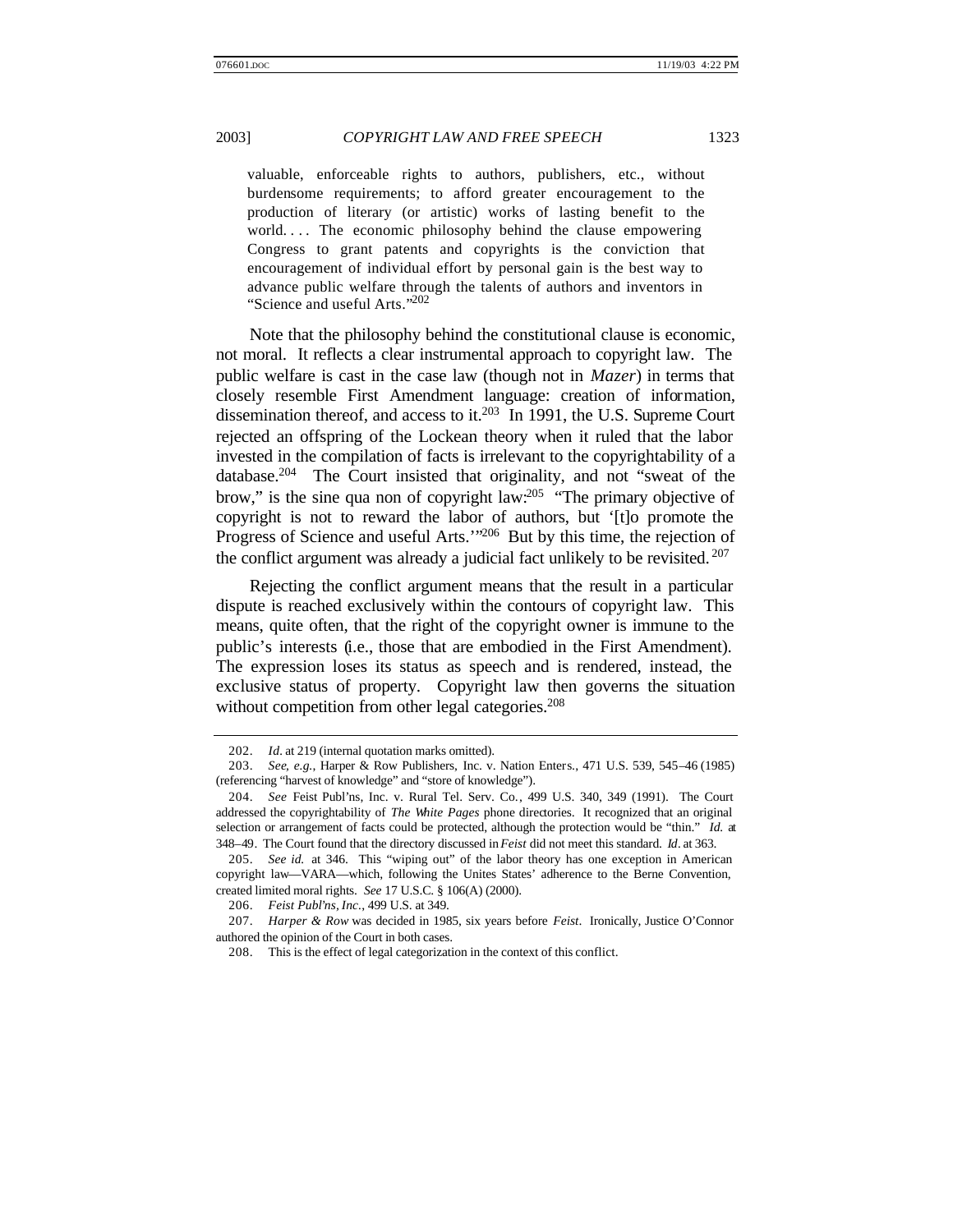> valuable, enforceable rights to authors, publishers, etc., without burdensome requirements; to afford greater encouragement to the production of literary (or artistic) works of lasting benefit to the world. . . . The economic philosophy behind the clause empowering Congress to grant patents and copyrights is the conviction that encouragement of individual effort by personal gain is the best way to advance public welfare through the talents of authors and inventors in "Science and useful Arts."[202]

Note that the philosophy behind the constitutional clause is economic, not moral. It reflects a clear instrumental approach to copyright law. The public welfare is cast in the case law (though not in *Mazer*) in terms that closely resemble First Amendment language: creation of information, dissemination thereof, and access to it.[203] In 1991, the U.S. Supreme Court rejected an offspring of the Lockean theory when it ruled that the labor invested in the compilation of facts is irrelevant to the copyrightability of a database.[204] The Court insisted that originality, and not "sweat of the brow," is the sine qua non of copyright law:[205] "The primary objective of copyright is not to reward the labor of authors, but '[t]o promote the Progress of Science and useful Arts.'"[206] But by this time, the rejection of the conflict argument was already a judicial fact unlikely to be revisited.[207]

Rejecting the conflict argument means that the result in a particular dispute is reached exclusively within the contours of copyright law. This means, quite often, that the right of the copyright owner is immune to the public's interests (i.e., those that are embodied in the First Amendment). The expression loses its status as speech and is rendered, instead, the exclusive status of property. Copyright law then governs the situation without competition from other legal categories.[208]

---

202. *Id.* at 219 (internal quotation marks omitted).

203. *See, e.g.*, Harper & Row Publishers, Inc. v. Nation Enters., 471 U.S. 539, 545–46 (1985) (referencing "harvest of knowledge" and "store of knowledge").

204. *See* Feist Publ'ns, Inc. v. Rural Tel. Serv. Co., 499 U.S. 340, 349 (1991). The Court addressed the copyrightability of *The White Pages* phone directories. It recognized that an original selection or arrangement of facts could be protected, although the protection would be "thin." *Id.* at 348–49. The Court found that the directory discussed in *Feist* did not meet this standard. *Id.* at 363.

205. *See id.* at 346. This "wiping out" of the labor theory has one exception in American copyright law—VARA—which, following the Unites States' adherence to the Berne Convention, created limited moral rights. *See* 17 U.S.C. § 106(A) (2000).

206. *Feist Publ'ns, Inc.*, 499 U.S. at 349.

207. *Harper & Row* was decided in 1985, six years before *Feist*. Ironically, Justice O'Connor authored the opinion of the Court in both cases.

208. This is the effect of legal categorization in the context of this conflict.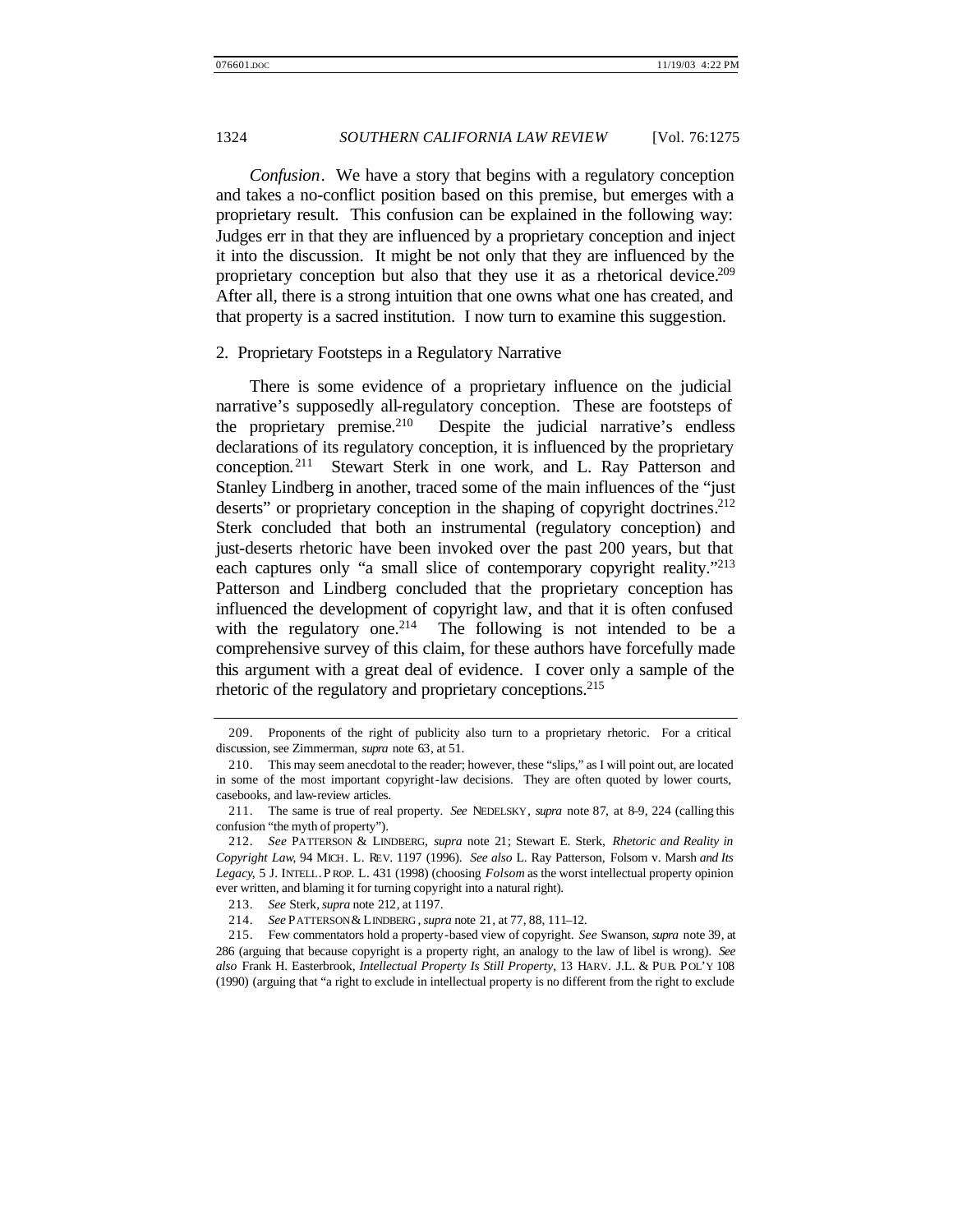*Confusion*. We have a story that begins with a regulatory conception and takes a no-conflict position based on this premise, but emerges with a proprietary result. This confusion can be explained in the following way: Judges err in that they are influenced by a proprietary conception and inject it into the discussion. It might be not only that they are influenced by the proprietary conception but also that they use it as a rhetorical device.[209] After all, there is a strong intuition that one owns what one has created, and that property is a sacred institution. I now turn to examine this suggestion.

2. Proprietary Footsteps in a Regulatory Narrative

There is some evidence of a proprietary influence on the judicial narrative's supposedly all-regulatory conception. These are footsteps of the proprietary premise.[210] Despite the judicial narrative's endless declarations of its regulatory conception, it is influenced by the proprietary conception.[211] Stewart Sterk in one work, and L. Ray Patterson and Stanley Lindberg in another, traced some of the main influences of the "just deserts" or proprietary conception in the shaping of copyright doctrines.[212] Sterk concluded that both an instrumental (regulatory conception) and just-deserts rhetoric have been invoked over the past 200 years, but that each captures only "a small slice of contemporary copyright reality."[213] Patterson and Lindberg concluded that the proprietary conception has influenced the development of copyright law, and that it is often confused with the regulatory one.[214] The following is not intended to be a comprehensive survey of this claim, for these authors have forcefully made this argument with a great deal of evidence. I cover only a sample of the rhetoric of the regulatory and proprietary conceptions.[215]

---

209. Proponents of the right of publicity also turn to a proprietary rhetoric. For a critical discussion, see Zimmerman, *supra* note 63, at 51.

210. This may seem anecdotal to the reader; however, these "slips," as I will point out, are located in some of the most important copyright-law decisions. They are often quoted by lower courts, casebooks, and law-review articles.

211. The same is true of real property. *See* NEDELSKY, *supra* note 87, at 8-9, 224 (calling this confusion "the myth of property").

212. *See* PATTERSON & LINDBERG, *supra* note 21; Stewart E. Sterk, *Rhetoric and Reality in Copyright Law*, 94 MICH. L. REV. 1197 (1996). *See also* L. Ray Patterson, Folsom v. Marsh *and Its Legacy*, 5 J. INTELL. PROP. L. 431 (1998) (choosing *Folsom* as the worst intellectual property opinion ever written, and blaming it for turning copyright into a natural right).

213. *See* Sterk, *supra* note 212, at 1197.

214. *See* PATTERSON & LINDBERG, *supra* note 21, at 77, 88, 111–12.

215. Few commentators hold a property-based view of copyright. *See* Swanson, *supra* note 39, at 286 (arguing that because copyright is a property right, an analogy to the law of libel is wrong). *See also* Frank H. Easterbrook, *Intellectual Property Is Still Property*, 13 HARV. J.L. & PUB. POL'Y 108 (1990) (arguing that "a right to exclude in intellectual property is no different from the right to exclude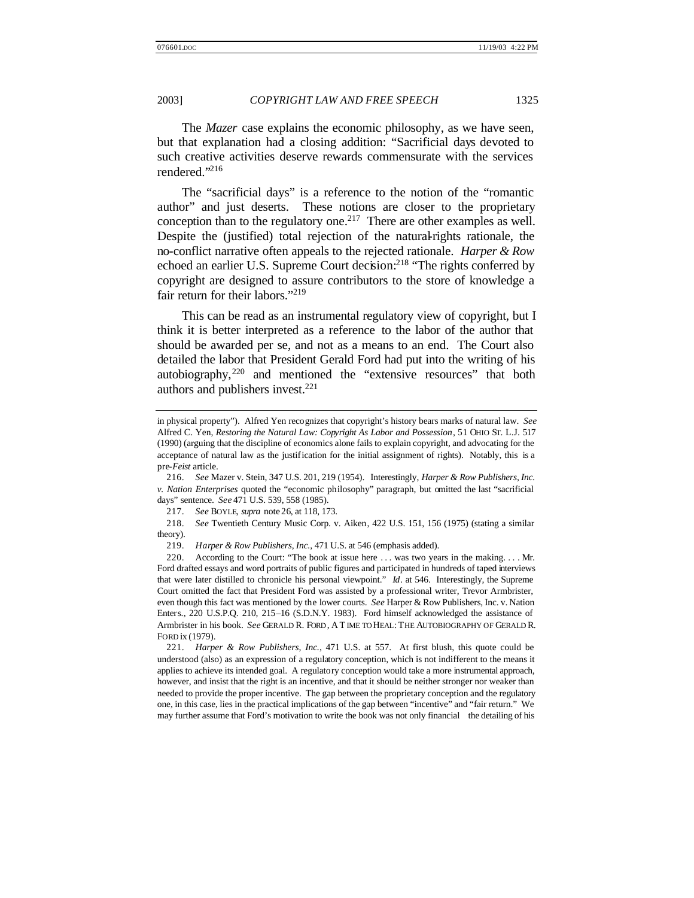The *Mazer* case explains the economic philosophy, as we have seen, but that explanation had a closing addition: "Sacrificial days devoted to such creative activities deserve rewards commensurate with the services rendered."[216]

The "sacrificial days" is a reference to the notion of the "romantic author" and just deserts. These notions are closer to the proprietary conception than to the regulatory one.[217] There are other examples as well. Despite the (justified) total rejection of the natural-rights rationale, the no-conflict narrative often appeals to the rejected rationale. *Harper & Row* echoed an earlier U.S. Supreme Court decision:[218] "The rights conferred by copyright are designed to assure contributors to the store of knowledge a fair return for their labors."[219]

This can be read as an instrumental regulatory view of copyright, but I think it is better interpreted as a reference to the labor of the author that should be awarded per se, and not as a means to an end. The Court also detailed the labor that President Gerald Ford had put into the writing of his autobiography,[220] and mentioned the "extensive resources" that both authors and publishers invest.[221]

---

in physical property"). Alfred Yen recognizes that copyright's history bears marks of natural law. *See* Alfred C. Yen, *Restoring the Natural Law: Copyright As Labor and Possession*, 51 OHIO ST. L.J. 517 (1990) (arguing that the discipline of economics alone fails to explain copyright, and advocating for the acceptance of natural law as the justification for the initial assignment of rights). Notably, this is a pre-*Feist* article.

216. *See* Mazer v. Stein, 347 U.S. 201, 219 (1954). Interestingly, *Harper & Row Publishers, Inc. v. Nation Enterprises* quoted the "economic philosophy" paragraph, but omitted the last "sacrificial days" sentence. *See* 471 U.S. 539, 558 (1985).

217. *See* BOYLE, *supra* note 26, at 118, 173.

218. *See* Twentieth Century Music Corp. v. Aiken, 422 U.S. 151, 156 (1975) (stating a similar theory).

219. *Harper & Row Publishers, Inc.*, 471 U.S. at 546 (emphasis added).

220. According to the Court: "The book at issue here . . . was two years in the making. . . . Mr. Ford drafted essays and word portraits of public figures and participated in hundreds of taped interviews that were later distilled to chronicle his personal viewpoint." *Id.* at 546. Interestingly, the Supreme Court omitted the fact that President Ford was assisted by a professional writer, Trevor Armbrister, even though this fact was mentioned by the lower courts. *See* Harper & Row Publishers, Inc. v. Nation Enters., 220 U.S.P.Q. 210, 215–16 (S.D.N.Y. 1983). Ford himself acknowledged the assistance of Armbrister in his book. *See* GERALD R. FORD, A TIME TO HEAL: THE AUTOBIOGRAPHY OF GERALD R. FORD ix (1979).

221. *Harper & Row Publishers, Inc.*, 471 U.S. at 557. At first blush, this quote could be understood (also) as an expression of a regulatory conception, which is not indifferent to the means it applies to achieve its intended goal. A regulatory conception would take a more instrumental approach, however, and insist that the right is an incentive, and that it should be neither stronger nor weaker than needed to provide the proper incentive. The gap between the proprietary conception and the regulatory one, in this case, lies in the practical implications of the gap between "incentive" and "fair return." We may further assume that Ford's motivation to write the book was not only financial the detailing of his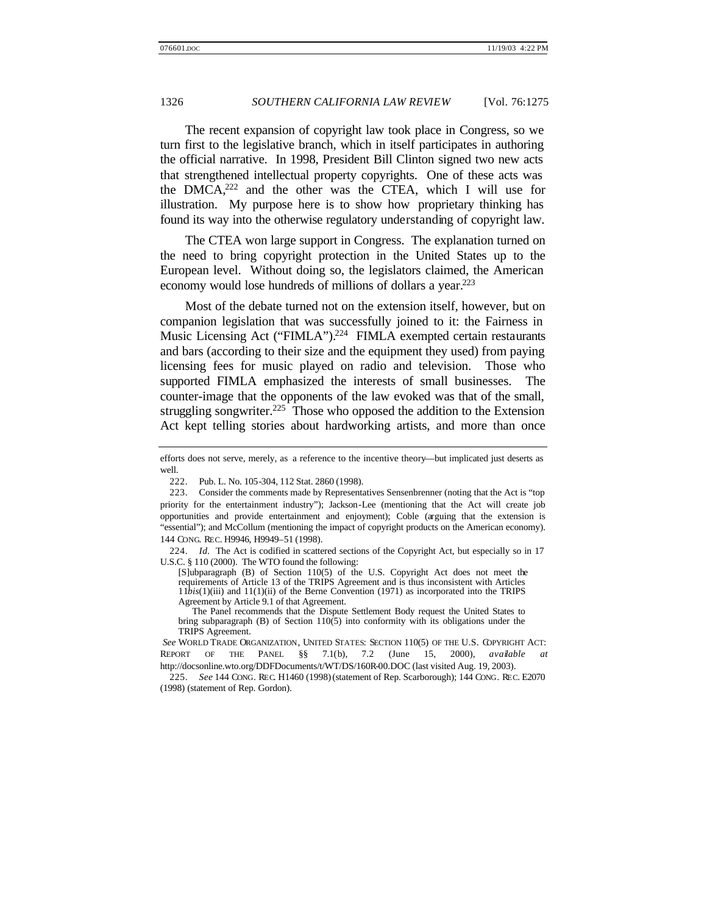The recent expansion of copyright law took place in Congress, so we turn first to the legislative branch, which in itself participates in authoring the official narrative. In 1998, President Bill Clinton signed two new acts that strengthened intellectual property copyrights. One of these acts was the DMCA,[222] and the other was the CTEA, which I will use for illustration. My purpose here is to show how proprietary thinking has found its way into the otherwise regulatory understanding of copyright law.

The CTEA won large support in Congress. The explanation turned on the need to bring copyright protection in the United States up to the European level. Without doing so, the legislators claimed, the American economy would lose hundreds of millions of dollars a year.[223]

Most of the debate turned not on the extension itself, however, but on companion legislation that was successfully joined to it: the Fairness in Music Licensing Act ("FIMLA").[224] FIMLA exempted certain restaurants and bars (according to their size and the equipment they used) from paying licensing fees for music played on radio and television. Those who supported FIMLA emphasized the interests of small businesses. The counter-image that the opponents of the law evoked was that of the small, struggling songwriter.[225] Those who opposed the addition to the Extension Act kept telling stories about hardworking artists, and more than once

---

efforts does not serve, merely, as a reference to the incentive theory—but implicated just deserts as well.

222. Pub. L. No. 105-304, 112 Stat. 2860 (1998).

223. Consider the comments made by Representatives Sensenbrenner (noting that the Act is "top priority for the entertainment industry"); Jackson-Lee (mentioning that the Act will create job opportunities and provide entertainment and enjoyment); Coble (arguing that the extension is "essential"); and McCollum (mentioning the impact of copyright products on the American economy). 144 CONG. REC. H9946, H9949–51 (1998).

224. *Id.* The Act is codified in scattered sections of the Copyright Act, but especially so in 17 U.S.C. § 110 (2000). The WTO found the following:

> [S]ubparagraph (B) of Section 110(5) of the U.S. Copyright Act does not meet the requirements of Article 13 of the TRIPS Agreement and is thus inconsistent with Articles 11*bis*(1)(iii) and 11(1)(ii) of the Berne Convention (1971) as incorporated into the TRIPS Agreement by Article 9.1 of that Agreement.
>
> The Panel recommends that the Dispute Settlement Body request the United States to bring subparagraph (B) of Section 110(5) into conformity with its obligations under the TRIPS Agreement.

*See* WORLD TRADE ORGANIZATION, UNITED STATES: SECTION 110(5) OF THE U.S. COPYRIGHT ACT: REPORT OF THE PANEL §§ 7.1(b), 7.2 (June 15, 2000), *available at* http://docsonline.wto.org/DDFDocuments/t/WT/DS/160R-00.DOC (last visited Aug. 19, 2003).

225. *See* 144 CONG. REC. H1460 (1998) (statement of Rep. Scarborough); 144 CONG. REC. E2070 (1998) (statement of Rep. Gordon).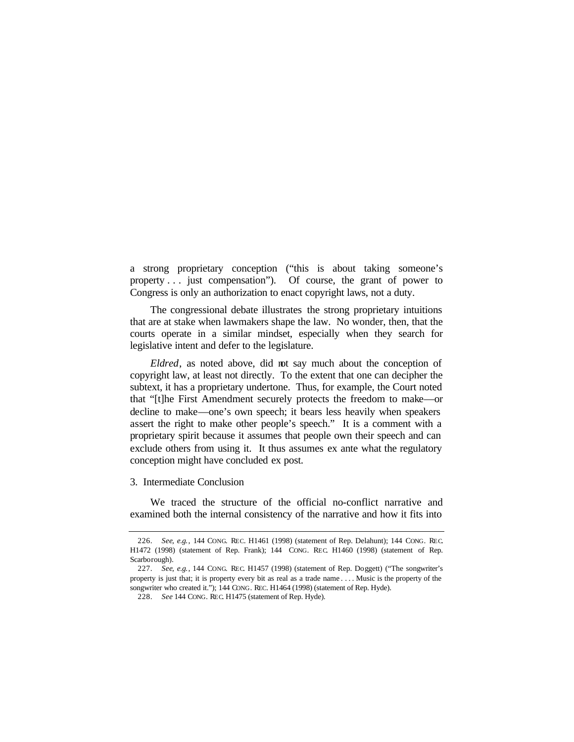a strong proprietary conception ("this is about taking someone's property . . . just compensation"). Of course, the grant of power to Congress is only an authorization to enact copyright laws, not a duty.

The congressional debate illustrates the strong proprietary intuitions that are at stake when lawmakers shape the law. No wonder, then, that the courts operate in a similar mindset, especially when they search for legislative intent and defer to the legislature.

*Eldred*, as noted above, did not say much about the conception of copyright law, at least not directly. To the extent that one can decipher the subtext, it has a proprietary undertone. Thus, for example, the Court noted that "[t]he First Amendment securely protects the freedom to make—or decline to make—one's own speech; it bears less heavily when speakers assert the right to make other people's speech." It is a comment with a proprietary spirit because it assumes that people own their speech and can exclude others from using it. It thus assumes ex ante what the regulatory conception might have concluded ex post.

3. Intermediate Conclusion

We traced the structure of the official no-conflict narrative and examined both the internal consistency of the narrative and how it fits into

---

226. *See, e.g.*, 144 CONG. REC. H1461 (1998) (statement of Rep. Delahunt); 144 CONG. REC. H1472 (1998) (statement of Rep. Frank); 144 CONG. REC. H1460 (1998) (statement of Rep. Scarborough).

227. *See, e.g.*, 144 CONG. REC. H1457 (1998) (statement of Rep. Doggett) ("The songwriter's property is just that; it is property every bit as real as a trade name . . . . Music is the property of the songwriter who created it."); 144 CONG. REC. H1464 (1998) (statement of Rep. Hyde).

228. *See* 144 CONG. REC. H1475 (statement of Rep. Hyde).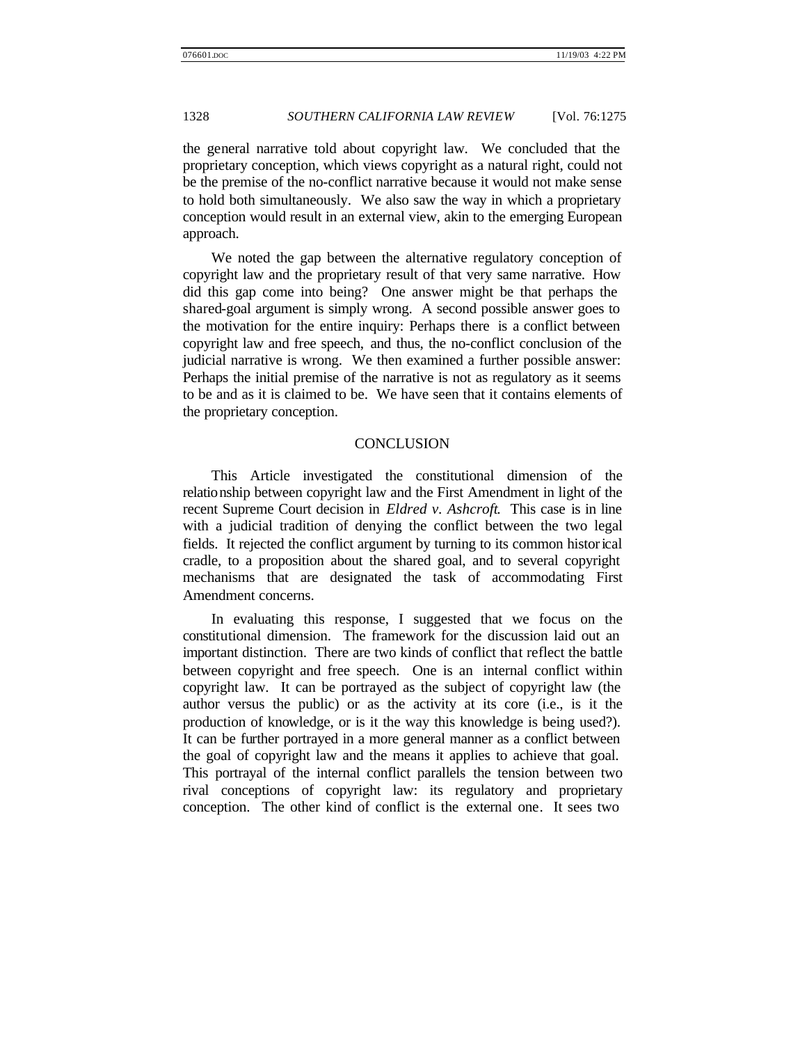the general narrative told about copyright law. We concluded that the proprietary conception, which views copyright as a natural right, could not be the premise of the no-conflict narrative because it would not make sense to hold both simultaneously. We also saw the way in which a proprietary conception would result in an external view, akin to the emerging European approach.

We noted the gap between the alternative regulatory conception of copyright law and the proprietary result of that very same narrative. How did this gap come into being? One answer might be that perhaps the shared-goal argument is simply wrong. A second possible answer goes to the motivation for the entire inquiry: Perhaps there is a conflict between copyright law and free speech, and thus, the no-conflict conclusion of the judicial narrative is wrong. We then examined a further possible answer: Perhaps the initial premise of the narrative is not as regulatory as it seems to be and as it is claimed to be. We have seen that it contains elements of the proprietary conception.

## CONCLUSION

This Article investigated the constitutional dimension of the relationship between copyright law and the First Amendment in light of the recent Supreme Court decision in *Eldred v. Ashcroft*. This case is in line with a judicial tradition of denying the conflict between the two legal fields. It rejected the conflict argument by turning to its common historical cradle, to a proposition about the shared goal, and to several copyright mechanisms that are designated the task of accommodating First Amendment concerns.

In evaluating this response, I suggested that we focus on the constitutional dimension. The framework for the discussion laid out an important distinction. There are two kinds of conflict that reflect the battle between copyright and free speech. One is an internal conflict within copyright law. It can be portrayed as the subject of copyright law (the author versus the public) or as the activity at its core (i.e., is it the production of knowledge, or is it the way this knowledge is being used?). It can be further portrayed in a more general manner as a conflict between the goal of copyright law and the means it applies to achieve that goal. This portrayal of the internal conflict parallels the tension between two rival conceptions of copyright law: its regulatory and proprietary conception. The other kind of conflict is the external one. It sees two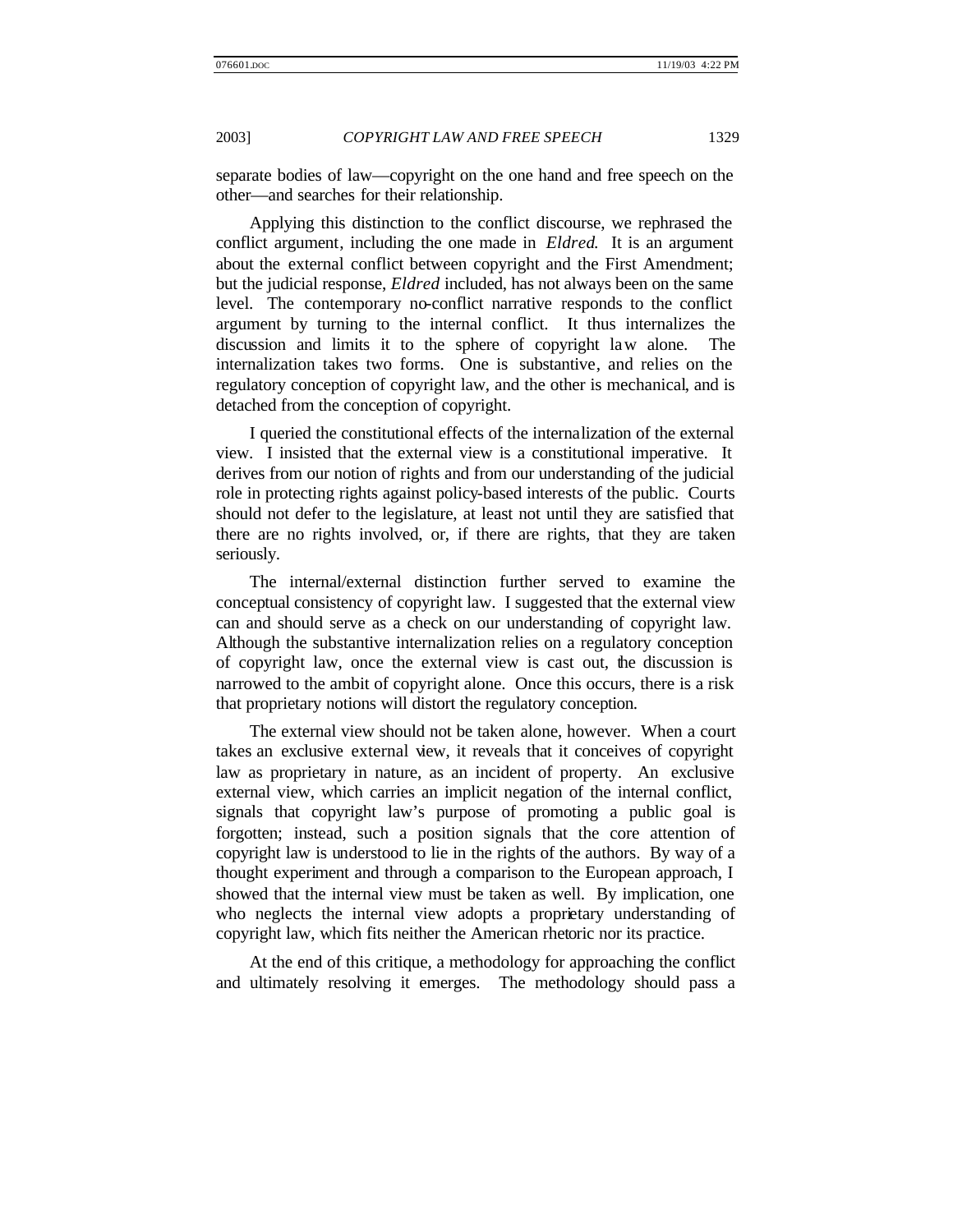separate bodies of law—copyright on the one hand and free speech on the other—and searches for their relationship.

Applying this distinction to the conflict discourse, we rephrased the conflict argument, including the one made in *Eldred*. It is an argument about the external conflict between copyright and the First Amendment; but the judicial response, *Eldred* included, has not always been on the same level. The contemporary no-conflict narrative responds to the conflict argument by turning to the internal conflict. It thus internalizes the discussion and limits it to the sphere of copyright law alone. The internalization takes two forms. One is substantive, and relies on the regulatory conception of copyright law, and the other is mechanical, and is detached from the conception of copyright.

I queried the constitutional effects of the internalization of the external view. I insisted that the external view is a constitutional imperative. It derives from our notion of rights and from our understanding of the judicial role in protecting rights against policy-based interests of the public. Courts should not defer to the legislature, at least not until they are satisfied that there are no rights involved, or, if there are rights, that they are taken seriously.

The internal/external distinction further served to examine the conceptual consistency of copyright law. I suggested that the external view can and should serve as a check on our understanding of copyright law. Although the substantive internalization relies on a regulatory conception of copyright law, once the external view is cast out, the discussion is narrowed to the ambit of copyright alone. Once this occurs, there is a risk that proprietary notions will distort the regulatory conception.

The external view should not be taken alone, however. When a court takes an exclusive external view, it reveals that it conceives of copyright law as proprietary in nature, as an incident of property. An exclusive external view, which carries an implicit negation of the internal conflict, signals that copyright law's purpose of promoting a public goal is forgotten; instead, such a position signals that the core attention of copyright law is understood to lie in the rights of the authors. By way of a thought experiment and through a comparison to the European approach, I showed that the internal view must be taken as well. By implication, one who neglects the internal view adopts a proprietary understanding of copyright law, which fits neither the American rhetoric nor its practice.

At the end of this critique, a methodology for approaching the conflict and ultimately resolving it emerges. The methodology should pass a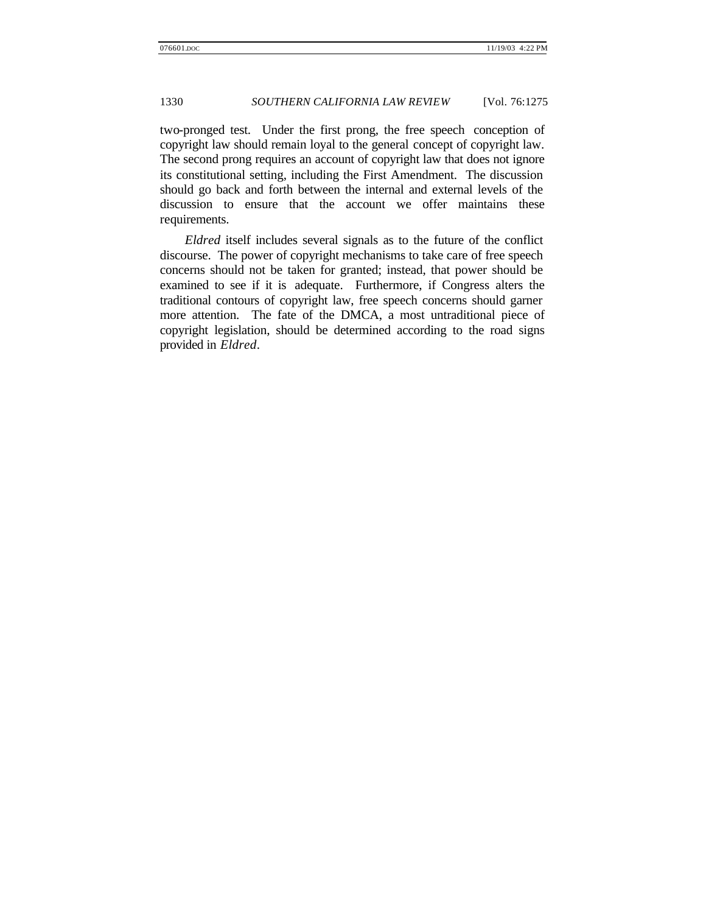two-pronged test. Under the first prong, the free speech conception of copyright law should remain loyal to the general concept of copyright law. The second prong requires an account of copyright law that does not ignore its constitutional setting, including the First Amendment. The discussion should go back and forth between the internal and external levels of the discussion to ensure that the account we offer maintains these requirements.

*Eldred* itself includes several signals as to the future of the conflict discourse. The power of copyright mechanisms to take care of free speech concerns should not be taken for granted; instead, that power should be examined to see if it is adequate. Furthermore, if Congress alters the traditional contours of copyright law, free speech concerns should garner more attention. The fate of the DMCA, a most untraditional piece of copyright legislation, should be determined according to the road signs provided in *Eldred*.